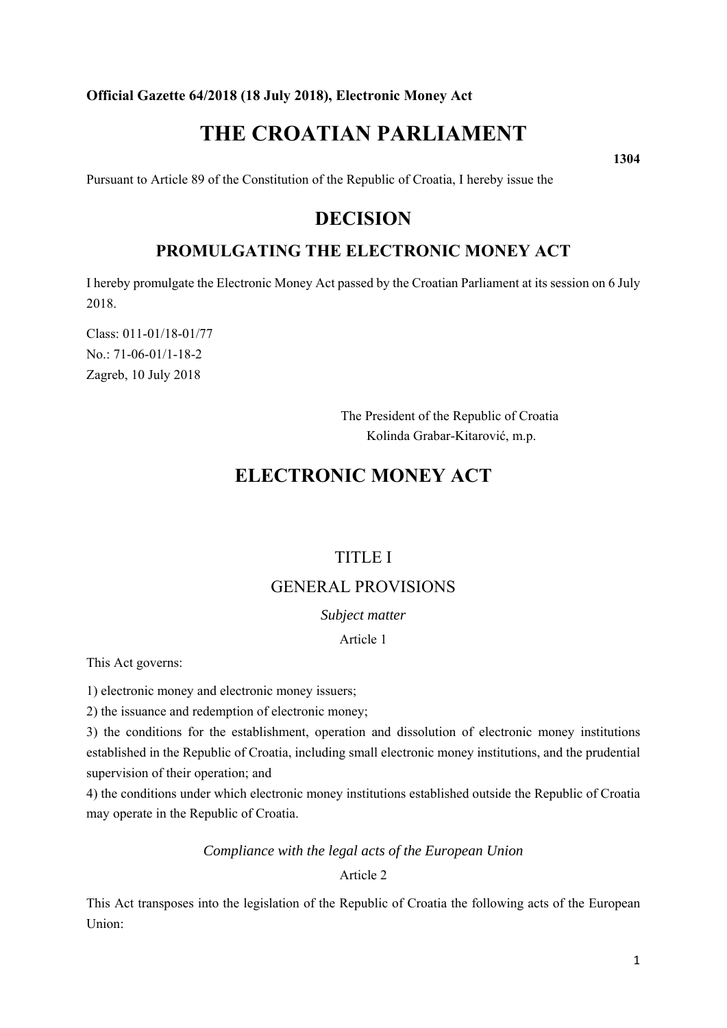**Official Gazette 64/2018 (18 July 2018), Electronic Money Act**

# THE CROATIAN PARLIAMENT

**1304**

Pursuant to Article 89 of the Constitution of the Republic of Croatia, I hereby issue the

## DECISION

### PROMULGATING THE ELECTRONIC MONEY ACT

I hereby promulgate the Electronic Money Act passed by the Croatian Parliament at its session on 6 July 2018.

Class: 011-01/18-01/77
No.: 71-06-01/1-18-2
Zagreb, 10 July 2018

The President of the Republic of Croatia
Kolinda Grabar-Kitarović, m.p.

## ELECTRONIC MONEY ACT

### TITLE I

### GENERAL PROVISIONS

*Subject matter*

Article 1

This Act governs:

1) electronic money and electronic money issuers;
2) the issuance and redemption of electronic money;
3) the conditions for the establishment, operation and dissolution of electronic money institutions established in the Republic of Croatia, including small electronic money institutions, and the prudential supervision of their operation; and
4) the conditions under which electronic money institutions established outside the Republic of Croatia may operate in the Republic of Croatia.

*Compliance with the legal acts of the European Union*

Article 2

This Act transposes into the legislation of the Republic of Croatia the following acts of the European Union: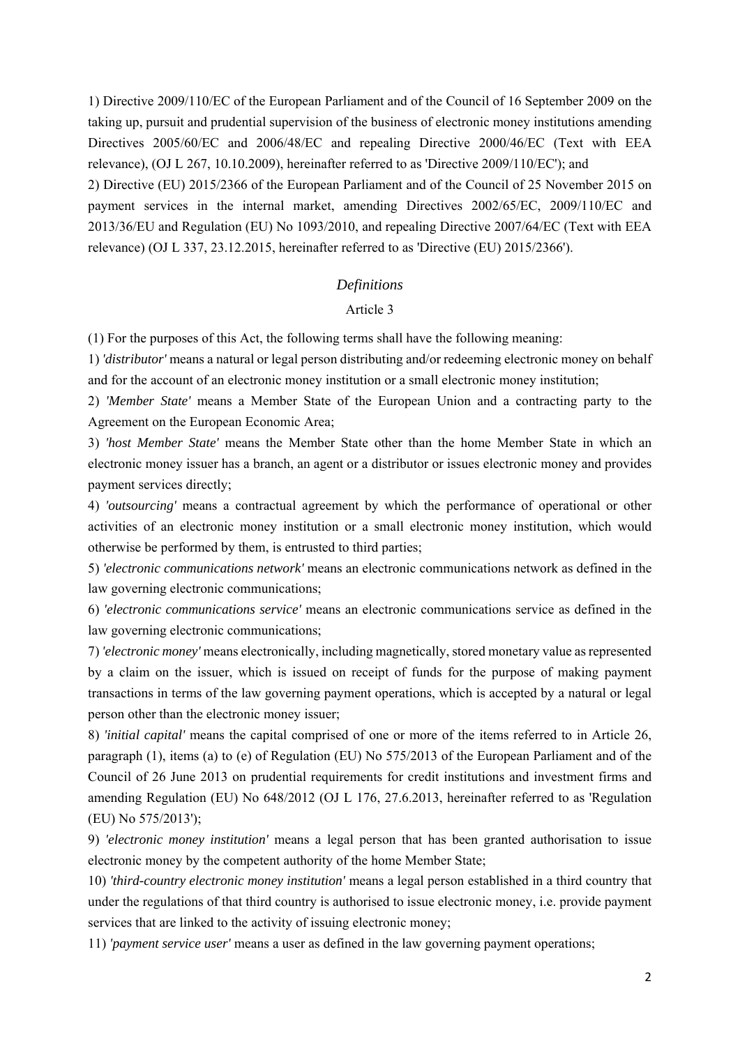1) Directive 2009/110/EC of the European Parliament and of the Council of 16 September 2009 on the taking up, pursuit and prudential supervision of the business of electronic money institutions amending Directives 2005/60/EC and 2006/48/EC and repealing Directive 2000/46/EC (Text with EEA relevance), (OJ L 267, 10.10.2009), hereinafter referred to as 'Directive 2009/110/EC'); and

2) Directive (EU) 2015/2366 of the European Parliament and of the Council of 25 November 2015 on payment services in the internal market, amending Directives 2002/65/EC, 2009/110/EC and 2013/36/EU and Regulation (EU) No 1093/2010, and repealing Directive 2007/64/EC (Text with EEA relevance) (OJ L 337, 23.12.2015, hereinafter referred to as 'Directive (EU) 2015/2366').

*Definitions*

Article 3

(1) For the purposes of this Act, the following terms shall have the following meaning:

1) *'distributor'* means a natural or legal person distributing and/or redeeming electronic money on behalf and for the account of an electronic money institution or a small electronic money institution;

2) *'Member State'* means a Member State of the European Union and a contracting party to the Agreement on the European Economic Area;

3) *'host Member State'* means the Member State other than the home Member State in which an electronic money issuer has a branch, an agent or a distributor or issues electronic money and provides payment services directly;

4) *'outsourcing'* means a contractual agreement by which the performance of operational or other activities of an electronic money institution or a small electronic money institution, which would otherwise be performed by them, is entrusted to third parties;

5) *'electronic communications network'* means an electronic communications network as defined in the law governing electronic communications;

6) *'electronic communications service'* means an electronic communications service as defined in the law governing electronic communications;

7) *'electronic money'* means electronically, including magnetically, stored monetary value as represented by a claim on the issuer, which is issued on receipt of funds for the purpose of making payment transactions in terms of the law governing payment operations, which is accepted by a natural or legal person other than the electronic money issuer;

8) *'initial capital'* means the capital comprised of one or more of the items referred to in Article 26, paragraph (1), items (a) to (e) of Regulation (EU) No 575/2013 of the European Parliament and of the Council of 26 June 2013 on prudential requirements for credit institutions and investment firms and amending Regulation (EU) No 648/2012 (OJ L 176, 27.6.2013, hereinafter referred to as 'Regulation (EU) No 575/2013');

9) *'electronic money institution'* means a legal person that has been granted authorisation to issue electronic money by the competent authority of the home Member State;

10) *'third-country electronic money institution'* means a legal person established in a third country that under the regulations of that third country is authorised to issue electronic money, i.e. provide payment services that are linked to the activity of issuing electronic money;

11) *'payment service user'* means a user as defined in the law governing payment operations;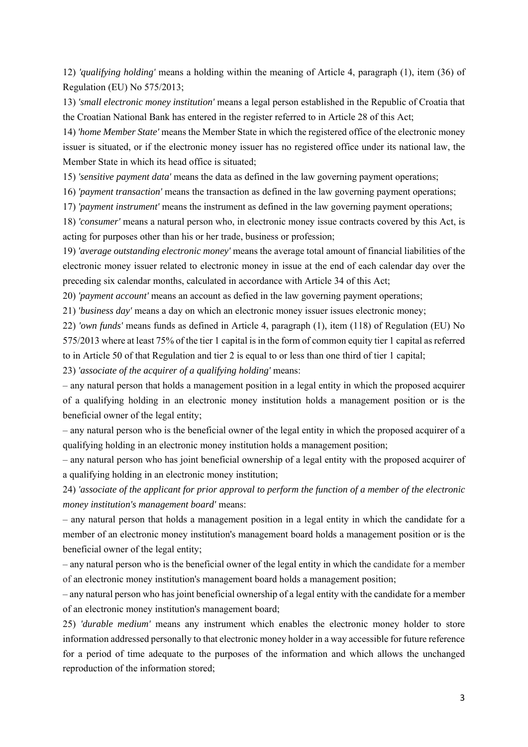12) *'qualifying holding'* means a holding within the meaning of Article 4, paragraph (1), item (36) of Regulation (EU) No 575/2013;

13) *'small electronic money institution'* means a legal person established in the Republic of Croatia that the Croatian National Bank has entered in the register referred to in Article 28 of this Act;

14) *'home Member State'* means the Member State in which the registered office of the electronic money issuer is situated, or if the electronic money issuer has no registered office under its national law, the Member State in which its head office is situated;

15) *'sensitive payment data'* means the data as defined in the law governing payment operations;

16) *'payment transaction'* means the transaction as defined in the law governing payment operations;

17) *'payment instrument'* means the instrument as defined in the law governing payment operations;

18) *'consumer'* means a natural person who, in electronic money issue contracts covered by this Act, is acting for purposes other than his or her trade, business or profession;

19) *'average outstanding electronic money'* means the average total amount of financial liabilities of the electronic money issuer related to electronic money in issue at the end of each calendar day over the preceding six calendar months, calculated in accordance with Article 34 of this Act;

20) *'payment account'* means an account as defied in the law governing payment operations;

21) *'business day'* means a day on which an electronic money issuer issues electronic money;

22) *'own funds'* means funds as defined in Article 4, paragraph (1), item (118) of Regulation (EU) No 575/2013 where at least 75% of the tier 1 capital is in the form of common equity tier 1 capital as referred to in Article 50 of that Regulation and tier 2 is equal to or less than one third of tier 1 capital;

23) *'associate of the acquirer of a qualifying holding'* means:

– any natural person that holds a management position in a legal entity in which the proposed acquirer of a qualifying holding in an electronic money institution holds a management position or is the beneficial owner of the legal entity;

– any natural person who is the beneficial owner of the legal entity in which the proposed acquirer of a qualifying holding in an electronic money institution holds a management position;

– any natural person who has joint beneficial ownership of a legal entity with the proposed acquirer of a qualifying holding in an electronic money institution;

24) *'associate of the applicant for prior approval to perform the function of a member of the electronic money institution's management board'* means:

– any natural person that holds a management position in a legal entity in which the candidate for a member of an electronic money institution's management board holds a management position or is the beneficial owner of the legal entity;

– any natural person who is the beneficial owner of the legal entity in which the candidate for a member of an electronic money institution's management board holds a management position;

– any natural person who has joint beneficial ownership of a legal entity with the candidate for a member of an electronic money institution's management board;

25) *'durable medium'* means any instrument which enables the electronic money holder to store information addressed personally to that electronic money holder in a way accessible for future reference for a period of time adequate to the purposes of the information and which allows the unchanged reproduction of the information stored;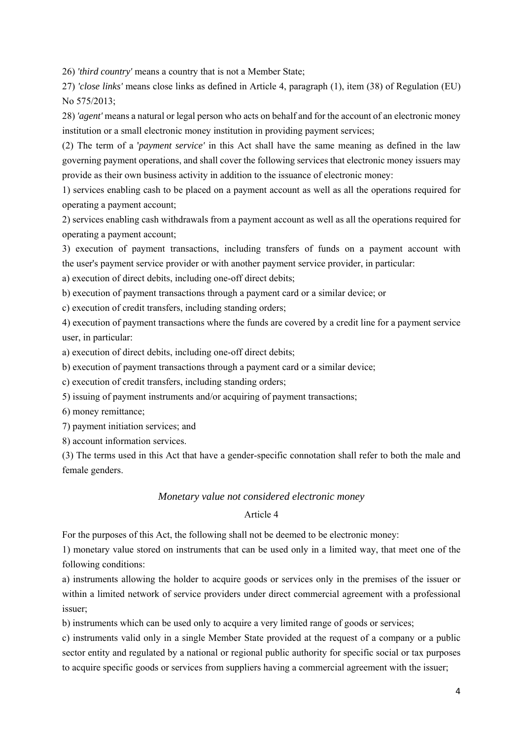26) *'third country'* means a country that is not a Member State;

27) *'close links'* means close links as defined in Article 4, paragraph (1), item (38) of Regulation (EU) No 575/2013;

28) *'agent'* means a natural or legal person who acts on behalf and for the account of an electronic money institution or a small electronic money institution in providing payment services;

(2) The term of a *'payment service'* in this Act shall have the same meaning as defined in the law governing payment operations, and shall cover the following services that electronic money issuers may provide as their own business activity in addition to the issuance of electronic money:

1) services enabling cash to be placed on a payment account as well as all the operations required for operating a payment account;

2) services enabling cash withdrawals from a payment account as well as all the operations required for operating a payment account;

3) execution of payment transactions, including transfers of funds on a payment account with the user's payment service provider or with another payment service provider, in particular:

a) execution of direct debits, including one-off direct debits;

b) execution of payment transactions through a payment card or a similar device; or

c) execution of credit transfers, including standing orders;

4) execution of payment transactions where the funds are covered by a credit line for a payment service user, in particular:

a) execution of direct debits, including one-off direct debits;

b) execution of payment transactions through a payment card or a similar device;

c) execution of credit transfers, including standing orders;

5) issuing of payment instruments and/or acquiring of payment transactions;

6) money remittance;

7) payment initiation services; and

8) account information services.

(3) The terms used in this Act that have a gender-specific connotation shall refer to both the male and female genders.

### *Monetary value not considered electronic money*

Article 4

For the purposes of this Act, the following shall not be deemed to be electronic money:

1) monetary value stored on instruments that can be used only in a limited way, that meet one of the following conditions:

a) instruments allowing the holder to acquire goods or services only in the premises of the issuer or within a limited network of service providers under direct commercial agreement with a professional issuer;

b) instruments which can be used only to acquire a very limited range of goods or services;

c) instruments valid only in a single Member State provided at the request of a company or a public sector entity and regulated by a national or regional public authority for specific social or tax purposes to acquire specific goods or services from suppliers having a commercial agreement with the issuer;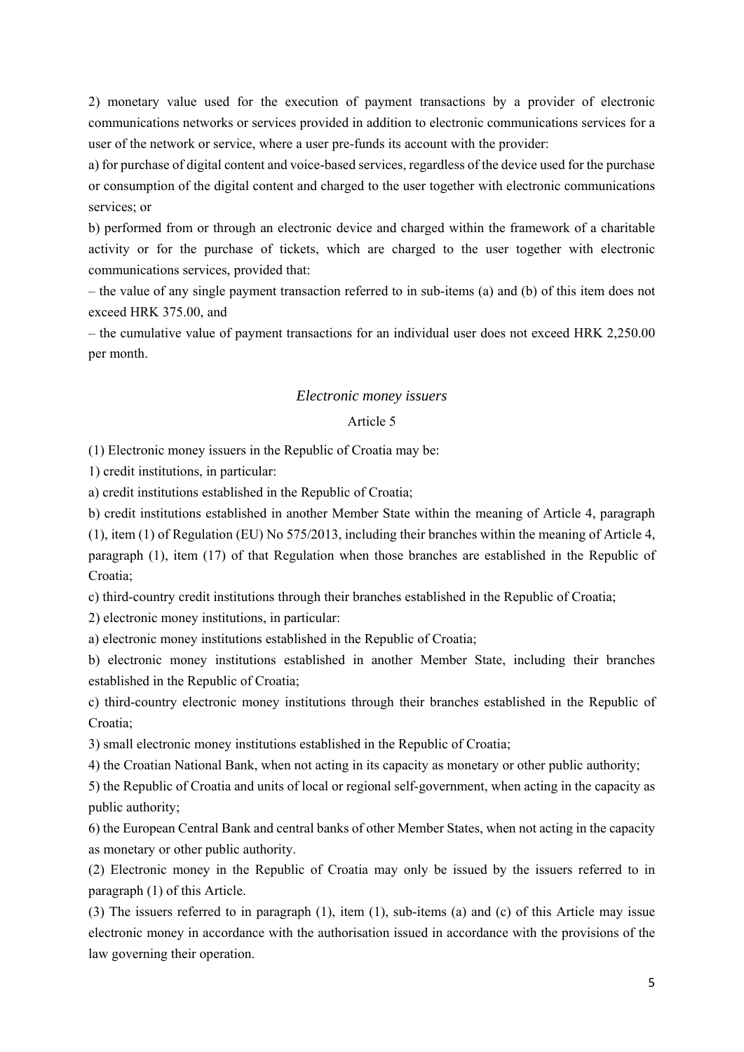2) monetary value used for the execution of payment transactions by a provider of electronic communications networks or services provided in addition to electronic communications services for a user of the network or service, where a user pre-funds its account with the provider:

a) for purchase of digital content and voice-based services, regardless of the device used for the purchase or consumption of the digital content and charged to the user together with electronic communications services; or

b) performed from or through an electronic device and charged within the framework of a charitable activity or for the purchase of tickets, which are charged to the user together with electronic communications services, provided that:

– the value of any single payment transaction referred to in sub-items (a) and (b) of this item does not exceed HRK 375.00, and

– the cumulative value of payment transactions for an individual user does not exceed HRK 2,250.00 per month.

*Electronic money issuers*

Article 5

(1) Electronic money issuers in the Republic of Croatia may be:

1) credit institutions, in particular:

a) credit institutions established in the Republic of Croatia;

b) credit institutions established in another Member State within the meaning of Article 4, paragraph (1), item (1) of Regulation (EU) No 575/2013, including their branches within the meaning of Article 4, paragraph (1), item (17) of that Regulation when those branches are established in the Republic of Croatia;

c) third-country credit institutions through their branches established in the Republic of Croatia;

2) electronic money institutions, in particular:

a) electronic money institutions established in the Republic of Croatia;

b) electronic money institutions established in another Member State, including their branches established in the Republic of Croatia;

c) third-country electronic money institutions through their branches established in the Republic of Croatia;

3) small electronic money institutions established in the Republic of Croatia;

4) the Croatian National Bank, when not acting in its capacity as monetary or other public authority;

5) the Republic of Croatia and units of local or regional self-government, when acting in the capacity as public authority;

6) the European Central Bank and central banks of other Member States, when not acting in the capacity as monetary or other public authority.

(2) Electronic money in the Republic of Croatia may only be issued by the issuers referred to in paragraph (1) of this Article.

(3) The issuers referred to in paragraph (1), item (1), sub-items (a) and (c) of this Article may issue electronic money in accordance with the authorisation issued in accordance with the provisions of the law governing their operation.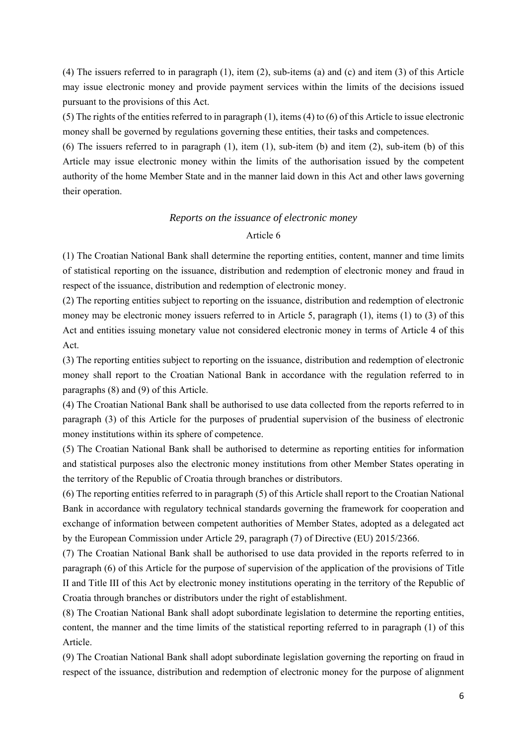(4) The issuers referred to in paragraph (1), item (2), sub-items (a) and (c) and item (3) of this Article may issue electronic money and provide payment services within the limits of the decisions issued pursuant to the provisions of this Act.

(5) The rights of the entities referred to in paragraph (1), items (4) to (6) of this Article to issue electronic money shall be governed by regulations governing these entities, their tasks and competences.

(6) The issuers referred to in paragraph (1), item (1), sub-item (b) and item (2), sub-item (b) of this Article may issue electronic money within the limits of the authorisation issued by the competent authority of the home Member State and in the manner laid down in this Act and other laws governing their operation.

*Reports on the issuance of electronic money*

Article 6

(1) The Croatian National Bank shall determine the reporting entities, content, manner and time limits of statistical reporting on the issuance, distribution and redemption of electronic money and fraud in respect of the issuance, distribution and redemption of electronic money.

(2) The reporting entities subject to reporting on the issuance, distribution and redemption of electronic money may be electronic money issuers referred to in Article 5, paragraph (1), items (1) to (3) of this Act and entities issuing monetary value not considered electronic money in terms of Article 4 of this Act.

(3) The reporting entities subject to reporting on the issuance, distribution and redemption of electronic money shall report to the Croatian National Bank in accordance with the regulation referred to in paragraphs (8) and (9) of this Article.

(4) The Croatian National Bank shall be authorised to use data collected from the reports referred to in paragraph (3) of this Article for the purposes of prudential supervision of the business of electronic money institutions within its sphere of competence.

(5) The Croatian National Bank shall be authorised to determine as reporting entities for information and statistical purposes also the electronic money institutions from other Member States operating in the territory of the Republic of Croatia through branches or distributors.

(6) The reporting entities referred to in paragraph (5) of this Article shall report to the Croatian National Bank in accordance with regulatory technical standards governing the framework for cooperation and exchange of information between competent authorities of Member States, adopted as a delegated act by the European Commission under Article 29, paragraph (7) of Directive (EU) 2015/2366.

(7) The Croatian National Bank shall be authorised to use data provided in the reports referred to in paragraph (6) of this Article for the purpose of supervision of the application of the provisions of Title II and Title III of this Act by electronic money institutions operating in the territory of the Republic of Croatia through branches or distributors under the right of establishment.

(8) The Croatian National Bank shall adopt subordinate legislation to determine the reporting entities, content, the manner and the time limits of the statistical reporting referred to in paragraph (1) of this Article.

(9) The Croatian National Bank shall adopt subordinate legislation governing the reporting on fraud in respect of the issuance, distribution and redemption of electronic money for the purpose of alignment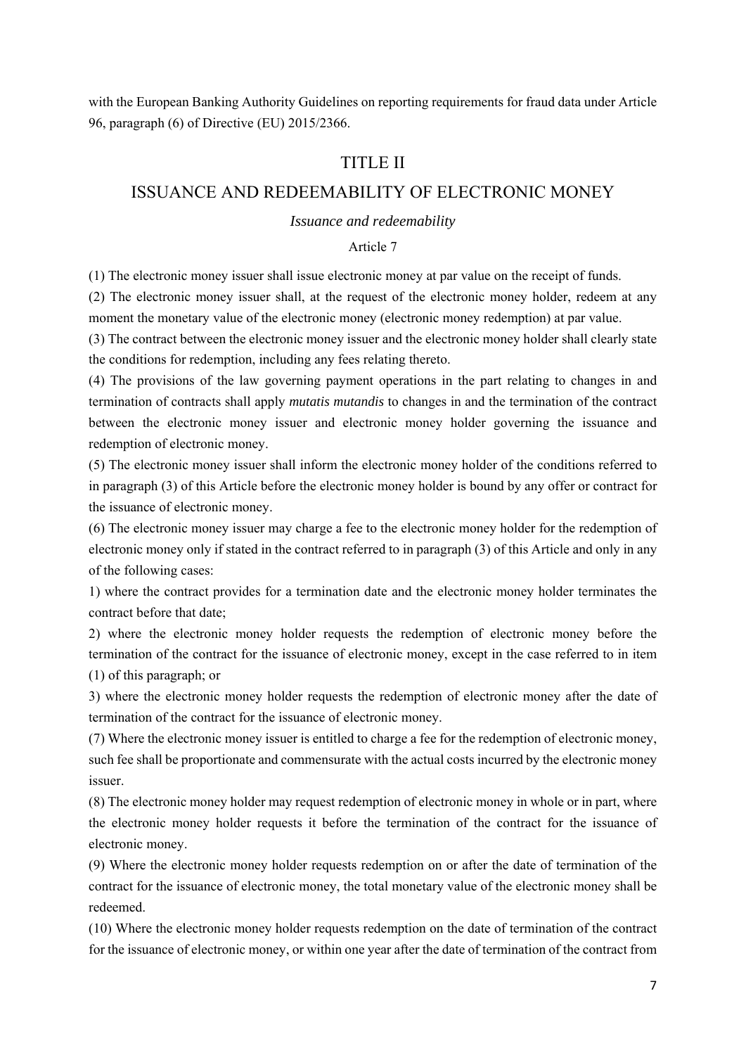with the European Banking Authority Guidelines on reporting requirements for fraud data under Article 96, paragraph (6) of Directive (EU) 2015/2366.

# TITLE II

# ISSUANCE AND REDEEMABILITY OF ELECTRONIC MONEY

### *Issuance and redeemability*

### Article 7

(1) The electronic money issuer shall issue electronic money at par value on the receipt of funds.

(2) The electronic money issuer shall, at the request of the electronic money holder, redeem at any moment the monetary value of the electronic money (electronic money redemption) at par value.

(3) The contract between the electronic money issuer and the electronic money holder shall clearly state the conditions for redemption, including any fees relating thereto.

(4) The provisions of the law governing payment operations in the part relating to changes in and termination of contracts shall apply *mutatis mutandis* to changes in and the termination of the contract between the electronic money issuer and electronic money holder governing the issuance and redemption of electronic money.

(5) The electronic money issuer shall inform the electronic money holder of the conditions referred to in paragraph (3) of this Article before the electronic money holder is bound by any offer or contract for the issuance of electronic money.

(6) The electronic money issuer may charge a fee to the electronic money holder for the redemption of electronic money only if stated in the contract referred to in paragraph (3) of this Article and only in any of the following cases:

1) where the contract provides for a termination date and the electronic money holder terminates the contract before that date;

2) where the electronic money holder requests the redemption of electronic money before the termination of the contract for the issuance of electronic money, except in the case referred to in item (1) of this paragraph; or

3) where the electronic money holder requests the redemption of electronic money after the date of termination of the contract for the issuance of electronic money.

(7) Where the electronic money issuer is entitled to charge a fee for the redemption of electronic money, such fee shall be proportionate and commensurate with the actual costs incurred by the electronic money issuer.

(8) The electronic money holder may request redemption of electronic money in whole or in part, where the electronic money holder requests it before the termination of the contract for the issuance of electronic money.

(9) Where the electronic money holder requests redemption on or after the date of termination of the contract for the issuance of electronic money, the total monetary value of the electronic money shall be redeemed.

(10) Where the electronic money holder requests redemption on the date of termination of the contract for the issuance of electronic money, or within one year after the date of termination of the contract from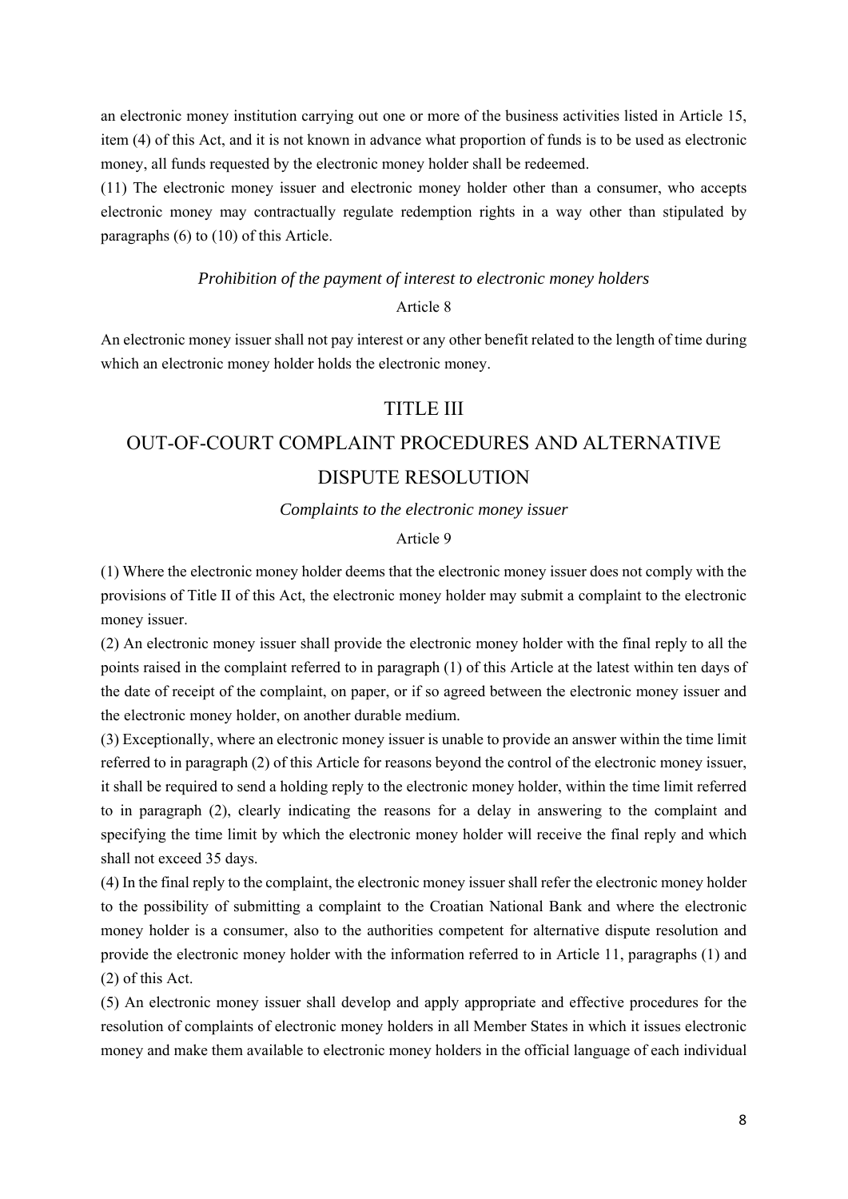an electronic money institution carrying out one or more of the business activities listed in Article 15, item (4) of this Act, and it is not known in advance what proportion of funds is to be used as electronic money, all funds requested by the electronic money holder shall be redeemed.

(11) The electronic money issuer and electronic money holder other than a consumer, who accepts electronic money may contractually regulate redemption rights in a way other than stipulated by paragraphs (6) to (10) of this Article.

*Prohibition of the payment of interest to electronic money holders*

Article 8

An electronic money issuer shall not pay interest or any other benefit related to the length of time during which an electronic money holder holds the electronic money.

## TITLE III

## OUT-OF-COURT COMPLAINT PROCEDURES AND ALTERNATIVE DISPUTE RESOLUTION

*Complaints to the electronic money issuer*

Article 9

(1) Where the electronic money holder deems that the electronic money issuer does not comply with the provisions of Title II of this Act, the electronic money holder may submit a complaint to the electronic money issuer.

(2) An electronic money issuer shall provide the electronic money holder with the final reply to all the points raised in the complaint referred to in paragraph (1) of this Article at the latest within ten days of the date of receipt of the complaint, on paper, or if so agreed between the electronic money issuer and the electronic money holder, on another durable medium.

(3) Exceptionally, where an electronic money issuer is unable to provide an answer within the time limit referred to in paragraph (2) of this Article for reasons beyond the control of the electronic money issuer, it shall be required to send a holding reply to the electronic money holder, within the time limit referred to in paragraph (2), clearly indicating the reasons for a delay in answering to the complaint and specifying the time limit by which the electronic money holder will receive the final reply and which shall not exceed 35 days.

(4) In the final reply to the complaint, the electronic money issuer shall refer the electronic money holder to the possibility of submitting a complaint to the Croatian National Bank and where the electronic money holder is a consumer, also to the authorities competent for alternative dispute resolution and provide the electronic money holder with the information referred to in Article 11, paragraphs (1) and (2) of this Act.

(5) An electronic money issuer shall develop and apply appropriate and effective procedures for the resolution of complaints of electronic money holders in all Member States in which it issues electronic money and make them available to electronic money holders in the official language of each individual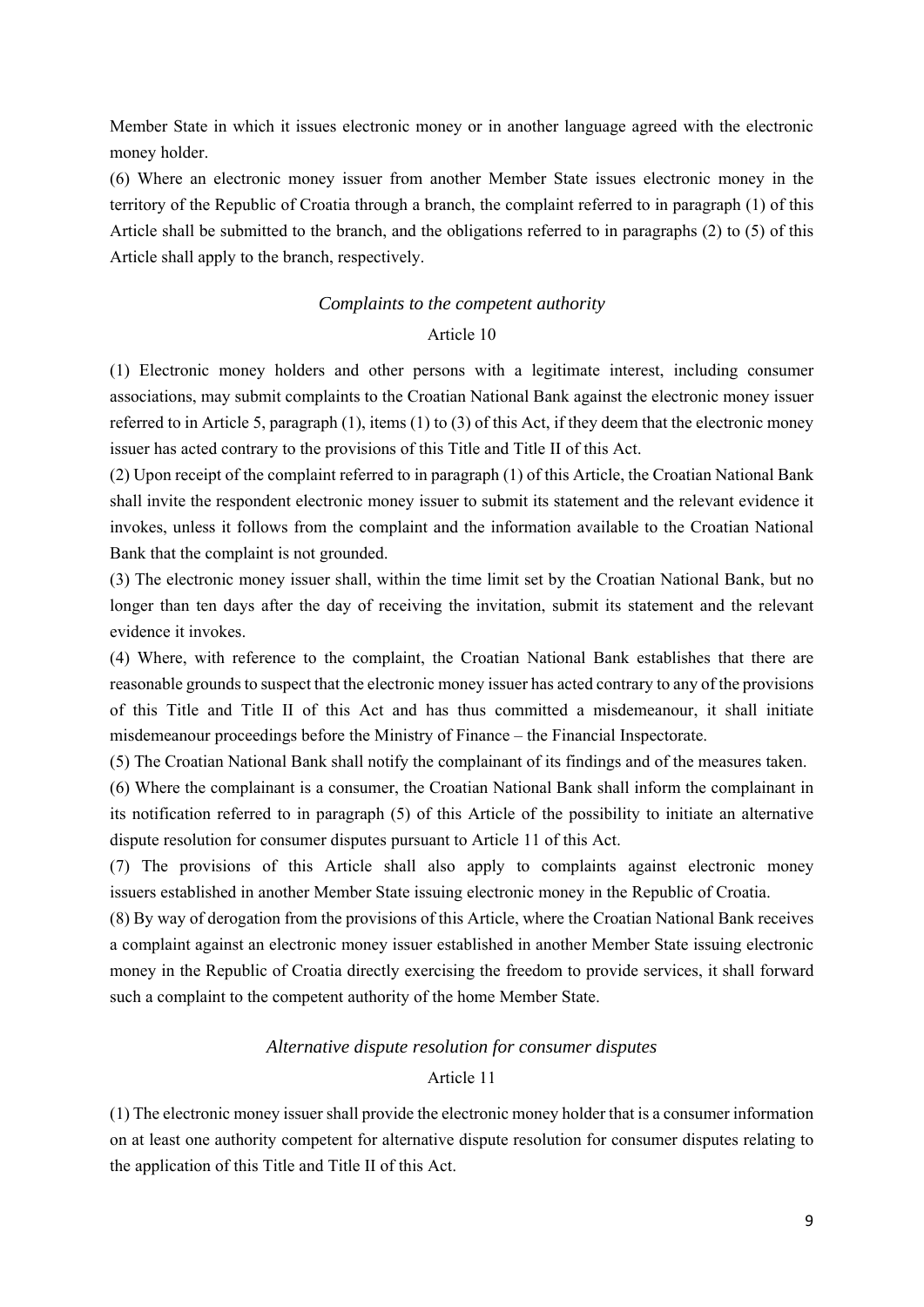Member State in which it issues electronic money or in another language agreed with the electronic money holder.

(6) Where an electronic money issuer from another Member State issues electronic money in the territory of the Republic of Croatia through a branch, the complaint referred to in paragraph (1) of this Article shall be submitted to the branch, and the obligations referred to in paragraphs (2) to (5) of this Article shall apply to the branch, respectively.

*Complaints to the competent authority*

Article 10

(1) Electronic money holders and other persons with a legitimate interest, including consumer associations, may submit complaints to the Croatian National Bank against the electronic money issuer referred to in Article 5, paragraph (1), items (1) to (3) of this Act, if they deem that the electronic money issuer has acted contrary to the provisions of this Title and Title II of this Act.

(2) Upon receipt of the complaint referred to in paragraph (1) of this Article, the Croatian National Bank shall invite the respondent electronic money issuer to submit its statement and the relevant evidence it invokes, unless it follows from the complaint and the information available to the Croatian National Bank that the complaint is not grounded.

(3) The electronic money issuer shall, within the time limit set by the Croatian National Bank, but no longer than ten days after the day of receiving the invitation, submit its statement and the relevant evidence it invokes.

(4) Where, with reference to the complaint, the Croatian National Bank establishes that there are reasonable grounds to suspect that the electronic money issuer has acted contrary to any of the provisions of this Title and Title II of this Act and has thus committed a misdemeanour, it shall initiate misdemeanour proceedings before the Ministry of Finance – the Financial Inspectorate.

(5) The Croatian National Bank shall notify the complainant of its findings and of the measures taken.

(6) Where the complainant is a consumer, the Croatian National Bank shall inform the complainant in its notification referred to in paragraph (5) of this Article of the possibility to initiate an alternative dispute resolution for consumer disputes pursuant to Article 11 of this Act.

(7) The provisions of this Article shall also apply to complaints against electronic money issuers established in another Member State issuing electronic money in the Republic of Croatia.

(8) By way of derogation from the provisions of this Article, where the Croatian National Bank receives a complaint against an electronic money issuer established in another Member State issuing electronic money in the Republic of Croatia directly exercising the freedom to provide services, it shall forward such a complaint to the competent authority of the home Member State.

*Alternative dispute resolution for consumer disputes*

Article 11

(1) The electronic money issuer shall provide the electronic money holder that is a consumer information on at least one authority competent for alternative dispute resolution for consumer disputes relating to the application of this Title and Title II of this Act.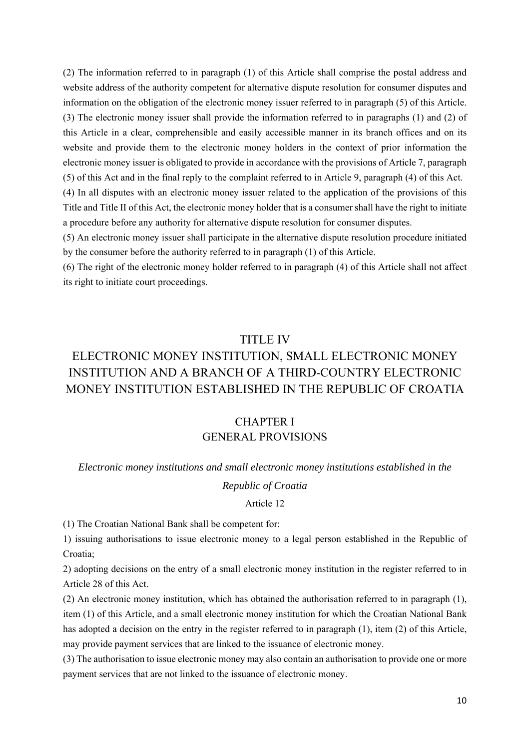(2) The information referred to in paragraph (1) of this Article shall comprise the postal address and website address of the authority competent for alternative dispute resolution for consumer disputes and information on the obligation of the electronic money issuer referred to in paragraph (5) of this Article.

(3) The electronic money issuer shall provide the information referred to in paragraphs (1) and (2) of this Article in a clear, comprehensible and easily accessible manner in its branch offices and on its website and provide them to the electronic money holders in the context of prior information the electronic money issuer is obligated to provide in accordance with the provisions of Article 7, paragraph (5) of this Act and in the final reply to the complaint referred to in Article 9, paragraph (4) of this Act.

(4) In all disputes with an electronic money issuer related to the application of the provisions of this Title and Title II of this Act, the electronic money holder that is a consumer shall have the right to initiate a procedure before any authority for alternative dispute resolution for consumer disputes.

(5) An electronic money issuer shall participate in the alternative dispute resolution procedure initiated by the consumer before the authority referred to in paragraph (1) of this Article.

(6) The right of the electronic money holder referred to in paragraph (4) of this Article shall not affect its right to initiate court proceedings.

# TITLE IV
# ELECTRONIC MONEY INSTITUTION, SMALL ELECTRONIC MONEY INSTITUTION AND A BRANCH OF A THIRD-COUNTRY ELECTRONIC MONEY INSTITUTION ESTABLISHED IN THE REPUBLIC OF CROATIA

## CHAPTER I
## GENERAL PROVISIONS

*Electronic money institutions and small electronic money institutions established in the Republic of Croatia*

Article 12

(1) The Croatian National Bank shall be competent for:

1) issuing authorisations to issue electronic money to a legal person established in the Republic of Croatia;

2) adopting decisions on the entry of a small electronic money institution in the register referred to in Article 28 of this Act.

(2) An electronic money institution, which has obtained the authorisation referred to in paragraph (1), item (1) of this Article, and a small electronic money institution for which the Croatian National Bank has adopted a decision on the entry in the register referred to in paragraph (1), item (2) of this Article, may provide payment services that are linked to the issuance of electronic money.

(3) The authorisation to issue electronic money may also contain an authorisation to provide one or more payment services that are not linked to the issuance of electronic money.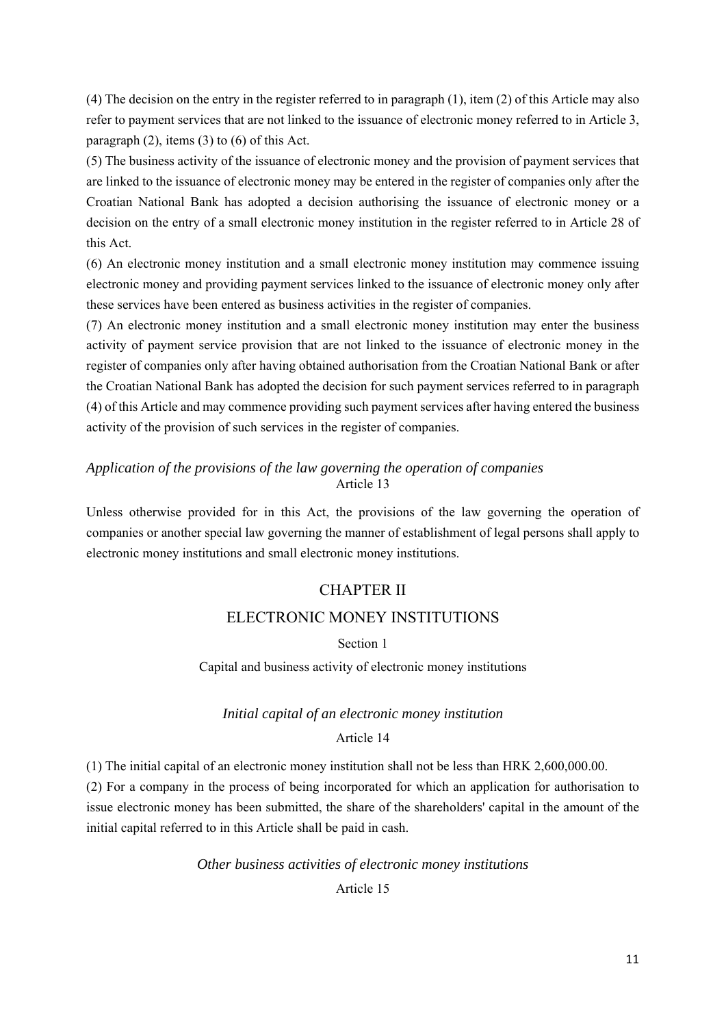(4) The decision on the entry in the register referred to in paragraph (1), item (2) of this Article may also refer to payment services that are not linked to the issuance of electronic money referred to in Article 3, paragraph (2), items (3) to (6) of this Act.

(5) The business activity of the issuance of electronic money and the provision of payment services that are linked to the issuance of electronic money may be entered in the register of companies only after the Croatian National Bank has adopted a decision authorising the issuance of electronic money or a decision on the entry of a small electronic money institution in the register referred to in Article 28 of this Act.

(6) An electronic money institution and a small electronic money institution may commence issuing electronic money and providing payment services linked to the issuance of electronic money only after these services have been entered as business activities in the register of companies.

(7) An electronic money institution and a small electronic money institution may enter the business activity of payment service provision that are not linked to the issuance of electronic money in the register of companies only after having obtained authorisation from the Croatian National Bank or after the Croatian National Bank has adopted the decision for such payment services referred to in paragraph (4) of this Article and may commence providing such payment services after having entered the business activity of the provision of such services in the register of companies.

*Application of the provisions of the law governing the operation of companies*

Article 13

Unless otherwise provided for in this Act, the provisions of the law governing the operation of companies or another special law governing the manner of establishment of legal persons shall apply to electronic money institutions and small electronic money institutions.

## CHAPTER II

## ELECTRONIC MONEY INSTITUTIONS

### Section 1

### Capital and business activity of electronic money institutions

*Initial capital of an electronic money institution*

Article 14

(1) The initial capital of an electronic money institution shall not be less than HRK 2,600,000.00.

(2) For a company in the process of being incorporated for which an application for authorisation to issue electronic money has been submitted, the share of the shareholders' capital in the amount of the initial capital referred to in this Article shall be paid in cash.

*Other business activities of electronic money institutions*

Article 15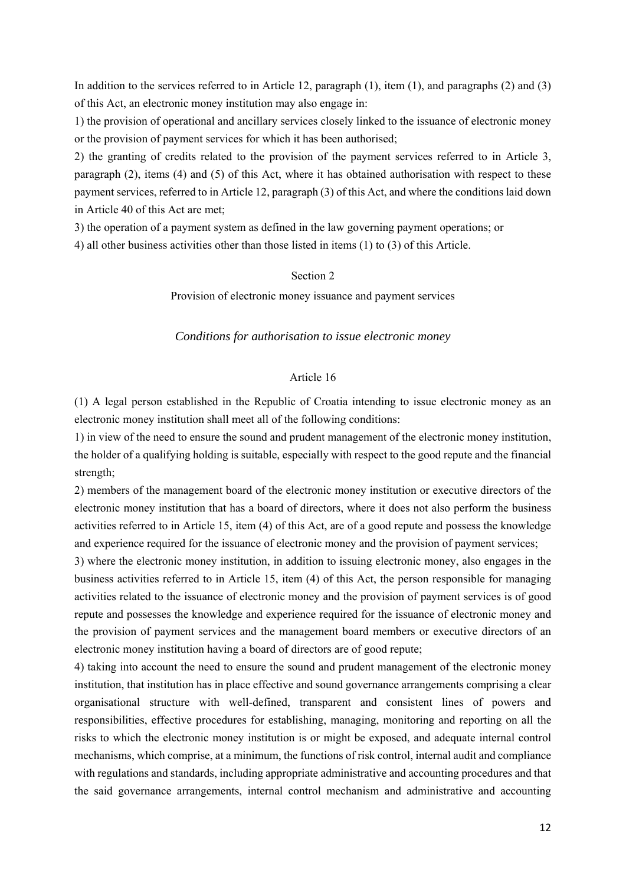In addition to the services referred to in Article 12, paragraph (1), item (1), and paragraphs (2) and (3) of this Act, an electronic money institution may also engage in:

1) the provision of operational and ancillary services closely linked to the issuance of electronic money or the provision of payment services for which it has been authorised;

2) the granting of credits related to the provision of the payment services referred to in Article 3, paragraph (2), items (4) and (5) of this Act, where it has obtained authorisation with respect to these payment services, referred to in Article 12, paragraph (3) of this Act, and where the conditions laid down in Article 40 of this Act are met;

3) the operation of a payment system as defined in the law governing payment operations; or

4) all other business activities other than those listed in items (1) to (3) of this Article.

## Section 2

## Provision of electronic money issuance and payment services

### *Conditions for authorisation to issue electronic money*

### Article 16

(1) A legal person established in the Republic of Croatia intending to issue electronic money as an electronic money institution shall meet all of the following conditions:

1) in view of the need to ensure the sound and prudent management of the electronic money institution, the holder of a qualifying holding is suitable, especially with respect to the good repute and the financial strength;

2) members of the management board of the electronic money institution or executive directors of the electronic money institution that has a board of directors, where it does not also perform the business activities referred to in Article 15, item (4) of this Act, are of a good repute and possess the knowledge and experience required for the issuance of electronic money and the provision of payment services;

3) where the electronic money institution, in addition to issuing electronic money, also engages in the business activities referred to in Article 15, item (4) of this Act, the person responsible for managing activities related to the issuance of electronic money and the provision of payment services is of good repute and possesses the knowledge and experience required for the issuance of electronic money and the provision of payment services and the management board members or executive directors of an electronic money institution having a board of directors are of good repute;

4) taking into account the need to ensure the sound and prudent management of the electronic money institution, that institution has in place effective and sound governance arrangements comprising a clear organisational structure with well-defined, transparent and consistent lines of powers and responsibilities, effective procedures for establishing, managing, monitoring and reporting on all the risks to which the electronic money institution is or might be exposed, and adequate internal control mechanisms, which comprise, at a minimum, the functions of risk control, internal audit and compliance with regulations and standards, including appropriate administrative and accounting procedures and that the said governance arrangements, internal control mechanism and administrative and accounting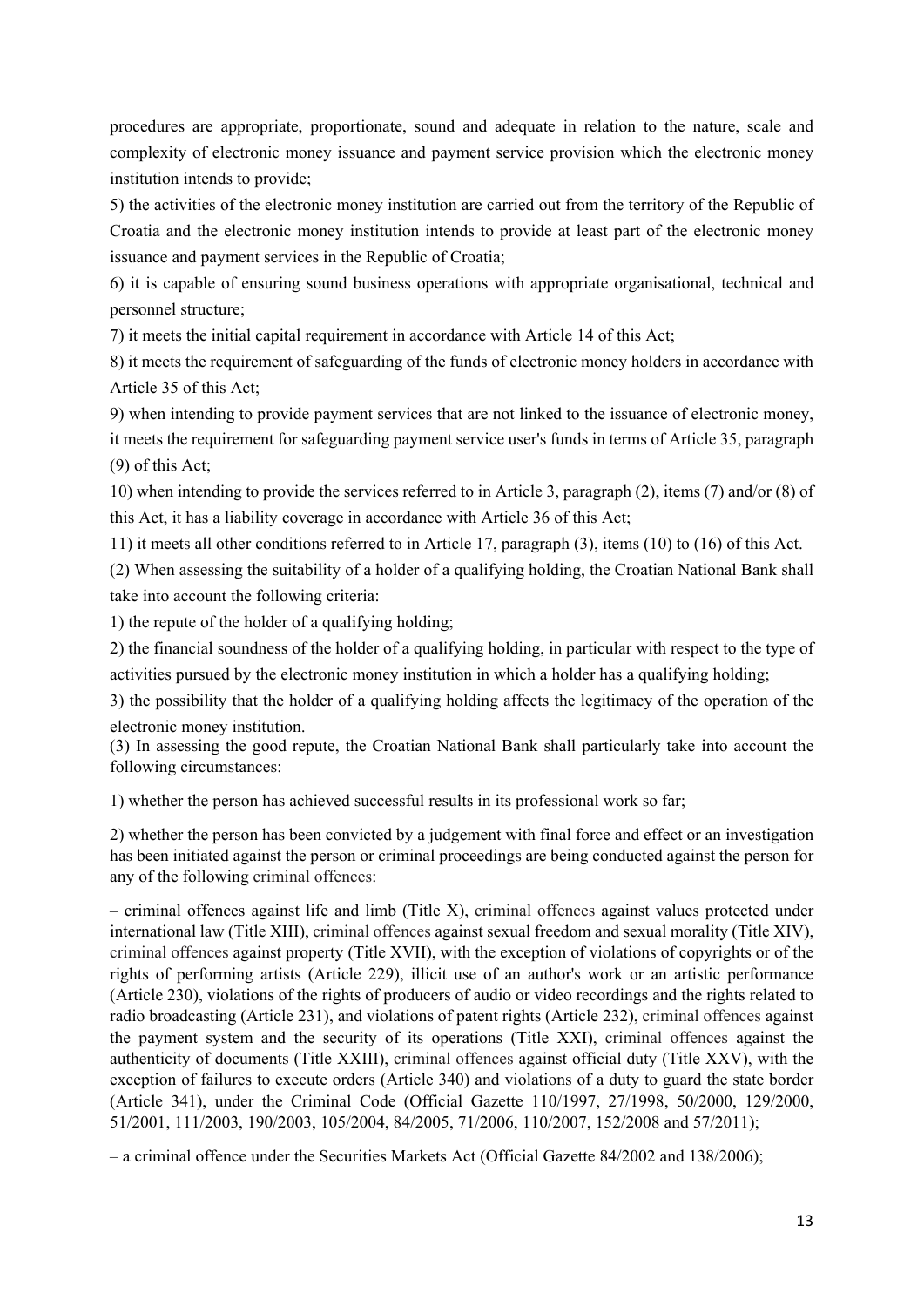procedures are appropriate, proportionate, sound and adequate in relation to the nature, scale and complexity of electronic money issuance and payment service provision which the electronic money institution intends to provide;

5) the activities of the electronic money institution are carried out from the territory of the Republic of Croatia and the electronic money institution intends to provide at least part of the electronic money issuance and payment services in the Republic of Croatia;

6) it is capable of ensuring sound business operations with appropriate organisational, technical and personnel structure;

7) it meets the initial capital requirement in accordance with Article 14 of this Act;

8) it meets the requirement of safeguarding of the funds of electronic money holders in accordance with Article 35 of this Act;

9) when intending to provide payment services that are not linked to the issuance of electronic money, it meets the requirement for safeguarding payment service user's funds in terms of Article 35, paragraph (9) of this Act;

10) when intending to provide the services referred to in Article 3, paragraph (2), items (7) and/or (8) of this Act, it has a liability coverage in accordance with Article 36 of this Act;

11) it meets all other conditions referred to in Article 17, paragraph (3), items (10) to (16) of this Act.

(2) When assessing the suitability of a holder of a qualifying holding, the Croatian National Bank shall take into account the following criteria:

1) the repute of the holder of a qualifying holding;

2) the financial soundness of the holder of a qualifying holding, in particular with respect to the type of activities pursued by the electronic money institution in which a holder has a qualifying holding;

3) the possibility that the holder of a qualifying holding affects the legitimacy of the operation of the electronic money institution.

(3) In assessing the good repute, the Croatian National Bank shall particularly take into account the following circumstances:

1) whether the person has achieved successful results in its professional work so far;

2) whether the person has been convicted by a judgement with final force and effect or an investigation has been initiated against the person or criminal proceedings are being conducted against the person for any of the following criminal offences:

– criminal offences against life and limb (Title X), criminal offences against values protected under international law (Title XIII), criminal offences against sexual freedom and sexual morality (Title XIV), criminal offences against property (Title XVII), with the exception of violations of copyrights or of the rights of performing artists (Article 229), illicit use of an author's work or an artistic performance (Article 230), violations of the rights of producers of audio or video recordings and the rights related to radio broadcasting (Article 231), and violations of patent rights (Article 232), criminal offences against the payment system and the security of its operations (Title XXI), criminal offences against the authenticity of documents (Title XXIII), criminal offences against official duty (Title XXV), with the exception of failures to execute orders (Article 340) and violations of a duty to guard the state border (Article 341), under the Criminal Code (Official Gazette 110/1997, 27/1998, 50/2000, 129/2000, 51/2001, 111/2003, 190/2003, 105/2004, 84/2005, 71/2006, 110/2007, 152/2008 and 57/2011);

– a criminal offence under the Securities Markets Act (Official Gazette 84/2002 and 138/2006);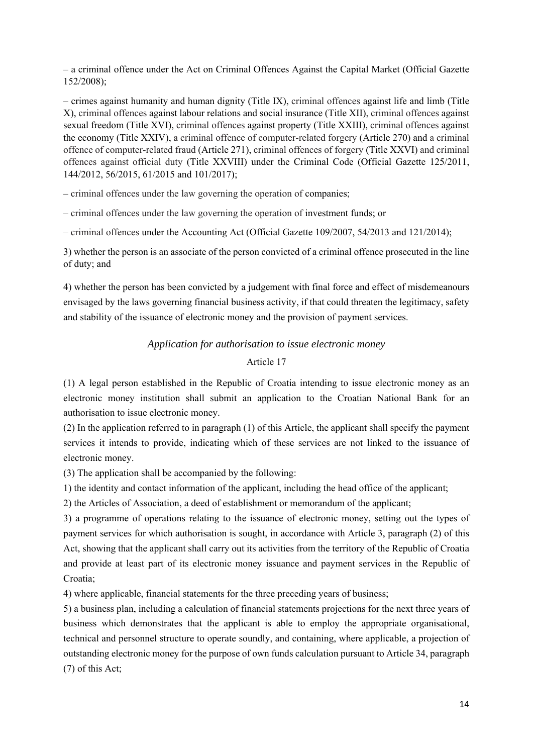– a criminal offence under the Act on Criminal Offences Against the Capital Market (Official Gazette 152/2008);

– crimes against humanity and human dignity (Title IX), criminal offences against life and limb (Title X), criminal offences against labour relations and social insurance (Title XII), criminal offences against sexual freedom (Title XVI), criminal offences against property (Title XXIII), criminal offences against the economy (Title XXIV), a criminal offence of computer-related forgery (Article 270) and a criminal offence of computer-related fraud (Article 271), criminal offences of forgery (Title XXVI) and criminal offences against official duty (Title XXVIII) under the Criminal Code (Official Gazette 125/2011, 144/2012, 56/2015, 61/2015 and 101/2017);

– criminal offences under the law governing the operation of companies;

– criminal offences under the law governing the operation of investment funds; or

– criminal offences under the Accounting Act (Official Gazette 109/2007, 54/2013 and 121/2014);

3) whether the person is an associate of the person convicted of a criminal offence prosecuted in the line of duty; and

4) whether the person has been convicted by a judgement with final force and effect of misdemeanours envisaged by the laws governing financial business activity, if that could threaten the legitimacy, safety and stability of the issuance of electronic money and the provision of payment services.

*Application for authorisation to issue electronic money*

Article 17

(1) A legal person established in the Republic of Croatia intending to issue electronic money as an electronic money institution shall submit an application to the Croatian National Bank for an authorisation to issue electronic money.

(2) In the application referred to in paragraph (1) of this Article, the applicant shall specify the payment services it intends to provide, indicating which of these services are not linked to the issuance of electronic money.

(3) The application shall be accompanied by the following:

1) the identity and contact information of the applicant, including the head office of the applicant;

2) the Articles of Association, a deed of establishment or memorandum of the applicant;

3) a programme of operations relating to the issuance of electronic money, setting out the types of payment services for which authorisation is sought, in accordance with Article 3, paragraph (2) of this Act, showing that the applicant shall carry out its activities from the territory of the Republic of Croatia and provide at least part of its electronic money issuance and payment services in the Republic of Croatia;

4) where applicable, financial statements for the three preceding years of business;

5) a business plan, including a calculation of financial statements projections for the next three years of business which demonstrates that the applicant is able to employ the appropriate organisational, technical and personnel structure to operate soundly, and containing, where applicable, a projection of outstanding electronic money for the purpose of own funds calculation pursuant to Article 34, paragraph (7) of this Act;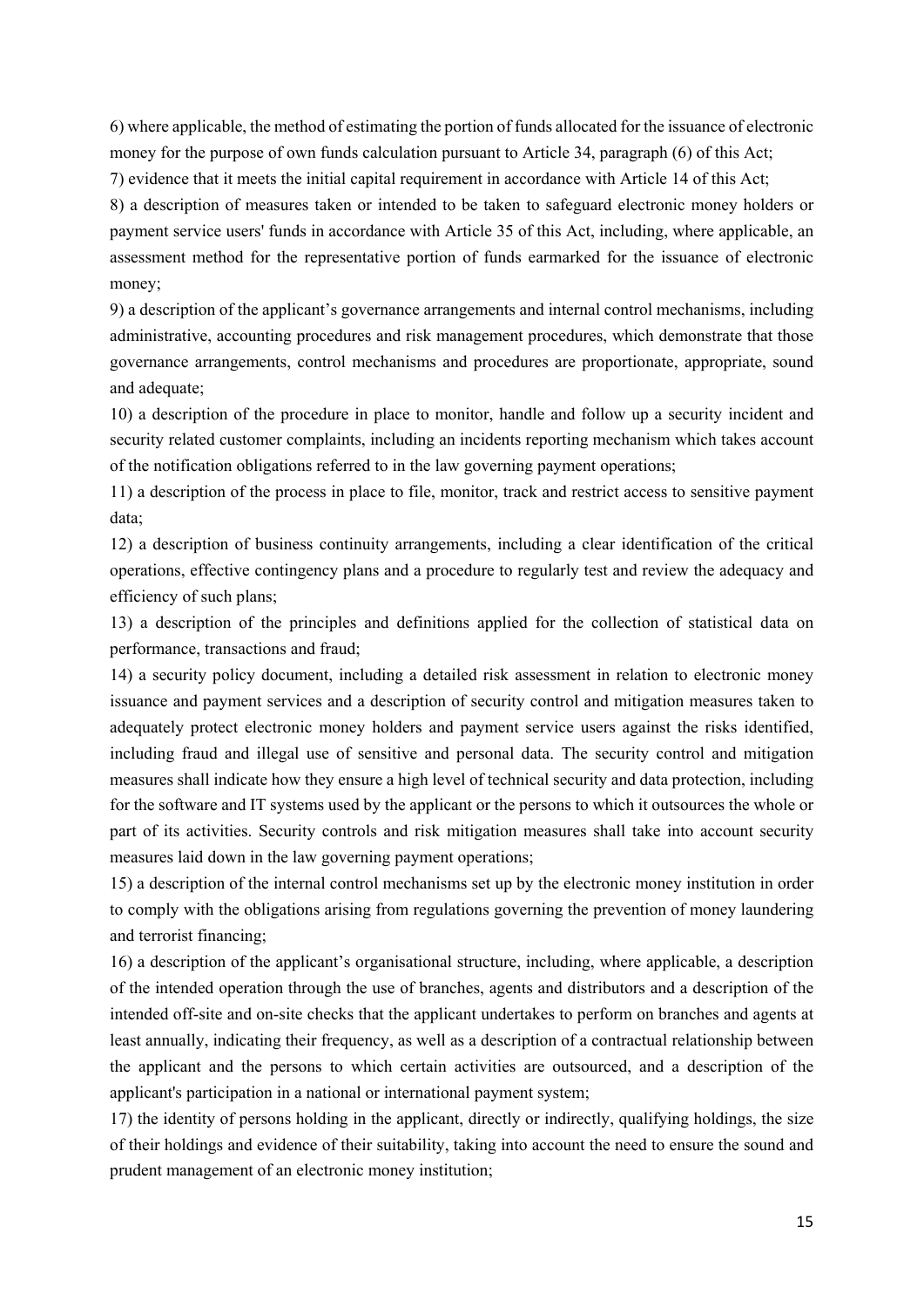6) where applicable, the method of estimating the portion of funds allocated for the issuance of electronic money for the purpose of own funds calculation pursuant to Article 34, paragraph (6) of this Act;

7) evidence that it meets the initial capital requirement in accordance with Article 14 of this Act;

8) a description of measures taken or intended to be taken to safeguard electronic money holders or payment service users' funds in accordance with Article 35 of this Act, including, where applicable, an assessment method for the representative portion of funds earmarked for the issuance of electronic money;

9) a description of the applicant's governance arrangements and internal control mechanisms, including administrative, accounting procedures and risk management procedures, which demonstrate that those governance arrangements, control mechanisms and procedures are proportionate, appropriate, sound and adequate;

10) a description of the procedure in place to monitor, handle and follow up a security incident and security related customer complaints, including an incidents reporting mechanism which takes account of the notification obligations referred to in the law governing payment operations;

11) a description of the process in place to file, monitor, track and restrict access to sensitive payment data;

12) a description of business continuity arrangements, including a clear identification of the critical operations, effective contingency plans and a procedure to regularly test and review the adequacy and efficiency of such plans;

13) a description of the principles and definitions applied for the collection of statistical data on performance, transactions and fraud;

14) a security policy document, including a detailed risk assessment in relation to electronic money issuance and payment services and a description of security control and mitigation measures taken to adequately protect electronic money holders and payment service users against the risks identified, including fraud and illegal use of sensitive and personal data. The security control and mitigation measures shall indicate how they ensure a high level of technical security and data protection, including for the software and IT systems used by the applicant or the persons to which it outsources the whole or part of its activities. Security controls and risk mitigation measures shall take into account security measures laid down in the law governing payment operations;

15) a description of the internal control mechanisms set up by the electronic money institution in order to comply with the obligations arising from regulations governing the prevention of money laundering and terrorist financing;

16) a description of the applicant's organisational structure, including, where applicable, a description of the intended operation through the use of branches, agents and distributors and a description of the intended off-site and on-site checks that the applicant undertakes to perform on branches and agents at least annually, indicating their frequency, as well as a description of a contractual relationship between the applicant and the persons to which certain activities are outsourced, and a description of the applicant's participation in a national or international payment system;

17) the identity of persons holding in the applicant, directly or indirectly, qualifying holdings, the size of their holdings and evidence of their suitability, taking into account the need to ensure the sound and prudent management of an electronic money institution;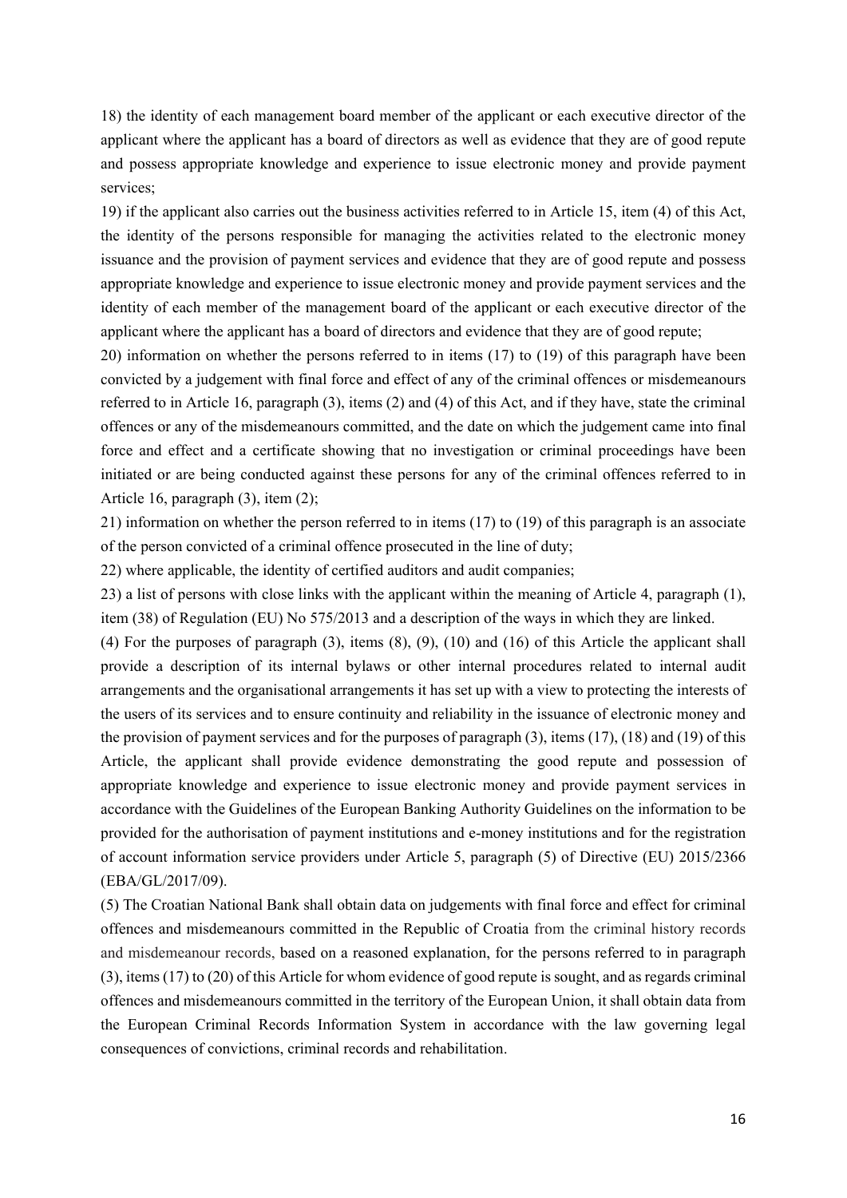18) the identity of each management board member of the applicant or each executive director of the applicant where the applicant has a board of directors as well as evidence that they are of good repute and possess appropriate knowledge and experience to issue electronic money and provide payment services;

19) if the applicant also carries out the business activities referred to in Article 15, item (4) of this Act, the identity of the persons responsible for managing the activities related to the electronic money issuance and the provision of payment services and evidence that they are of good repute and possess appropriate knowledge and experience to issue electronic money and provide payment services and the identity of each member of the management board of the applicant or each executive director of the applicant where the applicant has a board of directors and evidence that they are of good repute;

20) information on whether the persons referred to in items (17) to (19) of this paragraph have been convicted by a judgement with final force and effect of any of the criminal offences or misdemeanours referred to in Article 16, paragraph (3), items (2) and (4) of this Act, and if they have, state the criminal offences or any of the misdemeanours committed, and the date on which the judgement came into final force and effect and a certificate showing that no investigation or criminal proceedings have been initiated or are being conducted against these persons for any of the criminal offences referred to in Article 16, paragraph (3), item (2);

21) information on whether the person referred to in items (17) to (19) of this paragraph is an associate of the person convicted of a criminal offence prosecuted in the line of duty;

22) where applicable, the identity of certified auditors and audit companies;

23) a list of persons with close links with the applicant within the meaning of Article 4, paragraph (1), item (38) of Regulation (EU) No 575/2013 and a description of the ways in which they are linked.

(4) For the purposes of paragraph (3), items (8), (9), (10) and (16) of this Article the applicant shall provide a description of its internal bylaws or other internal procedures related to internal audit arrangements and the organisational arrangements it has set up with a view to protecting the interests of the users of its services and to ensure continuity and reliability in the issuance of electronic money and the provision of payment services and for the purposes of paragraph (3), items (17), (18) and (19) of this Article, the applicant shall provide evidence demonstrating the good repute and possession of appropriate knowledge and experience to issue electronic money and provide payment services in accordance with the Guidelines of the European Banking Authority Guidelines on the information to be provided for the authorisation of payment institutions and e-money institutions and for the registration of account information service providers under Article 5, paragraph (5) of Directive (EU) 2015/2366 (EBA/GL/2017/09).

(5) The Croatian National Bank shall obtain data on judgements with final force and effect for criminal offences and misdemeanours committed in the Republic of Croatia from the criminal history records and misdemeanour records, based on a reasoned explanation, for the persons referred to in paragraph (3), items (17) to (20) of this Article for whom evidence of good repute is sought, and as regards criminal offences and misdemeanours committed in the territory of the European Union, it shall obtain data from the European Criminal Records Information System in accordance with the law governing legal consequences of convictions, criminal records and rehabilitation.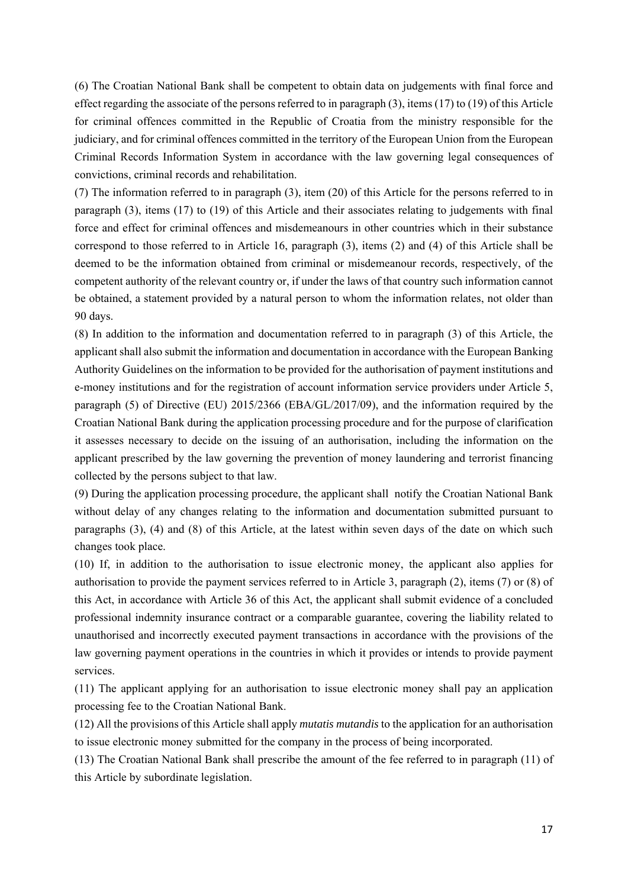(6) The Croatian National Bank shall be competent to obtain data on judgements with final force and effect regarding the associate of the persons referred to in paragraph (3), items (17) to (19) of this Article for criminal offences committed in the Republic of Croatia from the ministry responsible for the judiciary, and for criminal offences committed in the territory of the European Union from the European Criminal Records Information System in accordance with the law governing legal consequences of convictions, criminal records and rehabilitation.

(7) The information referred to in paragraph (3), item (20) of this Article for the persons referred to in paragraph (3), items (17) to (19) of this Article and their associates relating to judgements with final force and effect for criminal offences and misdemeanours in other countries which in their substance correspond to those referred to in Article 16, paragraph (3), items (2) and (4) of this Article shall be deemed to be the information obtained from criminal or misdemeanour records, respectively, of the competent authority of the relevant country or, if under the laws of that country such information cannot be obtained, a statement provided by a natural person to whom the information relates, not older than 90 days.

(8) In addition to the information and documentation referred to in paragraph (3) of this Article, the applicant shall also submit the information and documentation in accordance with the European Banking Authority Guidelines on the information to be provided for the authorisation of payment institutions and e-money institutions and for the registration of account information service providers under Article 5, paragraph (5) of Directive (EU) 2015/2366 (EBA/GL/2017/09), and the information required by the Croatian National Bank during the application processing procedure and for the purpose of clarification it assesses necessary to decide on the issuing of an authorisation, including the information on the applicant prescribed by the law governing the prevention of money laundering and terrorist financing collected by the persons subject to that law.

(9) During the application processing procedure, the applicant shall notify the Croatian National Bank without delay of any changes relating to the information and documentation submitted pursuant to paragraphs (3), (4) and (8) of this Article, at the latest within seven days of the date on which such changes took place.

(10) If, in addition to the authorisation to issue electronic money, the applicant also applies for authorisation to provide the payment services referred to in Article 3, paragraph (2), items (7) or (8) of this Act, in accordance with Article 36 of this Act, the applicant shall submit evidence of a concluded professional indemnity insurance contract or a comparable guarantee, covering the liability related to unauthorised and incorrectly executed payment transactions in accordance with the provisions of the law governing payment operations in the countries in which it provides or intends to provide payment services.

(11) The applicant applying for an authorisation to issue electronic money shall pay an application processing fee to the Croatian National Bank.

(12) All the provisions of this Article shall apply *mutatis mutandis* to the application for an authorisation to issue electronic money submitted for the company in the process of being incorporated.

(13) The Croatian National Bank shall prescribe the amount of the fee referred to in paragraph (11) of this Article by subordinate legislation.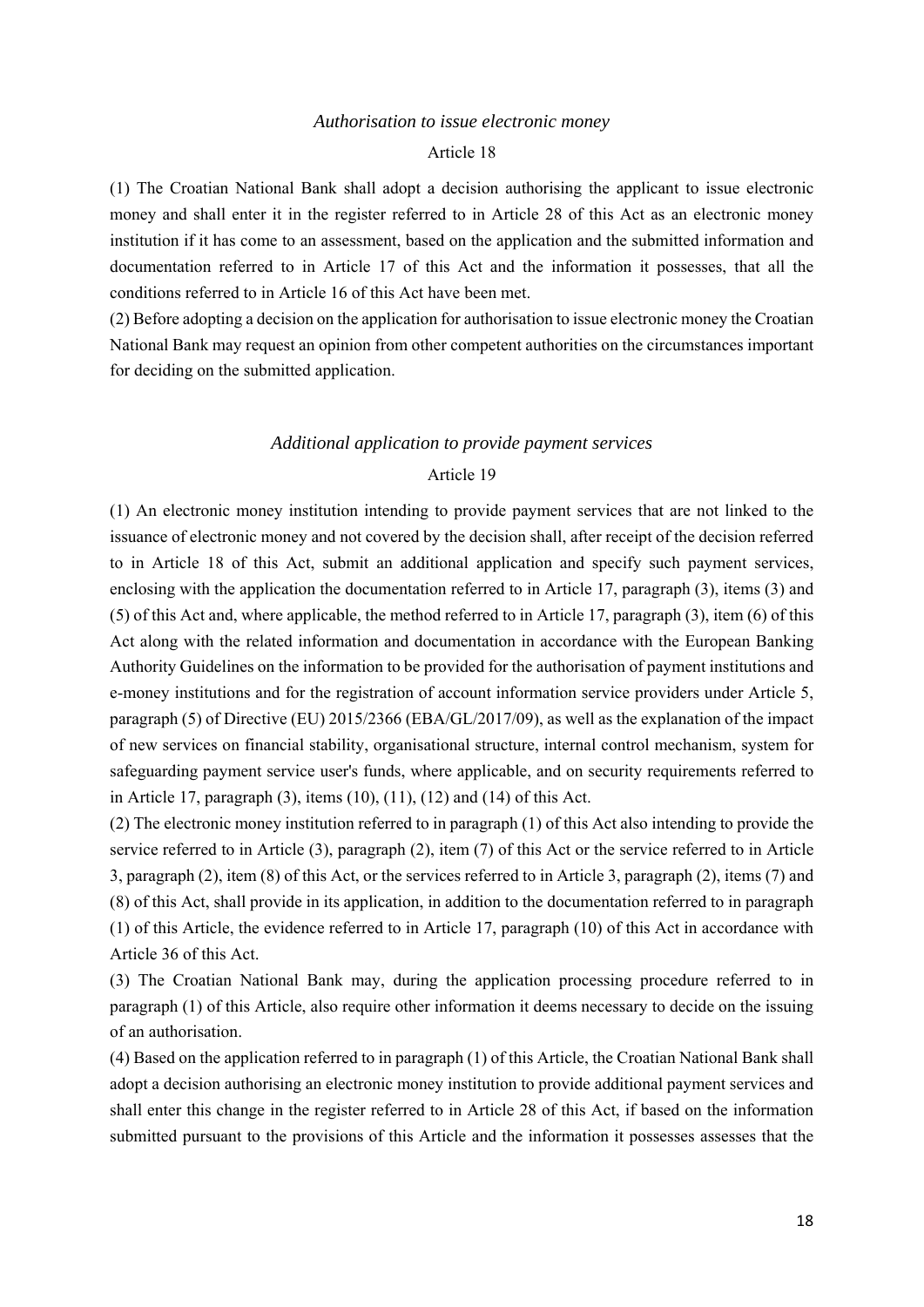*Authorisation to issue electronic money*

Article 18

(1) The Croatian National Bank shall adopt a decision authorising the applicant to issue electronic money and shall enter it in the register referred to in Article 28 of this Act as an electronic money institution if it has come to an assessment, based on the application and the submitted information and documentation referred to in Article 17 of this Act and the information it possesses, that all the conditions referred to in Article 16 of this Act have been met.

(2) Before adopting a decision on the application for authorisation to issue electronic money the Croatian National Bank may request an opinion from other competent authorities on the circumstances important for deciding on the submitted application.

*Additional application to provide payment services*

Article 19

(1) An electronic money institution intending to provide payment services that are not linked to the issuance of electronic money and not covered by the decision shall, after receipt of the decision referred to in Article 18 of this Act, submit an additional application and specify such payment services, enclosing with the application the documentation referred to in Article 17, paragraph (3), items (3) and (5) of this Act and, where applicable, the method referred to in Article 17, paragraph (3), item (6) of this Act along with the related information and documentation in accordance with the European Banking Authority Guidelines on the information to be provided for the authorisation of payment institutions and e-money institutions and for the registration of account information service providers under Article 5, paragraph (5) of Directive (EU) 2015/2366 (EBA/GL/2017/09), as well as the explanation of the impact of new services on financial stability, organisational structure, internal control mechanism, system for safeguarding payment service user's funds, where applicable, and on security requirements referred to in Article 17, paragraph (3), items (10), (11), (12) and (14) of this Act.

(2) The electronic money institution referred to in paragraph (1) of this Act also intending to provide the service referred to in Article (3), paragraph (2), item (7) of this Act or the service referred to in Article 3, paragraph (2), item (8) of this Act, or the services referred to in Article 3, paragraph (2), items (7) and (8) of this Act, shall provide in its application, in addition to the documentation referred to in paragraph (1) of this Article, the evidence referred to in Article 17, paragraph (10) of this Act in accordance with Article 36 of this Act.

(3) The Croatian National Bank may, during the application processing procedure referred to in paragraph (1) of this Article, also require other information it deems necessary to decide on the issuing of an authorisation.

(4) Based on the application referred to in paragraph (1) of this Article, the Croatian National Bank shall adopt a decision authorising an electronic money institution to provide additional payment services and shall enter this change in the register referred to in Article 28 of this Act, if based on the information submitted pursuant to the provisions of this Article and the information it possesses assesses that the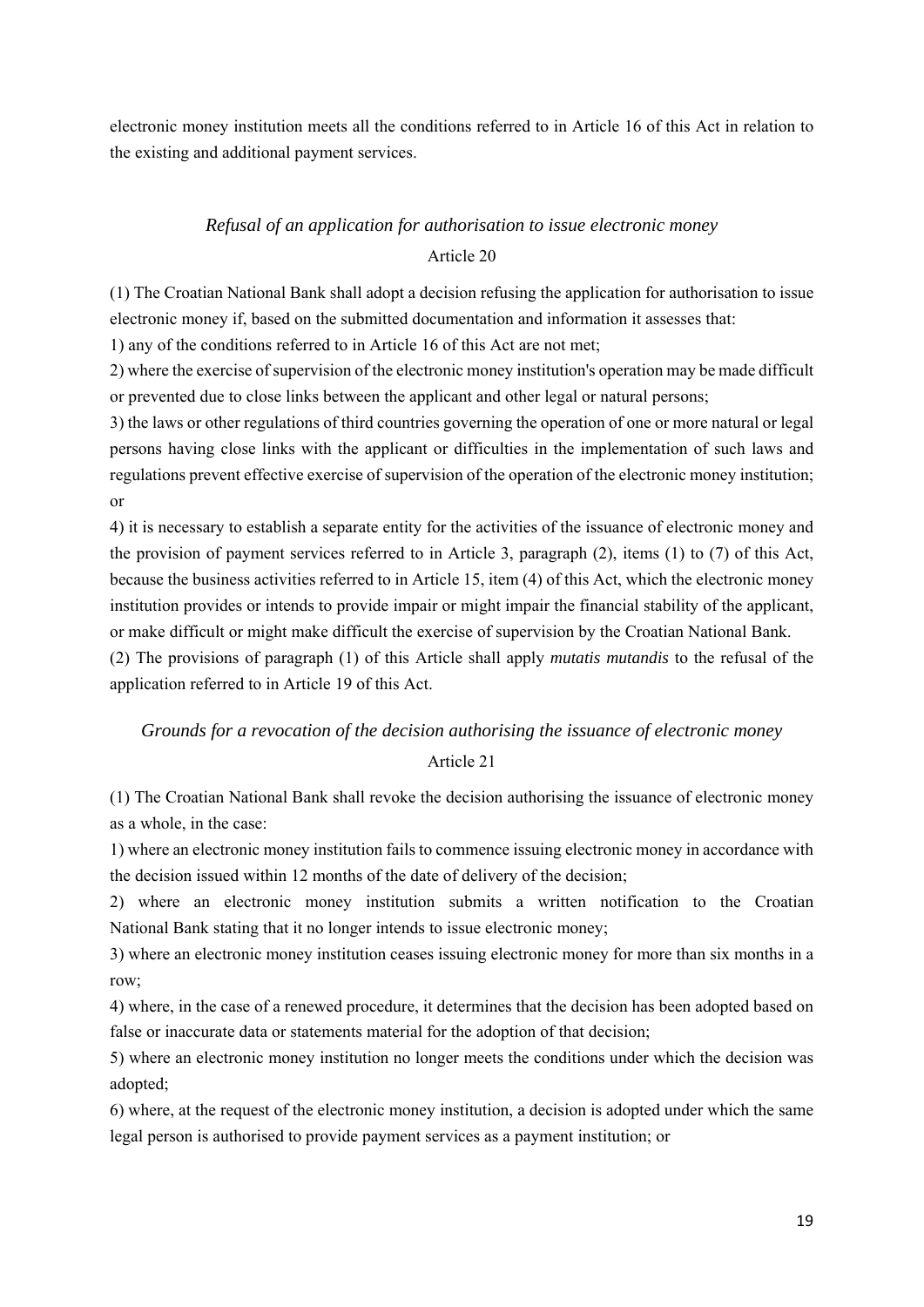electronic money institution meets all the conditions referred to in Article 16 of this Act in relation to the existing and additional payment services.

### *Refusal of an application for authorisation to issue electronic money*

Article 20

(1) The Croatian National Bank shall adopt a decision refusing the application for authorisation to issue electronic money if, based on the submitted documentation and information it assesses that:

1) any of the conditions referred to in Article 16 of this Act are not met;

2) where the exercise of supervision of the electronic money institution's operation may be made difficult or prevented due to close links between the applicant and other legal or natural persons;

3) the laws or other regulations of third countries governing the operation of one or more natural or legal persons having close links with the applicant or difficulties in the implementation of such laws and regulations prevent effective exercise of supervision of the operation of the electronic money institution; or

4) it is necessary to establish a separate entity for the activities of the issuance of electronic money and the provision of payment services referred to in Article 3, paragraph (2), items (1) to (7) of this Act, because the business activities referred to in Article 15, item (4) of this Act, which the electronic money institution provides or intends to provide impair or might impair the financial stability of the applicant, or make difficult or might make difficult the exercise of supervision by the Croatian National Bank.

(2) The provisions of paragraph (1) of this Article shall apply *mutatis mutandis* to the refusal of the application referred to in Article 19 of this Act.

### *Grounds for a revocation of the decision authorising the issuance of electronic money*

Article 21

(1) The Croatian National Bank shall revoke the decision authorising the issuance of electronic money as a whole, in the case:

1) where an electronic money institution fails to commence issuing electronic money in accordance with the decision issued within 12 months of the date of delivery of the decision;

2) where an electronic money institution submits a written notification to the Croatian National Bank stating that it no longer intends to issue electronic money;

3) where an electronic money institution ceases issuing electronic money for more than six months in a row;

4) where, in the case of a renewed procedure, it determines that the decision has been adopted based on false or inaccurate data or statements material for the adoption of that decision;

5) where an electronic money institution no longer meets the conditions under which the decision was adopted;

6) where, at the request of the electronic money institution, a decision is adopted under which the same legal person is authorised to provide payment services as a payment institution; or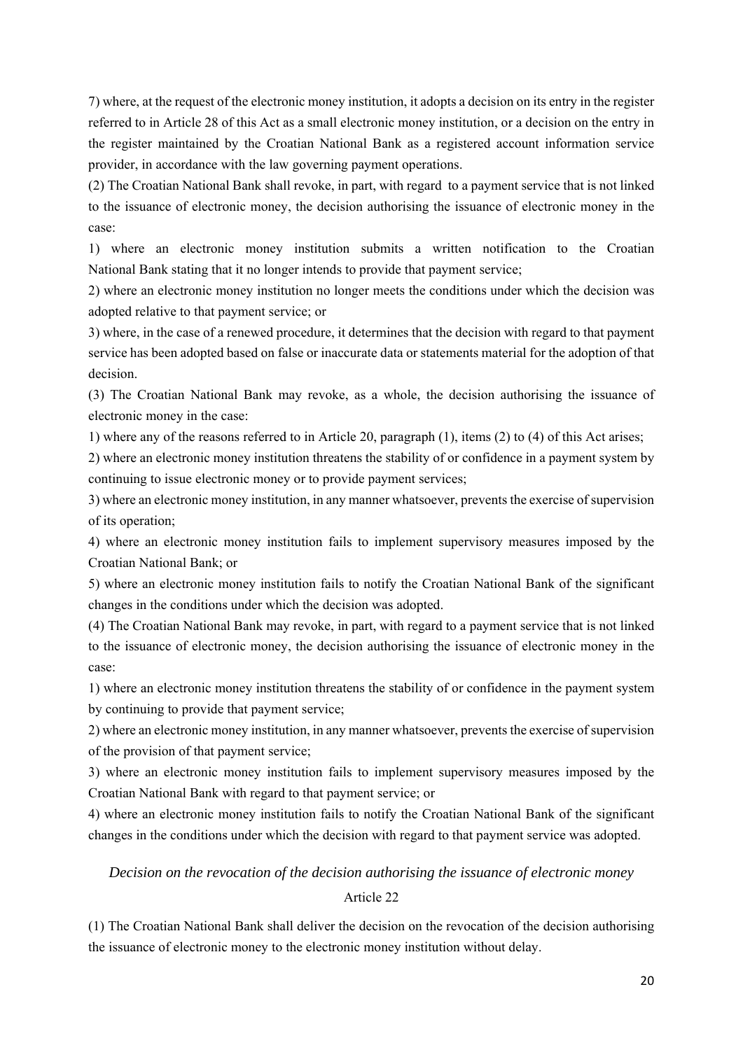7) where, at the request of the electronic money institution, it adopts a decision on its entry in the register referred to in Article 28 of this Act as a small electronic money institution, or a decision on the entry in the register maintained by the Croatian National Bank as a registered account information service provider, in accordance with the law governing payment operations.

(2) The Croatian National Bank shall revoke, in part, with regard to a payment service that is not linked to the issuance of electronic money, the decision authorising the issuance of electronic money in the case:

1) where an electronic money institution submits a written notification to the Croatian National Bank stating that it no longer intends to provide that payment service;

2) where an electronic money institution no longer meets the conditions under which the decision was adopted relative to that payment service; or

3) where, in the case of a renewed procedure, it determines that the decision with regard to that payment service has been adopted based on false or inaccurate data or statements material for the adoption of that decision.

(3) The Croatian National Bank may revoke, as a whole, the decision authorising the issuance of electronic money in the case:

1) where any of the reasons referred to in Article 20, paragraph (1), items (2) to (4) of this Act arises;

2) where an electronic money institution threatens the stability of or confidence in a payment system by continuing to issue electronic money or to provide payment services;

3) where an electronic money institution, in any manner whatsoever, prevents the exercise of supervision of its operation;

4) where an electronic money institution fails to implement supervisory measures imposed by the Croatian National Bank; or

5) where an electronic money institution fails to notify the Croatian National Bank of the significant changes in the conditions under which the decision was adopted.

(4) The Croatian National Bank may revoke, in part, with regard to a payment service that is not linked to the issuance of electronic money, the decision authorising the issuance of electronic money in the case:

1) where an electronic money institution threatens the stability of or confidence in the payment system by continuing to provide that payment service;

2) where an electronic money institution, in any manner whatsoever, prevents the exercise of supervision of the provision of that payment service;

3) where an electronic money institution fails to implement supervisory measures imposed by the Croatian National Bank with regard to that payment service; or

4) where an electronic money institution fails to notify the Croatian National Bank of the significant changes in the conditions under which the decision with regard to that payment service was adopted.

*Decision on the revocation of the decision authorising the issuance of electronic money*

Article 22

(1) The Croatian National Bank shall deliver the decision on the revocation of the decision authorising the issuance of electronic money to the electronic money institution without delay.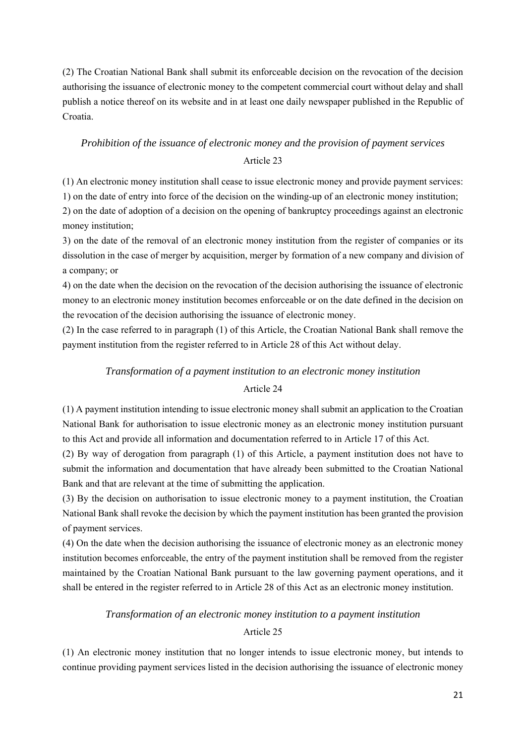(2) The Croatian National Bank shall submit its enforceable decision on the revocation of the decision authorising the issuance of electronic money to the competent commercial court without delay and shall publish a notice thereof on its website and in at least one daily newspaper published in the Republic of Croatia.

### *Prohibition of the issuance of electronic money and the provision of payment services*

Article 23

(1) An electronic money institution shall cease to issue electronic money and provide payment services:
1) on the date of entry into force of the decision on the winding-up of an electronic money institution;
2) on the date of adoption of a decision on the opening of bankruptcy proceedings against an electronic money institution;
3) on the date of the removal of an electronic money institution from the register of companies or its dissolution in the case of merger by acquisition, merger by formation of a new company and division of a company; or
4) on the date when the decision on the revocation of the decision authorising the issuance of electronic money to an electronic money institution becomes enforceable or on the date defined in the decision on the revocation of the decision authorising the issuance of electronic money.
(2) In the case referred to in paragraph (1) of this Article, the Croatian National Bank shall remove the payment institution from the register referred to in Article 28 of this Act without delay.

### *Transformation of a payment institution to an electronic money institution*

Article 24

(1) A payment institution intending to issue electronic money shall submit an application to the Croatian National Bank for authorisation to issue electronic money as an electronic money institution pursuant to this Act and provide all information and documentation referred to in Article 17 of this Act.
(2) By way of derogation from paragraph (1) of this Article, a payment institution does not have to submit the information and documentation that have already been submitted to the Croatian National Bank and that are relevant at the time of submitting the application.
(3) By the decision on authorisation to issue electronic money to a payment institution, the Croatian National Bank shall revoke the decision by which the payment institution has been granted the provision of payment services.
(4) On the date when the decision authorising the issuance of electronic money as an electronic money institution becomes enforceable, the entry of the payment institution shall be removed from the register maintained by the Croatian National Bank pursuant to the law governing payment operations, and it shall be entered in the register referred to in Article 28 of this Act as an electronic money institution.

### *Transformation of an electronic money institution to a payment institution*

Article 25

(1) An electronic money institution that no longer intends to issue electronic money, but intends to continue providing payment services listed in the decision authorising the issuance of electronic money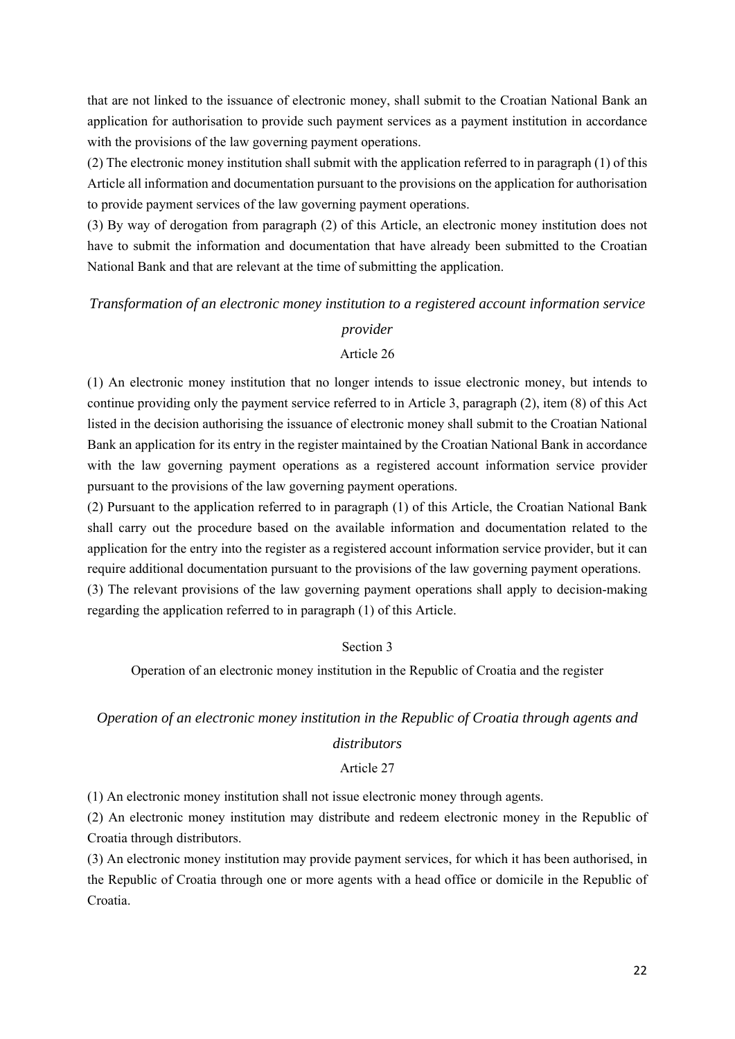that are not linked to the issuance of electronic money, shall submit to the Croatian National Bank an application for authorisation to provide such payment services as a payment institution in accordance with the provisions of the law governing payment operations.

(2) The electronic money institution shall submit with the application referred to in paragraph (1) of this Article all information and documentation pursuant to the provisions on the application for authorisation to provide payment services of the law governing payment operations.

(3) By way of derogation from paragraph (2) of this Article, an electronic money institution does not have to submit the information and documentation that have already been submitted to the Croatian National Bank and that are relevant at the time of submitting the application.

### *Transformation of an electronic money institution to a registered account information service provider*

Article 26

(1) An electronic money institution that no longer intends to issue electronic money, but intends to continue providing only the payment service referred to in Article 3, paragraph (2), item (8) of this Act listed in the decision authorising the issuance of electronic money shall submit to the Croatian National Bank an application for its entry in the register maintained by the Croatian National Bank in accordance with the law governing payment operations as a registered account information service provider pursuant to the provisions of the law governing payment operations.

(2) Pursuant to the application referred to in paragraph (1) of this Article, the Croatian National Bank shall carry out the procedure based on the available information and documentation related to the application for the entry into the register as a registered account information service provider, but it can require additional documentation pursuant to the provisions of the law governing payment operations.

(3) The relevant provisions of the law governing payment operations shall apply to decision-making regarding the application referred to in paragraph (1) of this Article.

## Section 3

## Operation of an electronic money institution in the Republic of Croatia and the register

### *Operation of an electronic money institution in the Republic of Croatia through agents and distributors*

Article 27

(1) An electronic money institution shall not issue electronic money through agents.

(2) An electronic money institution may distribute and redeem electronic money in the Republic of Croatia through distributors.

(3) An electronic money institution may provide payment services, for which it has been authorised, in the Republic of Croatia through one or more agents with a head office or domicile in the Republic of Croatia.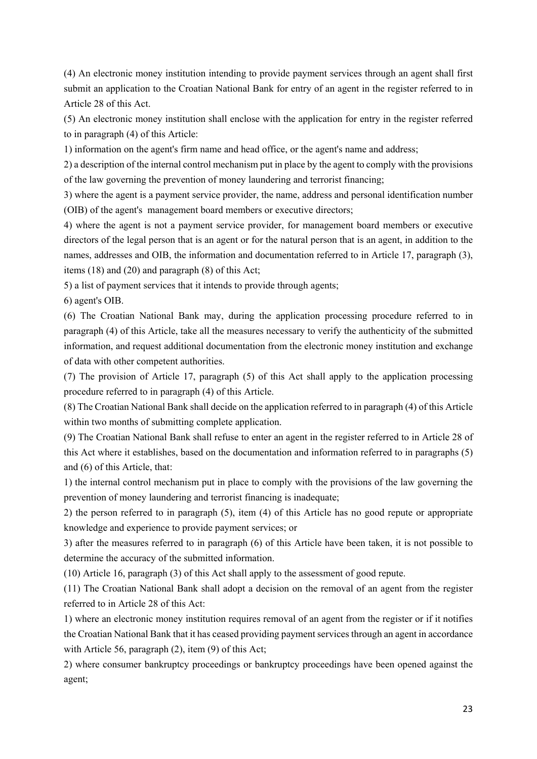(4) An electronic money institution intending to provide payment services through an agent shall first submit an application to the Croatian National Bank for entry of an agent in the register referred to in Article 28 of this Act.

(5) An electronic money institution shall enclose with the application for entry in the register referred to in paragraph (4) of this Article:

1) information on the agent's firm name and head office, or the agent's name and address;

2) a description of the internal control mechanism put in place by the agent to comply with the provisions of the law governing the prevention of money laundering and terrorist financing;

3) where the agent is a payment service provider, the name, address and personal identification number (OIB) of the agent's management board members or executive directors;

4) where the agent is not a payment service provider, for management board members or executive directors of the legal person that is an agent or for the natural person that is an agent, in addition to the names, addresses and OIB, the information and documentation referred to in Article 17, paragraph (3), items (18) and (20) and paragraph (8) of this Act;

5) a list of payment services that it intends to provide through agents;

6) agent's OIB.

(6) The Croatian National Bank may, during the application processing procedure referred to in paragraph (4) of this Article, take all the measures necessary to verify the authenticity of the submitted information, and request additional documentation from the electronic money institution and exchange of data with other competent authorities.

(7) The provision of Article 17, paragraph (5) of this Act shall apply to the application processing procedure referred to in paragraph (4) of this Article.

(8) The Croatian National Bank shall decide on the application referred to in paragraph (4) of this Article within two months of submitting complete application.

(9) The Croatian National Bank shall refuse to enter an agent in the register referred to in Article 28 of this Act where it establishes, based on the documentation and information referred to in paragraphs (5) and (6) of this Article, that:

1) the internal control mechanism put in place to comply with the provisions of the law governing the prevention of money laundering and terrorist financing is inadequate;

2) the person referred to in paragraph (5), item (4) of this Article has no good repute or appropriate knowledge and experience to provide payment services; or

3) after the measures referred to in paragraph (6) of this Article have been taken, it is not possible to determine the accuracy of the submitted information.

(10) Article 16, paragraph (3) of this Act shall apply to the assessment of good repute.

(11) The Croatian National Bank shall adopt a decision on the removal of an agent from the register referred to in Article 28 of this Act:

1) where an electronic money institution requires removal of an agent from the register or if it notifies the Croatian National Bank that it has ceased providing payment services through an agent in accordance with Article 56, paragraph (2), item (9) of this Act;

2) where consumer bankruptcy proceedings or bankruptcy proceedings have been opened against the agent;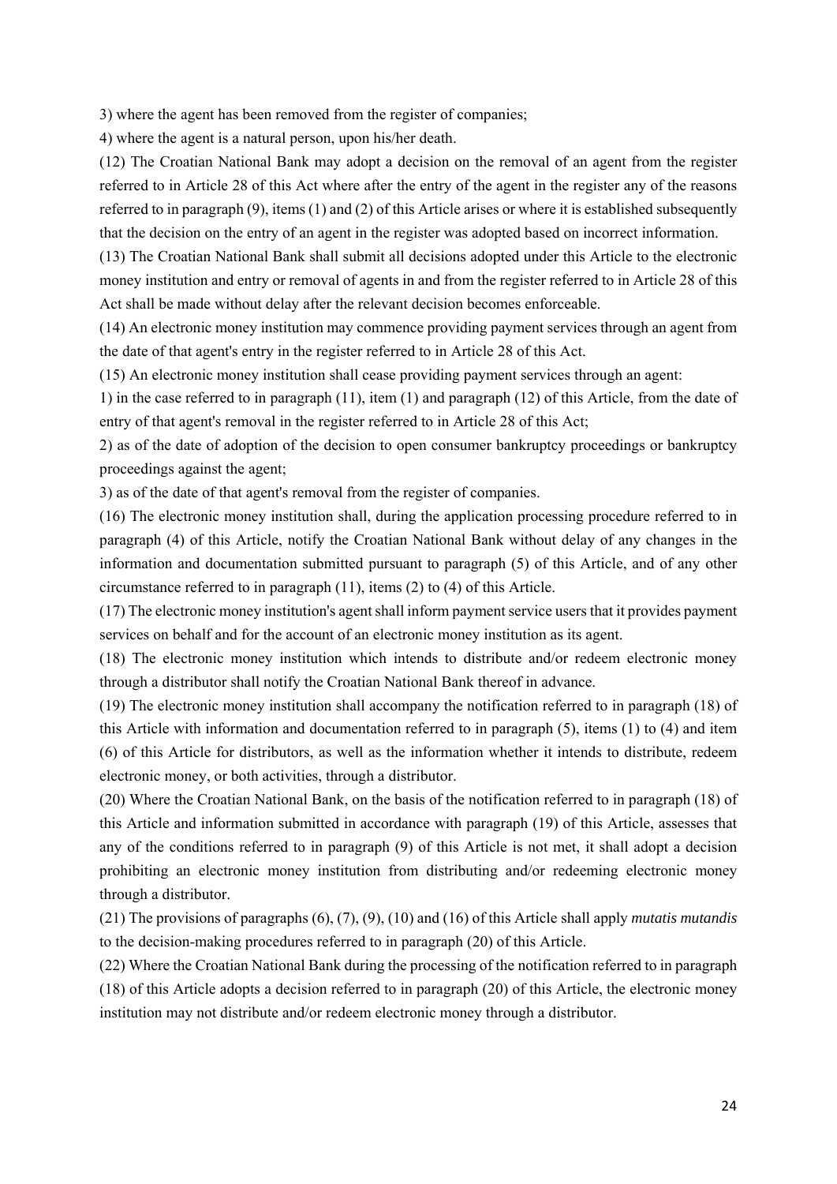3) where the agent has been removed from the register of companies;

4) where the agent is a natural person, upon his/her death.

(12) The Croatian National Bank may adopt a decision on the removal of an agent from the register referred to in Article 28 of this Act where after the entry of the agent in the register any of the reasons referred to in paragraph (9), items (1) and (2) of this Article arises or where it is established subsequently that the decision on the entry of an agent in the register was adopted based on incorrect information.

(13) The Croatian National Bank shall submit all decisions adopted under this Article to the electronic money institution and entry or removal of agents in and from the register referred to in Article 28 of this Act shall be made without delay after the relevant decision becomes enforceable.

(14) An electronic money institution may commence providing payment services through an agent from the date of that agent's entry in the register referred to in Article 28 of this Act.

(15) An electronic money institution shall cease providing payment services through an agent:

1) in the case referred to in paragraph (11), item (1) and paragraph (12) of this Article, from the date of entry of that agent's removal in the register referred to in Article 28 of this Act;

2) as of the date of adoption of the decision to open consumer bankruptcy proceedings or bankruptcy proceedings against the agent;

3) as of the date of that agent's removal from the register of companies.

(16) The electronic money institution shall, during the application processing procedure referred to in paragraph (4) of this Article, notify the Croatian National Bank without delay of any changes in the information and documentation submitted pursuant to paragraph (5) of this Article, and of any other circumstance referred to in paragraph (11), items (2) to (4) of this Article.

(17) The electronic money institution's agent shall inform payment service users that it provides payment services on behalf and for the account of an electronic money institution as its agent.

(18) The electronic money institution which intends to distribute and/or redeem electronic money through a distributor shall notify the Croatian National Bank thereof in advance.

(19) The electronic money institution shall accompany the notification referred to in paragraph (18) of this Article with information and documentation referred to in paragraph (5), items (1) to (4) and item (6) of this Article for distributors, as well as the information whether it intends to distribute, redeem electronic money, or both activities, through a distributor.

(20) Where the Croatian National Bank, on the basis of the notification referred to in paragraph (18) of this Article and information submitted in accordance with paragraph (19) of this Article, assesses that any of the conditions referred to in paragraph (9) of this Article is not met, it shall adopt a decision prohibiting an electronic money institution from distributing and/or redeeming electronic money through a distributor.

(21) The provisions of paragraphs (6), (7), (9), (10) and (16) of this Article shall apply *mutatis mutandis* to the decision-making procedures referred to in paragraph (20) of this Article.

(22) Where the Croatian National Bank during the processing of the notification referred to in paragraph (18) of this Article adopts a decision referred to in paragraph (20) of this Article, the electronic money institution may not distribute and/or redeem electronic money through a distributor.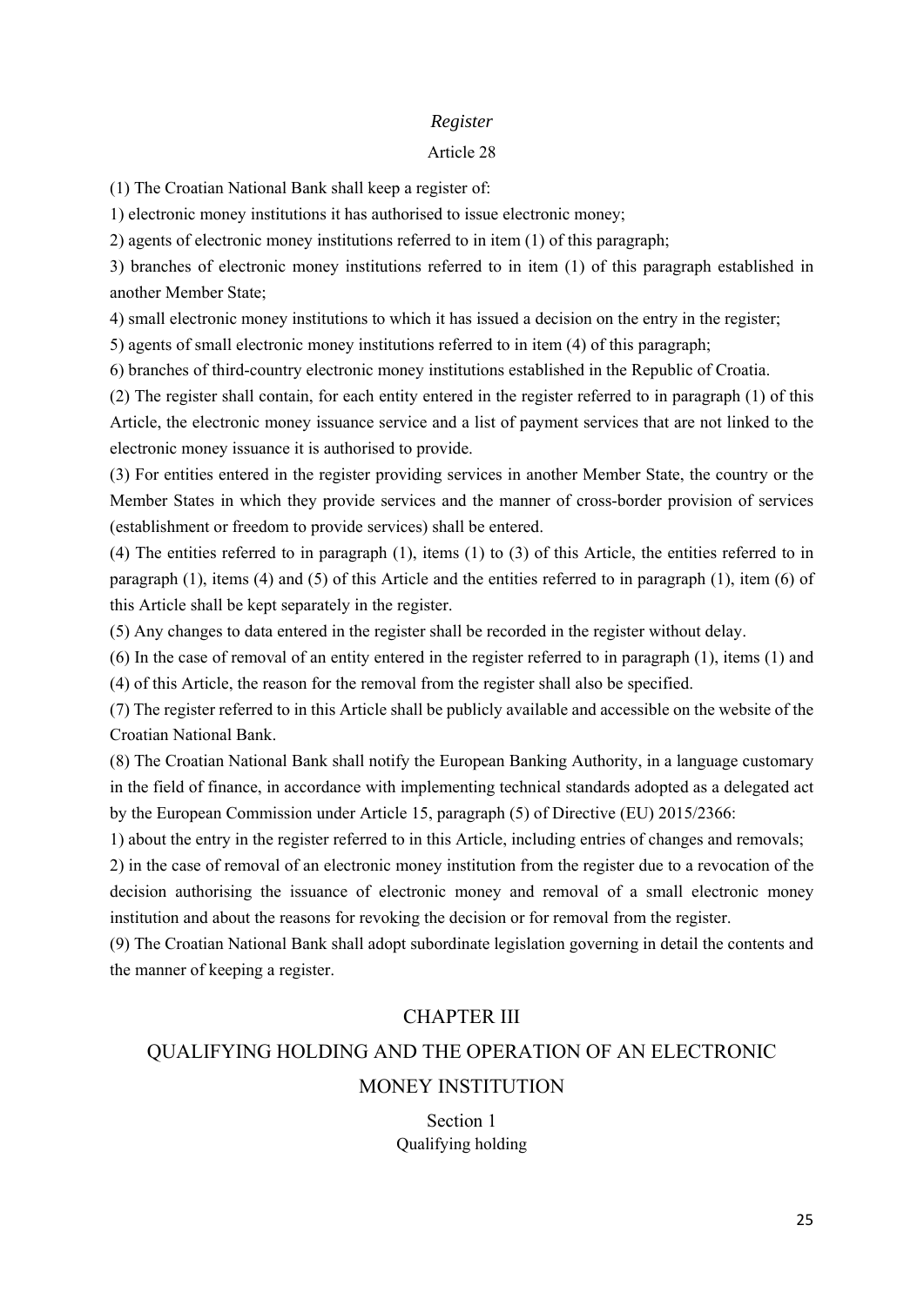*Register*

Article 28

(1) The Croatian National Bank shall keep a register of:

1) electronic money institutions it has authorised to issue electronic money;

2) agents of electronic money institutions referred to in item (1) of this paragraph;

3) branches of electronic money institutions referred to in item (1) of this paragraph established in another Member State;

4) small electronic money institutions to which it has issued a decision on the entry in the register;

5) agents of small electronic money institutions referred to in item (4) of this paragraph;

6) branches of third-country electronic money institutions established in the Republic of Croatia.

(2) The register shall contain, for each entity entered in the register referred to in paragraph (1) of this Article, the electronic money issuance service and a list of payment services that are not linked to the electronic money issuance it is authorised to provide.

(3) For entities entered in the register providing services in another Member State, the country or the Member States in which they provide services and the manner of cross-border provision of services (establishment or freedom to provide services) shall be entered.

(4) The entities referred to in paragraph (1), items (1) to (3) of this Article, the entities referred to in paragraph (1), items (4) and (5) of this Article and the entities referred to in paragraph (1), item (6) of this Article shall be kept separately in the register.

(5) Any changes to data entered in the register shall be recorded in the register without delay.

(6) In the case of removal of an entity entered in the register referred to in paragraph (1), items (1) and (4) of this Article, the reason for the removal from the register shall also be specified.

(7) The register referred to in this Article shall be publicly available and accessible on the website of the Croatian National Bank.

(8) The Croatian National Bank shall notify the European Banking Authority, in a language customary in the field of finance, in accordance with implementing technical standards adopted as a delegated act by the European Commission under Article 15, paragraph (5) of Directive (EU) 2015/2366:

1) about the entry in the register referred to in this Article, including entries of changes and removals;

2) in the case of removal of an electronic money institution from the register due to a revocation of the decision authorising the issuance of electronic money and removal of a small electronic money institution and about the reasons for revoking the decision or for removal from the register.

(9) The Croatian National Bank shall adopt subordinate legislation governing in detail the contents and the manner of keeping a register.

## CHAPTER III

## QUALIFYING HOLDING AND THE OPERATION OF AN ELECTRONIC MONEY INSTITUTION

### Section 1

### Qualifying holding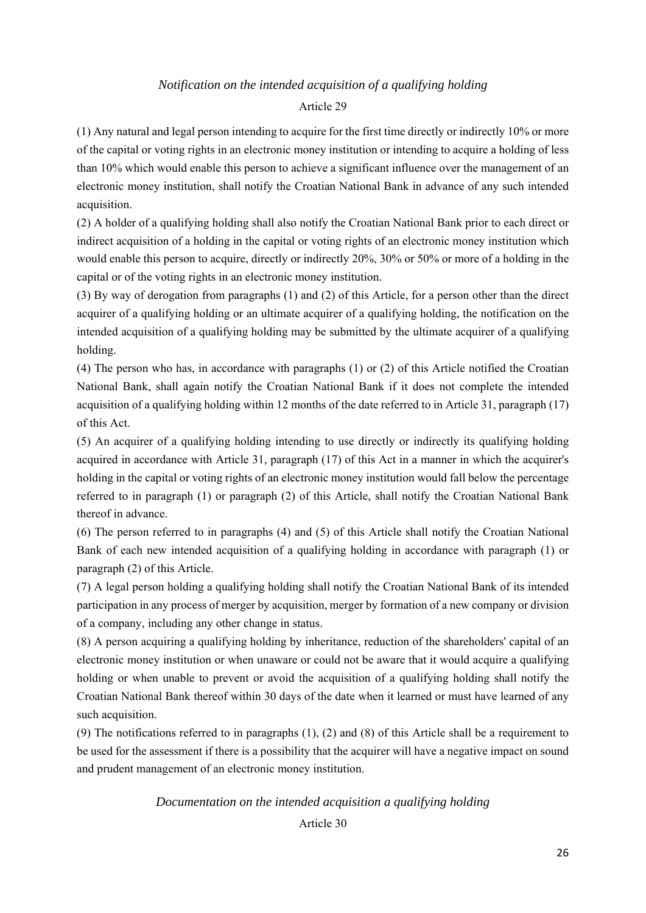*Notification on the intended acquisition of a qualifying holding*

Article 29

(1) Any natural and legal person intending to acquire for the first time directly or indirectly 10% or more of the capital or voting rights in an electronic money institution or intending to acquire a holding of less than 10% which would enable this person to achieve a significant influence over the management of an electronic money institution, shall notify the Croatian National Bank in advance of any such intended acquisition.

(2) A holder of a qualifying holding shall also notify the Croatian National Bank prior to each direct or indirect acquisition of a holding in the capital or voting rights of an electronic money institution which would enable this person to acquire, directly or indirectly 20%, 30% or 50% or more of a holding in the capital or of the voting rights in an electronic money institution.

(3) By way of derogation from paragraphs (1) and (2) of this Article, for a person other than the direct acquirer of a qualifying holding or an ultimate acquirer of a qualifying holding, the notification on the intended acquisition of a qualifying holding may be submitted by the ultimate acquirer of a qualifying holding.

(4) The person who has, in accordance with paragraphs (1) or (2) of this Article notified the Croatian National Bank, shall again notify the Croatian National Bank if it does not complete the intended acquisition of a qualifying holding within 12 months of the date referred to in Article 31, paragraph (17) of this Act.

(5) An acquirer of a qualifying holding intending to use directly or indirectly its qualifying holding acquired in accordance with Article 31, paragraph (17) of this Act in a manner in which the acquirer's holding in the capital or voting rights of an electronic money institution would fall below the percentage referred to in paragraph (1) or paragraph (2) of this Article, shall notify the Croatian National Bank thereof in advance.

(6) The person referred to in paragraphs (4) and (5) of this Article shall notify the Croatian National Bank of each new intended acquisition of a qualifying holding in accordance with paragraph (1) or paragraph (2) of this Article.

(7) A legal person holding a qualifying holding shall notify the Croatian National Bank of its intended participation in any process of merger by acquisition, merger by formation of a new company or division of a company, including any other change in status.

(8) A person acquiring a qualifying holding by inheritance, reduction of the shareholders' capital of an electronic money institution or when unaware or could not be aware that it would acquire a qualifying holding or when unable to prevent or avoid the acquisition of a qualifying holding shall notify the Croatian National Bank thereof within 30 days of the date when it learned or must have learned of any such acquisition.

(9) The notifications referred to in paragraphs (1), (2) and (8) of this Article shall be a requirement to be used for the assessment if there is a possibility that the acquirer will have a negative impact on sound and prudent management of an electronic money institution.

*Documentation on the intended acquisition a qualifying holding*

Article 30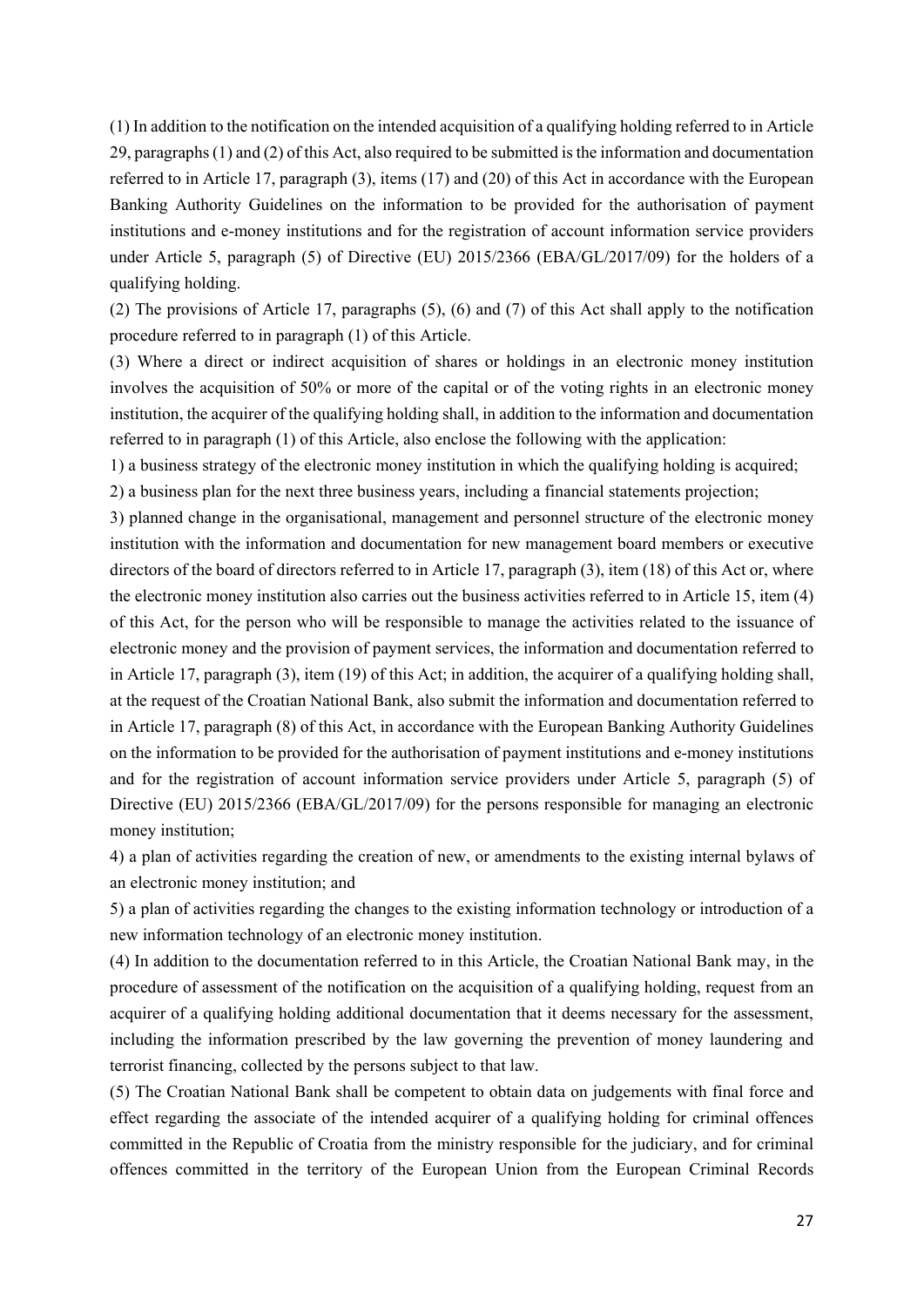(1) In addition to the notification on the intended acquisition of a qualifying holding referred to in Article 29, paragraphs (1) and (2) of this Act, also required to be submitted is the information and documentation referred to in Article 17, paragraph (3), items (17) and (20) of this Act in accordance with the European Banking Authority Guidelines on the information to be provided for the authorisation of payment institutions and e-money institutions and for the registration of account information service providers under Article 5, paragraph (5) of Directive (EU) 2015/2366 (EBA/GL/2017/09) for the holders of a qualifying holding.

(2) The provisions of Article 17, paragraphs (5), (6) and (7) of this Act shall apply to the notification procedure referred to in paragraph (1) of this Article.

(3) Where a direct or indirect acquisition of shares or holdings in an electronic money institution involves the acquisition of 50% or more of the capital or of the voting rights in an electronic money institution, the acquirer of the qualifying holding shall, in addition to the information and documentation referred to in paragraph (1) of this Article, also enclose the following with the application:

1) a business strategy of the electronic money institution in which the qualifying holding is acquired;

2) a business plan for the next three business years, including a financial statements projection;

3) planned change in the organisational, management and personnel structure of the electronic money institution with the information and documentation for new management board members or executive directors of the board of directors referred to in Article 17, paragraph (3), item (18) of this Act or, where the electronic money institution also carries out the business activities referred to in Article 15, item (4) of this Act, for the person who will be responsible to manage the activities related to the issuance of electronic money and the provision of payment services, the information and documentation referred to in Article 17, paragraph (3), item (19) of this Act; in addition, the acquirer of a qualifying holding shall, at the request of the Croatian National Bank, also submit the information and documentation referred to in Article 17, paragraph (8) of this Act, in accordance with the European Banking Authority Guidelines on the information to be provided for the authorisation of payment institutions and e-money institutions and for the registration of account information service providers under Article 5, paragraph (5) of Directive (EU) 2015/2366 (EBA/GL/2017/09) for the persons responsible for managing an electronic money institution;

4) a plan of activities regarding the creation of new, or amendments to the existing internal bylaws of an electronic money institution; and

5) a plan of activities regarding the changes to the existing information technology or introduction of a new information technology of an electronic money institution.

(4) In addition to the documentation referred to in this Article, the Croatian National Bank may, in the procedure of assessment of the notification on the acquisition of a qualifying holding, request from an acquirer of a qualifying holding additional documentation that it deems necessary for the assessment, including the information prescribed by the law governing the prevention of money laundering and terrorist financing, collected by the persons subject to that law.

(5) The Croatian National Bank shall be competent to obtain data on judgements with final force and effect regarding the associate of the intended acquirer of a qualifying holding for criminal offences committed in the Republic of Croatia from the ministry responsible for the judiciary, and for criminal offences committed in the territory of the European Union from the European Criminal Records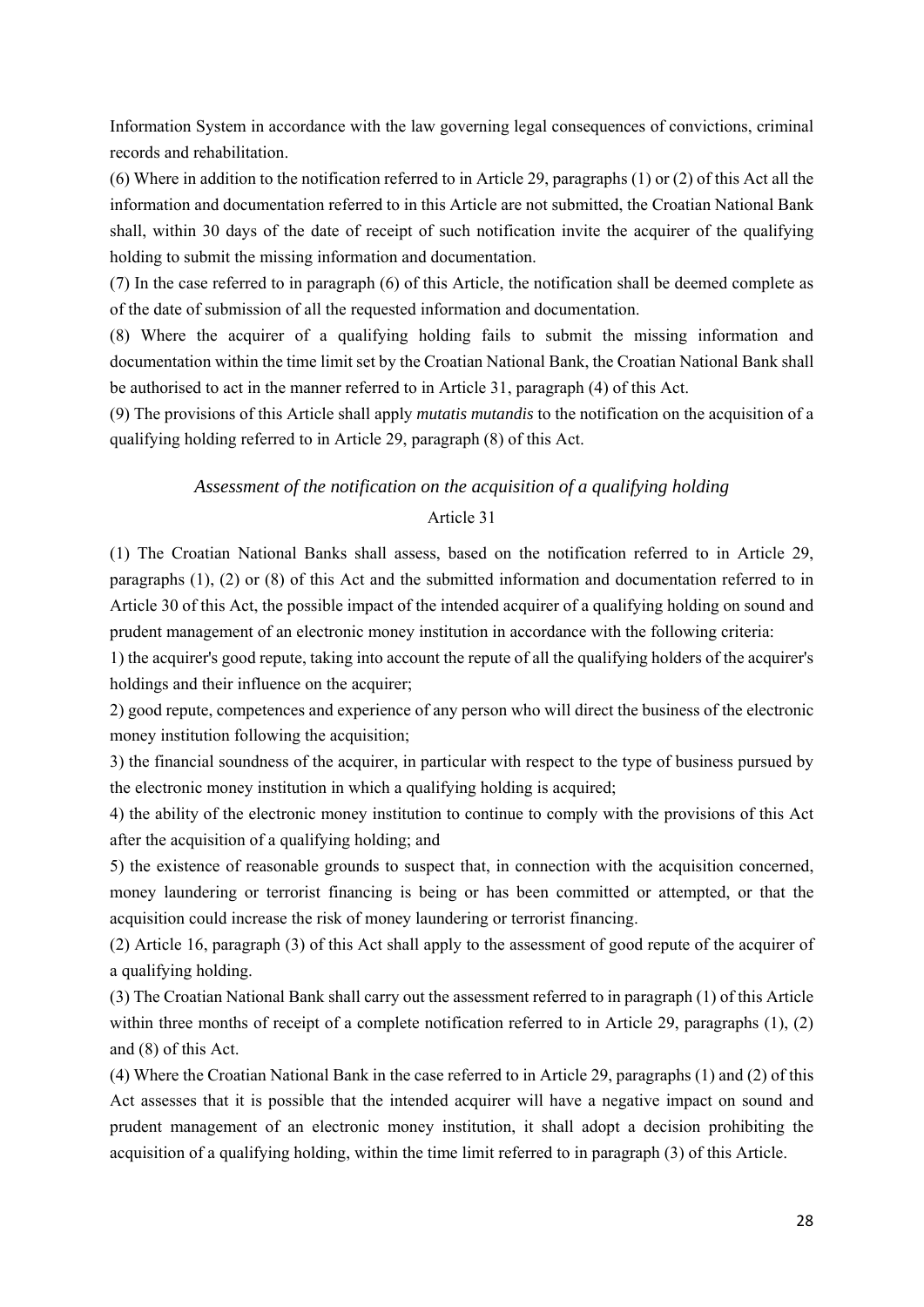Information System in accordance with the law governing legal consequences of convictions, criminal records and rehabilitation.

(6) Where in addition to the notification referred to in Article 29, paragraphs (1) or (2) of this Act all the information and documentation referred to in this Article are not submitted, the Croatian National Bank shall, within 30 days of the date of receipt of such notification invite the acquirer of the qualifying holding to submit the missing information and documentation.

(7) In the case referred to in paragraph (6) of this Article, the notification shall be deemed complete as of the date of submission of all the requested information and documentation.

(8) Where the acquirer of a qualifying holding fails to submit the missing information and documentation within the time limit set by the Croatian National Bank, the Croatian National Bank shall be authorised to act in the manner referred to in Article 31, paragraph (4) of this Act.

(9) The provisions of this Article shall apply *mutatis mutandis* to the notification on the acquisition of a qualifying holding referred to in Article 29, paragraph (8) of this Act.

*Assessment of the notification on the acquisition of a qualifying holding*

Article 31

(1) The Croatian National Banks shall assess, based on the notification referred to in Article 29, paragraphs (1), (2) or (8) of this Act and the submitted information and documentation referred to in Article 30 of this Act, the possible impact of the intended acquirer of a qualifying holding on sound and prudent management of an electronic money institution in accordance with the following criteria:

1) the acquirer's good repute, taking into account the repute of all the qualifying holders of the acquirer's holdings and their influence on the acquirer;

2) good repute, competences and experience of any person who will direct the business of the electronic money institution following the acquisition;

3) the financial soundness of the acquirer, in particular with respect to the type of business pursued by the electronic money institution in which a qualifying holding is acquired;

4) the ability of the electronic money institution to continue to comply with the provisions of this Act after the acquisition of a qualifying holding; and

5) the existence of reasonable grounds to suspect that, in connection with the acquisition concerned, money laundering or terrorist financing is being or has been committed or attempted, or that the acquisition could increase the risk of money laundering or terrorist financing.

(2) Article 16, paragraph (3) of this Act shall apply to the assessment of good repute of the acquirer of a qualifying holding.

(3) The Croatian National Bank shall carry out the assessment referred to in paragraph (1) of this Article within three months of receipt of a complete notification referred to in Article 29, paragraphs (1), (2) and (8) of this Act.

(4) Where the Croatian National Bank in the case referred to in Article 29, paragraphs (1) and (2) of this Act assesses that it is possible that the intended acquirer will have a negative impact on sound and prudent management of an electronic money institution, it shall adopt a decision prohibiting the acquisition of a qualifying holding, within the time limit referred to in paragraph (3) of this Article.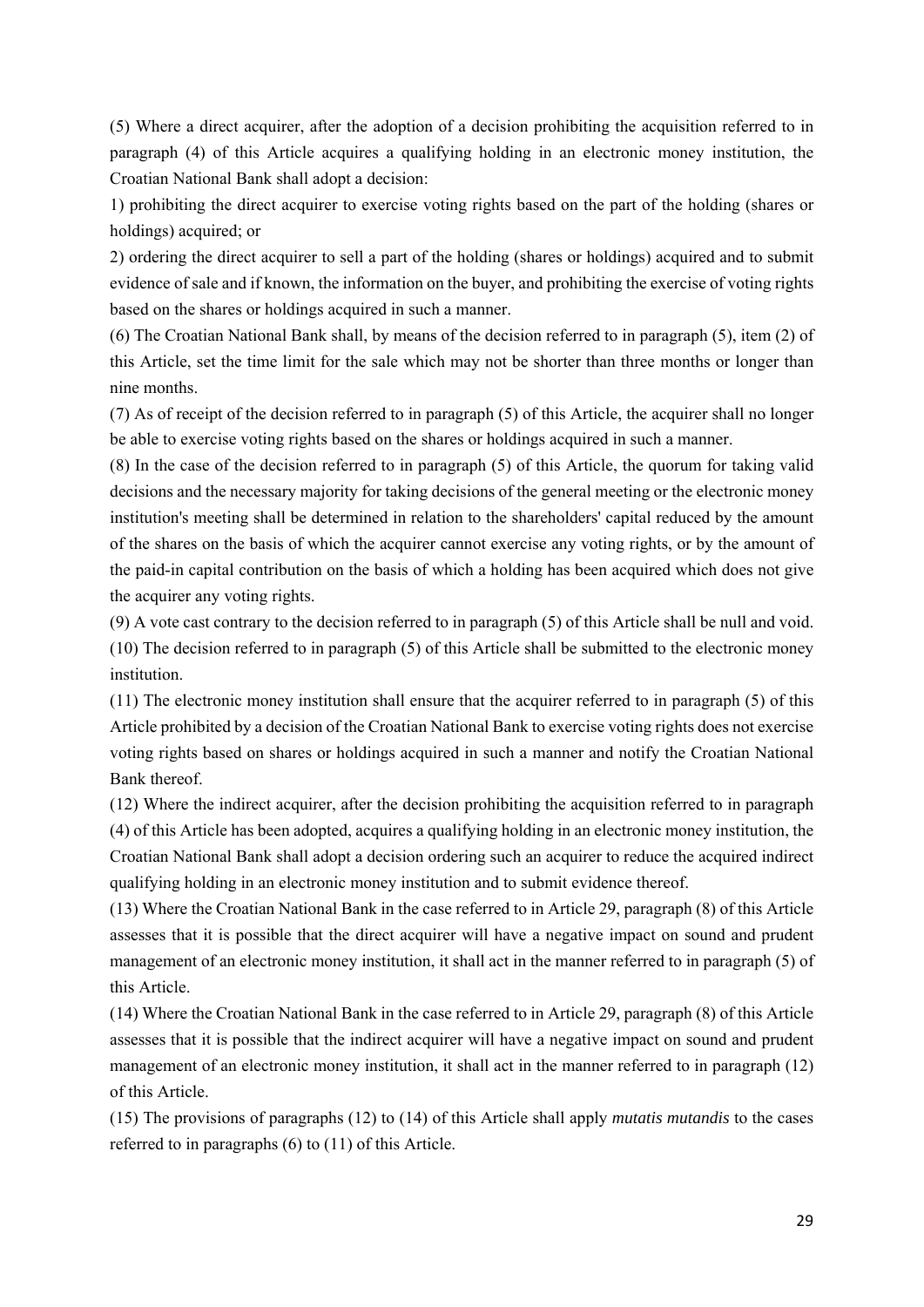(5) Where a direct acquirer, after the adoption of a decision prohibiting the acquisition referred to in paragraph (4) of this Article acquires a qualifying holding in an electronic money institution, the Croatian National Bank shall adopt a decision:

1) prohibiting the direct acquirer to exercise voting rights based on the part of the holding (shares or holdings) acquired; or

2) ordering the direct acquirer to sell a part of the holding (shares or holdings) acquired and to submit evidence of sale and if known, the information on the buyer, and prohibiting the exercise of voting rights based on the shares or holdings acquired in such a manner.

(6) The Croatian National Bank shall, by means of the decision referred to in paragraph (5), item (2) of this Article, set the time limit for the sale which may not be shorter than three months or longer than nine months.

(7) As of receipt of the decision referred to in paragraph (5) of this Article, the acquirer shall no longer be able to exercise voting rights based on the shares or holdings acquired in such a manner.

(8) In the case of the decision referred to in paragraph (5) of this Article, the quorum for taking valid decisions and the necessary majority for taking decisions of the general meeting or the electronic money institution's meeting shall be determined in relation to the shareholders' capital reduced by the amount of the shares on the basis of which the acquirer cannot exercise any voting rights, or by the amount of the paid-in capital contribution on the basis of which a holding has been acquired which does not give the acquirer any voting rights.

(9) A vote cast contrary to the decision referred to in paragraph (5) of this Article shall be null and void.

(10) The decision referred to in paragraph (5) of this Article shall be submitted to the electronic money institution.

(11) The electronic money institution shall ensure that the acquirer referred to in paragraph (5) of this Article prohibited by a decision of the Croatian National Bank to exercise voting rights does not exercise voting rights based on shares or holdings acquired in such a manner and notify the Croatian National Bank thereof.

(12) Where the indirect acquirer, after the decision prohibiting the acquisition referred to in paragraph (4) of this Article has been adopted, acquires a qualifying holding in an electronic money institution, the Croatian National Bank shall adopt a decision ordering such an acquirer to reduce the acquired indirect qualifying holding in an electronic money institution and to submit evidence thereof.

(13) Where the Croatian National Bank in the case referred to in Article 29, paragraph (8) of this Article assesses that it is possible that the direct acquirer will have a negative impact on sound and prudent management of an electronic money institution, it shall act in the manner referred to in paragraph (5) of this Article.

(14) Where the Croatian National Bank in the case referred to in Article 29, paragraph (8) of this Article assesses that it is possible that the indirect acquirer will have a negative impact on sound and prudent management of an electronic money institution, it shall act in the manner referred to in paragraph (12) of this Article.

(15) The provisions of paragraphs (12) to (14) of this Article shall apply *mutatis mutandis* to the cases referred to in paragraphs (6) to (11) of this Article.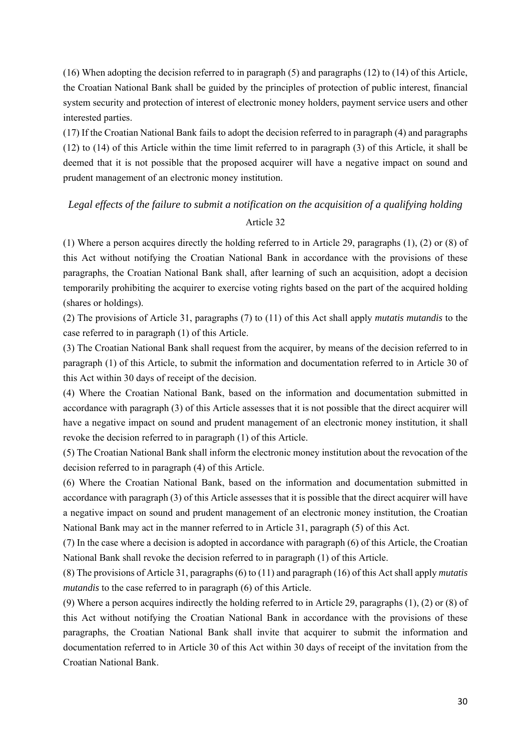(16) When adopting the decision referred to in paragraph (5) and paragraphs (12) to (14) of this Article, the Croatian National Bank shall be guided by the principles of protection of public interest, financial system security and protection of interest of electronic money holders, payment service users and other interested parties.

(17) If the Croatian National Bank fails to adopt the decision referred to in paragraph (4) and paragraphs (12) to (14) of this Article within the time limit referred to in paragraph (3) of this Article, it shall be deemed that it is not possible that the proposed acquirer will have a negative impact on sound and prudent management of an electronic money institution.

### *Legal effects of the failure to submit a notification on the acquisition of a qualifying holding*

Article 32

(1) Where a person acquires directly the holding referred to in Article 29, paragraphs (1), (2) or (8) of this Act without notifying the Croatian National Bank in accordance with the provisions of these paragraphs, the Croatian National Bank shall, after learning of such an acquisition, adopt a decision temporarily prohibiting the acquirer to exercise voting rights based on the part of the acquired holding (shares or holdings).

(2) The provisions of Article 31, paragraphs (7) to (11) of this Act shall apply *mutatis mutandis* to the case referred to in paragraph (1) of this Article.

(3) The Croatian National Bank shall request from the acquirer, by means of the decision referred to in paragraph (1) of this Article, to submit the information and documentation referred to in Article 30 of this Act within 30 days of receipt of the decision.

(4) Where the Croatian National Bank, based on the information and documentation submitted in accordance with paragraph (3) of this Article assesses that it is not possible that the direct acquirer will have a negative impact on sound and prudent management of an electronic money institution, it shall revoke the decision referred to in paragraph (1) of this Article.

(5) The Croatian National Bank shall inform the electronic money institution about the revocation of the decision referred to in paragraph (4) of this Article.

(6) Where the Croatian National Bank, based on the information and documentation submitted in accordance with paragraph (3) of this Article assesses that it is possible that the direct acquirer will have a negative impact on sound and prudent management of an electronic money institution, the Croatian National Bank may act in the manner referred to in Article 31, paragraph (5) of this Act.

(7) In the case where a decision is adopted in accordance with paragraph (6) of this Article, the Croatian National Bank shall revoke the decision referred to in paragraph (1) of this Article.

(8) The provisions of Article 31, paragraphs (6) to (11) and paragraph (16) of this Act shall apply *mutatis mutandis* to the case referred to in paragraph (6) of this Article.

(9) Where a person acquires indirectly the holding referred to in Article 29, paragraphs (1), (2) or (8) of this Act without notifying the Croatian National Bank in accordance with the provisions of these paragraphs, the Croatian National Bank shall invite that acquirer to submit the information and documentation referred to in Article 30 of this Act within 30 days of receipt of the invitation from the Croatian National Bank.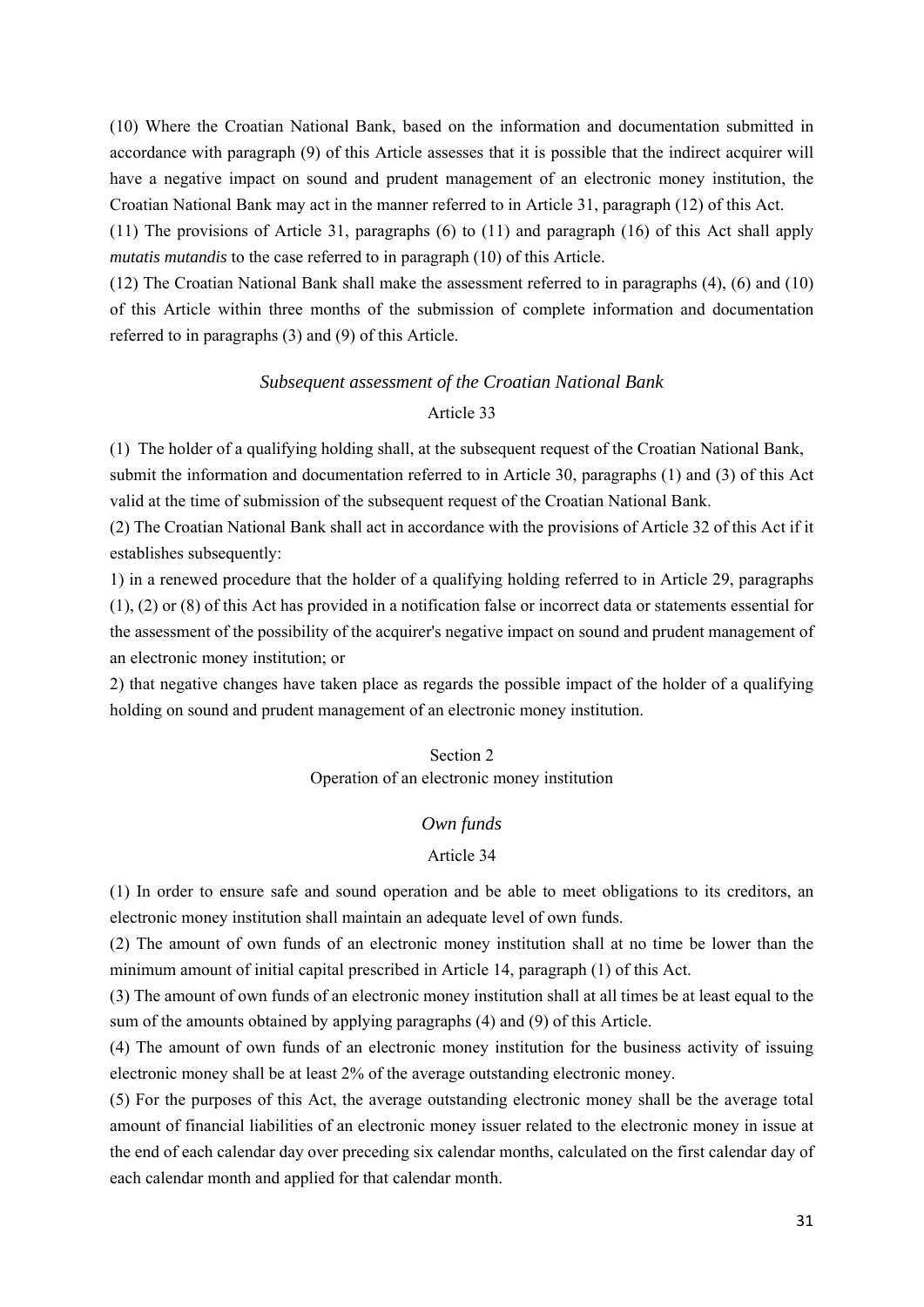(10) Where the Croatian National Bank, based on the information and documentation submitted in accordance with paragraph (9) of this Article assesses that it is possible that the indirect acquirer will have a negative impact on sound and prudent management of an electronic money institution, the Croatian National Bank may act in the manner referred to in Article 31, paragraph (12) of this Act.

(11) The provisions of Article 31, paragraphs (6) to (11) and paragraph (16) of this Act shall apply *mutatis mutandis* to the case referred to in paragraph (10) of this Article.

(12) The Croatian National Bank shall make the assessment referred to in paragraphs (4), (6) and (10) of this Article within three months of the submission of complete information and documentation referred to in paragraphs (3) and (9) of this Article.

*Subsequent assessment of the Croatian National Bank*

Article 33

(1) The holder of a qualifying holding shall, at the subsequent request of the Croatian National Bank, submit the information and documentation referred to in Article 30, paragraphs (1) and (3) of this Act valid at the time of submission of the subsequent request of the Croatian National Bank.

(2) The Croatian National Bank shall act in accordance with the provisions of Article 32 of this Act if it establishes subsequently:

1) in a renewed procedure that the holder of a qualifying holding referred to in Article 29, paragraphs (1), (2) or (8) of this Act has provided in a notification false or incorrect data or statements essential for the assessment of the possibility of the acquirer's negative impact on sound and prudent management of an electronic money institution; or

2) that negative changes have taken place as regards the possible impact of the holder of a qualifying holding on sound and prudent management of an electronic money institution.

## Section 2
## Operation of an electronic money institution

*Own funds*

Article 34

(1) In order to ensure safe and sound operation and be able to meet obligations to its creditors, an electronic money institution shall maintain an adequate level of own funds.

(2) The amount of own funds of an electronic money institution shall at no time be lower than the minimum amount of initial capital prescribed in Article 14, paragraph (1) of this Act.

(3) The amount of own funds of an electronic money institution shall at all times be at least equal to the sum of the amounts obtained by applying paragraphs (4) and (9) of this Article.

(4) The amount of own funds of an electronic money institution for the business activity of issuing electronic money shall be at least 2% of the average outstanding electronic money.

(5) For the purposes of this Act, the average outstanding electronic money shall be the average total amount of financial liabilities of an electronic money issuer related to the electronic money in issue at the end of each calendar day over preceding six calendar months, calculated on the first calendar day of each calendar month and applied for that calendar month.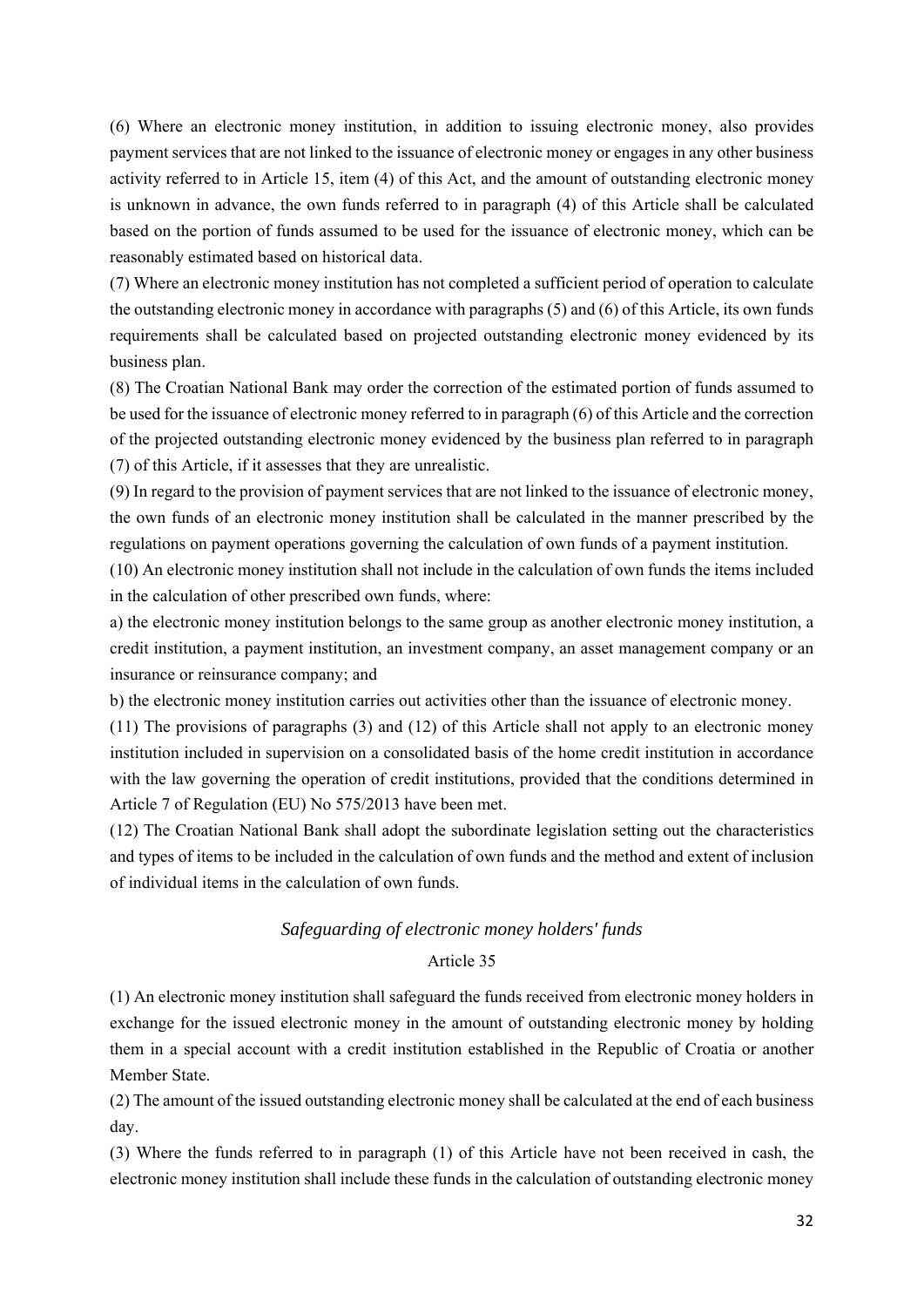(6) Where an electronic money institution, in addition to issuing electronic money, also provides payment services that are not linked to the issuance of electronic money or engages in any other business activity referred to in Article 15, item (4) of this Act, and the amount of outstanding electronic money is unknown in advance, the own funds referred to in paragraph (4) of this Article shall be calculated based on the portion of funds assumed to be used for the issuance of electronic money, which can be reasonably estimated based on historical data.

(7) Where an electronic money institution has not completed a sufficient period of operation to calculate the outstanding electronic money in accordance with paragraphs (5) and (6) of this Article, its own funds requirements shall be calculated based on projected outstanding electronic money evidenced by its business plan.

(8) The Croatian National Bank may order the correction of the estimated portion of funds assumed to be used for the issuance of electronic money referred to in paragraph (6) of this Article and the correction of the projected outstanding electronic money evidenced by the business plan referred to in paragraph (7) of this Article, if it assesses that they are unrealistic.

(9) In regard to the provision of payment services that are not linked to the issuance of electronic money, the own funds of an electronic money institution shall be calculated in the manner prescribed by the regulations on payment operations governing the calculation of own funds of a payment institution.

(10) An electronic money institution shall not include in the calculation of own funds the items included in the calculation of other prescribed own funds, where:

a) the electronic money institution belongs to the same group as another electronic money institution, a credit institution, a payment institution, an investment company, an asset management company or an insurance or reinsurance company; and

b) the electronic money institution carries out activities other than the issuance of electronic money.

(11) The provisions of paragraphs (3) and (12) of this Article shall not apply to an electronic money institution included in supervision on a consolidated basis of the home credit institution in accordance with the law governing the operation of credit institutions, provided that the conditions determined in Article 7 of Regulation (EU) No 575/2013 have been met.

(12) The Croatian National Bank shall adopt the subordinate legislation setting out the characteristics and types of items to be included in the calculation of own funds and the method and extent of inclusion of individual items in the calculation of own funds.

*Safeguarding of electronic money holders' funds*

Article 35

(1) An electronic money institution shall safeguard the funds received from electronic money holders in exchange for the issued electronic money in the amount of outstanding electronic money by holding them in a special account with a credit institution established in the Republic of Croatia or another Member State.

(2) The amount of the issued outstanding electronic money shall be calculated at the end of each business day.

(3) Where the funds referred to in paragraph (1) of this Article have not been received in cash, the electronic money institution shall include these funds in the calculation of outstanding electronic money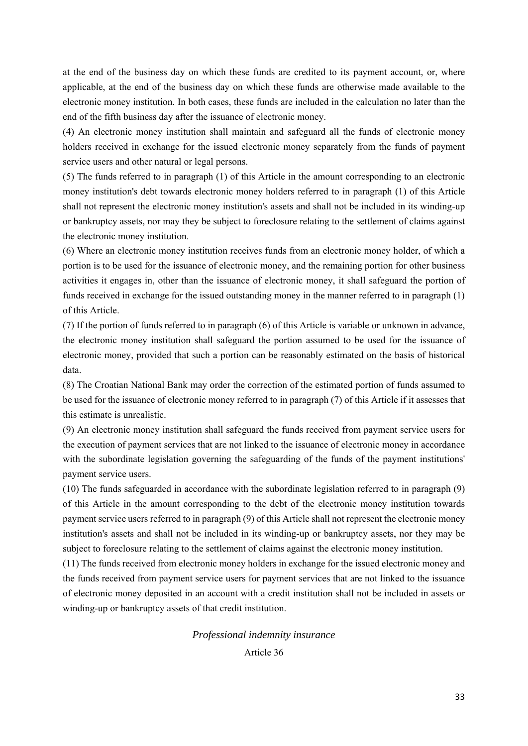at the end of the business day on which these funds are credited to its payment account, or, where applicable, at the end of the business day on which these funds are otherwise made available to the electronic money institution. In both cases, these funds are included in the calculation no later than the end of the fifth business day after the issuance of electronic money.

(4) An electronic money institution shall maintain and safeguard all the funds of electronic money holders received in exchange for the issued electronic money separately from the funds of payment service users and other natural or legal persons.

(5) The funds referred to in paragraph (1) of this Article in the amount corresponding to an electronic money institution's debt towards electronic money holders referred to in paragraph (1) of this Article shall not represent the electronic money institution's assets and shall not be included in its winding-up or bankruptcy assets, nor may they be subject to foreclosure relating to the settlement of claims against the electronic money institution.

(6) Where an electronic money institution receives funds from an electronic money holder, of which a portion is to be used for the issuance of electronic money, and the remaining portion for other business activities it engages in, other than the issuance of electronic money, it shall safeguard the portion of funds received in exchange for the issued outstanding money in the manner referred to in paragraph (1) of this Article.

(7) If the portion of funds referred to in paragraph (6) of this Article is variable or unknown in advance, the electronic money institution shall safeguard the portion assumed to be used for the issuance of electronic money, provided that such a portion can be reasonably estimated on the basis of historical data.

(8) The Croatian National Bank may order the correction of the estimated portion of funds assumed to be used for the issuance of electronic money referred to in paragraph (7) of this Article if it assesses that this estimate is unrealistic.

(9) An electronic money institution shall safeguard the funds received from payment service users for the execution of payment services that are not linked to the issuance of electronic money in accordance with the subordinate legislation governing the safeguarding of the funds of the payment institutions' payment service users.

(10) The funds safeguarded in accordance with the subordinate legislation referred to in paragraph (9) of this Article in the amount corresponding to the debt of the electronic money institution towards payment service users referred to in paragraph (9) of this Article shall not represent the electronic money institution's assets and shall not be included in its winding-up or bankruptcy assets, nor they may be subject to foreclosure relating to the settlement of claims against the electronic money institution.

(11) The funds received from electronic money holders in exchange for the issued electronic money and the funds received from payment service users for payment services that are not linked to the issuance of electronic money deposited in an account with a credit institution shall not be included in assets or winding-up or bankruptcy assets of that credit institution.

*Professional indemnity insurance*

Article 36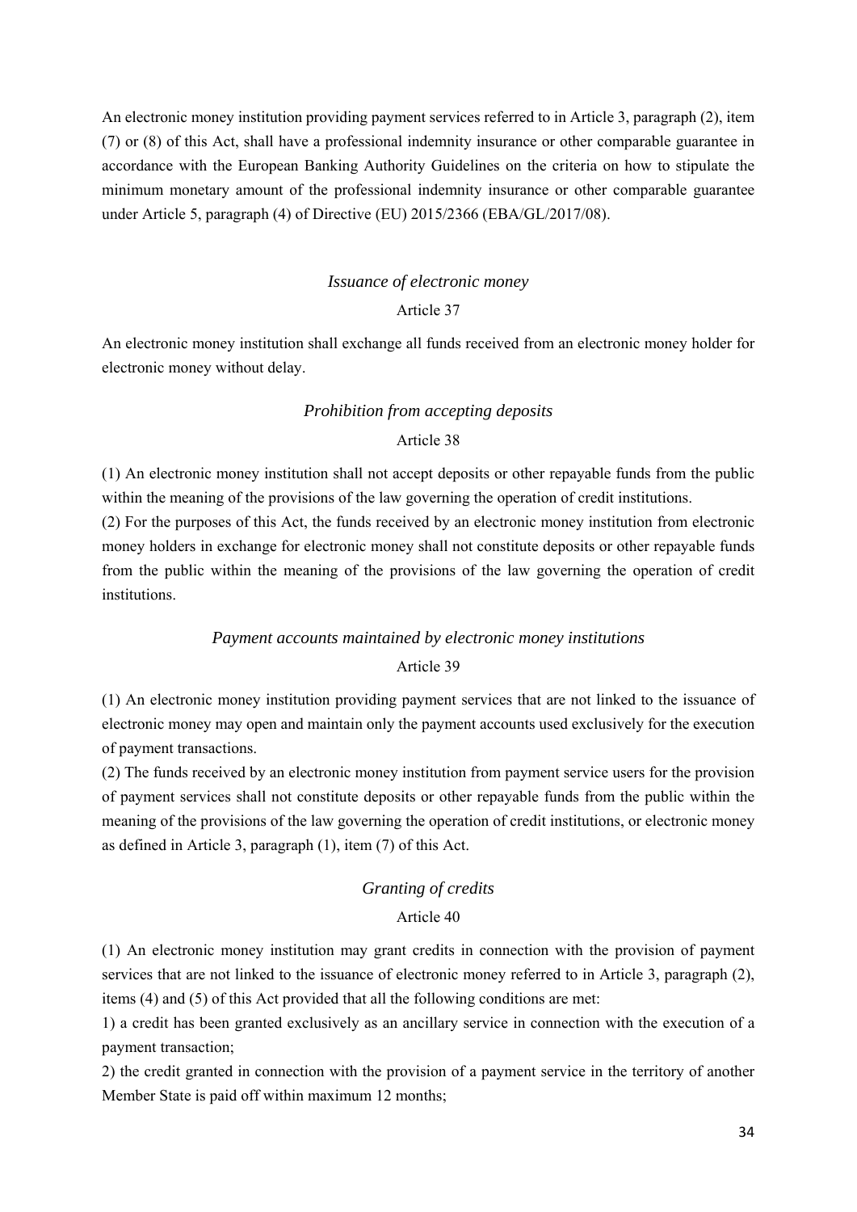An electronic money institution providing payment services referred to in Article 3, paragraph (2), item (7) or (8) of this Act, shall have a professional indemnity insurance or other comparable guarantee in accordance with the European Banking Authority Guidelines on the criteria on how to stipulate the minimum monetary amount of the professional indemnity insurance or other comparable guarantee under Article 5, paragraph (4) of Directive (EU) 2015/2366 (EBA/GL/2017/08).

*Issuance of electronic money*

Article 37

An electronic money institution shall exchange all funds received from an electronic money holder for electronic money without delay.

*Prohibition from accepting deposits*

Article 38

(1) An electronic money institution shall not accept deposits or other repayable funds from the public within the meaning of the provisions of the law governing the operation of credit institutions.

(2) For the purposes of this Act, the funds received by an electronic money institution from electronic money holders in exchange for electronic money shall not constitute deposits or other repayable funds from the public within the meaning of the provisions of the law governing the operation of credit institutions.

*Payment accounts maintained by electronic money institutions*

Article 39

(1) An electronic money institution providing payment services that are not linked to the issuance of electronic money may open and maintain only the payment accounts used exclusively for the execution of payment transactions.

(2) The funds received by an electronic money institution from payment service users for the provision of payment services shall not constitute deposits or other repayable funds from the public within the meaning of the provisions of the law governing the operation of credit institutions, or electronic money as defined in Article 3, paragraph (1), item (7) of this Act.

*Granting of credits*

Article 40

(1) An electronic money institution may grant credits in connection with the provision of payment services that are not linked to the issuance of electronic money referred to in Article 3, paragraph (2), items (4) and (5) of this Act provided that all the following conditions are met:

1) a credit has been granted exclusively as an ancillary service in connection with the execution of a payment transaction;

2) the credit granted in connection with the provision of a payment service in the territory of another Member State is paid off within maximum 12 months;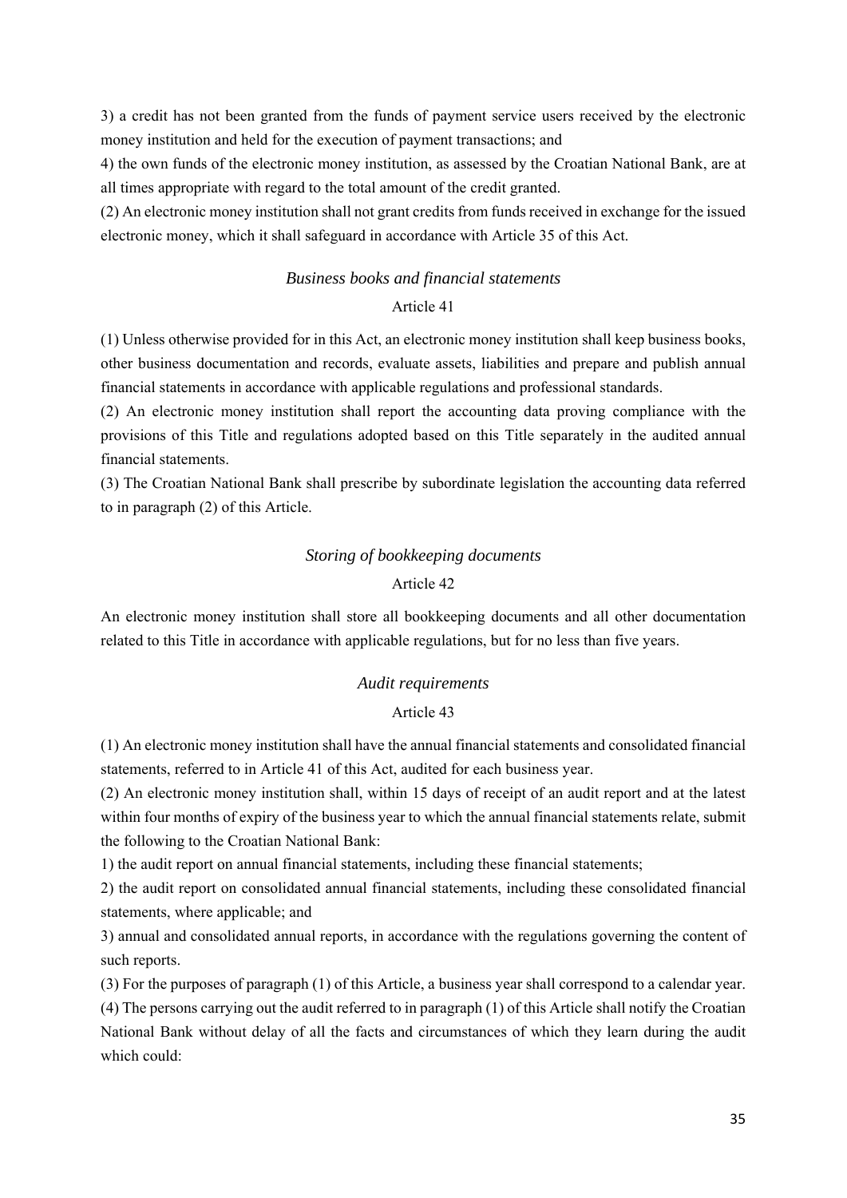3) a credit has not been granted from the funds of payment service users received by the electronic money institution and held for the execution of payment transactions; and

4) the own funds of the electronic money institution, as assessed by the Croatian National Bank, are at all times appropriate with regard to the total amount of the credit granted.

(2) An electronic money institution shall not grant credits from funds received in exchange for the issued electronic money, which it shall safeguard in accordance with Article 35 of this Act.

*Business books and financial statements*

Article 41

(1) Unless otherwise provided for in this Act, an electronic money institution shall keep business books, other business documentation and records, evaluate assets, liabilities and prepare and publish annual financial statements in accordance with applicable regulations and professional standards.

(2) An electronic money institution shall report the accounting data proving compliance with the provisions of this Title and regulations adopted based on this Title separately in the audited annual financial statements.

(3) The Croatian National Bank shall prescribe by subordinate legislation the accounting data referred to in paragraph (2) of this Article.

*Storing of bookkeeping documents*

Article 42

An electronic money institution shall store all bookkeeping documents and all other documentation related to this Title in accordance with applicable regulations, but for no less than five years.

*Audit requirements*

Article 43

(1) An electronic money institution shall have the annual financial statements and consolidated financial statements, referred to in Article 41 of this Act, audited for each business year.

(2) An electronic money institution shall, within 15 days of receipt of an audit report and at the latest within four months of expiry of the business year to which the annual financial statements relate, submit the following to the Croatian National Bank:

1) the audit report on annual financial statements, including these financial statements;

2) the audit report on consolidated annual financial statements, including these consolidated financial statements, where applicable; and

3) annual and consolidated annual reports, in accordance with the regulations governing the content of such reports.

(3) For the purposes of paragraph (1) of this Article, a business year shall correspond to a calendar year.

(4) The persons carrying out the audit referred to in paragraph (1) of this Article shall notify the Croatian National Bank without delay of all the facts and circumstances of which they learn during the audit which could: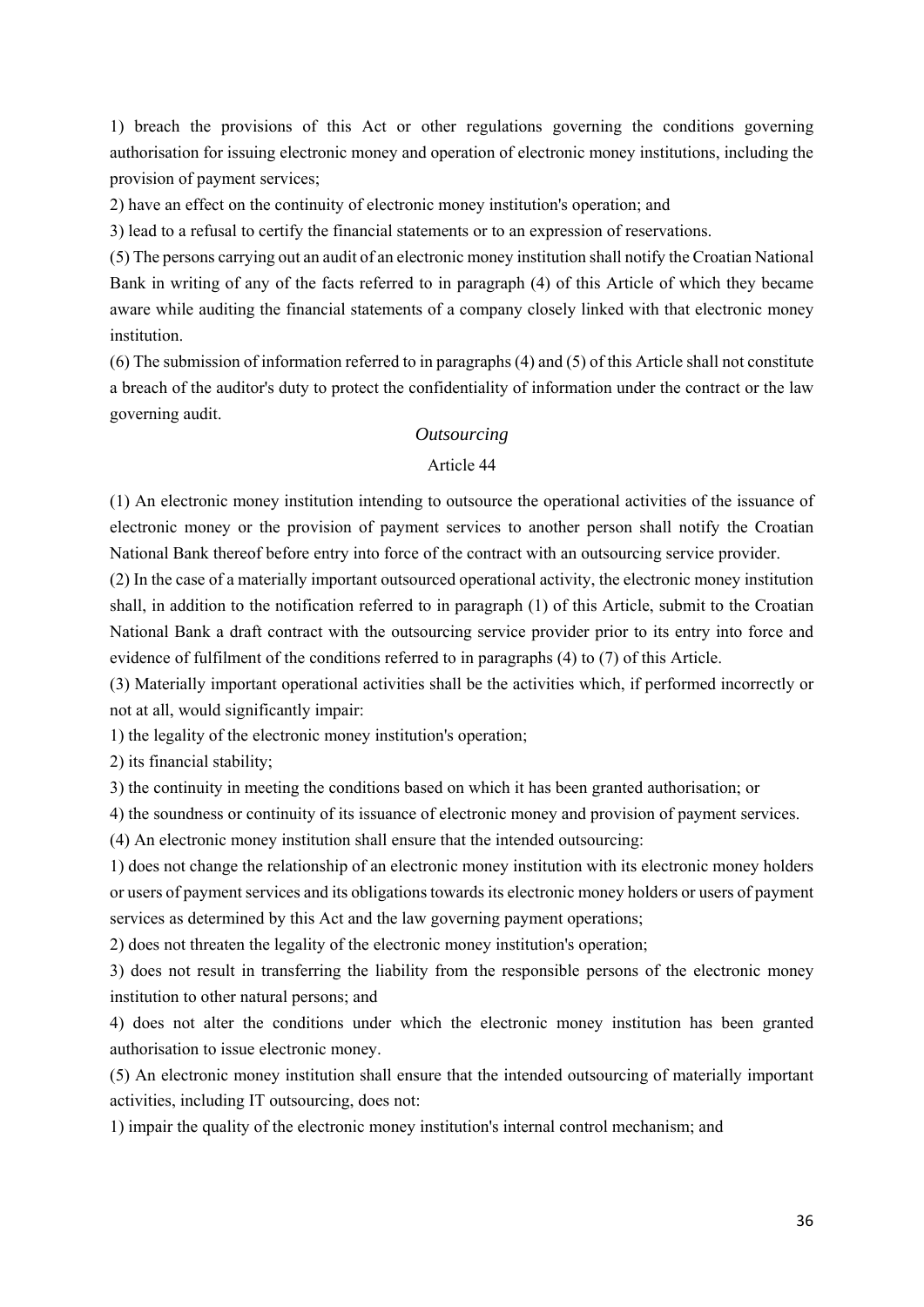1) breach the provisions of this Act or other regulations governing the conditions governing authorisation for issuing electronic money and operation of electronic money institutions, including the provision of payment services;

2) have an effect on the continuity of electronic money institution's operation; and

3) lead to a refusal to certify the financial statements or to an expression of reservations.

(5) The persons carrying out an audit of an electronic money institution shall notify the Croatian National Bank in writing of any of the facts referred to in paragraph (4) of this Article of which they became aware while auditing the financial statements of a company closely linked with that electronic money institution.

(6) The submission of information referred to in paragraphs (4) and (5) of this Article shall not constitute a breach of the auditor's duty to protect the confidentiality of information under the contract or the law governing audit.

*Outsourcing*

Article 44

(1) An electronic money institution intending to outsource the operational activities of the issuance of electronic money or the provision of payment services to another person shall notify the Croatian National Bank thereof before entry into force of the contract with an outsourcing service provider.

(2) In the case of a materially important outsourced operational activity, the electronic money institution shall, in addition to the notification referred to in paragraph (1) of this Article, submit to the Croatian National Bank a draft contract with the outsourcing service provider prior to its entry into force and evidence of fulfilment of the conditions referred to in paragraphs (4) to (7) of this Article.

(3) Materially important operational activities shall be the activities which, if performed incorrectly or not at all, would significantly impair:

1) the legality of the electronic money institution's operation;

2) its financial stability;

3) the continuity in meeting the conditions based on which it has been granted authorisation; or

4) the soundness or continuity of its issuance of electronic money and provision of payment services.

(4) An electronic money institution shall ensure that the intended outsourcing:

1) does not change the relationship of an electronic money institution with its electronic money holders or users of payment services and its obligations towards its electronic money holders or users of payment services as determined by this Act and the law governing payment operations;

2) does not threaten the legality of the electronic money institution's operation;

3) does not result in transferring the liability from the responsible persons of the electronic money institution to other natural persons; and

4) does not alter the conditions under which the electronic money institution has been granted authorisation to issue electronic money.

(5) An electronic money institution shall ensure that the intended outsourcing of materially important activities, including IT outsourcing, does not:

1) impair the quality of the electronic money institution's internal control mechanism; and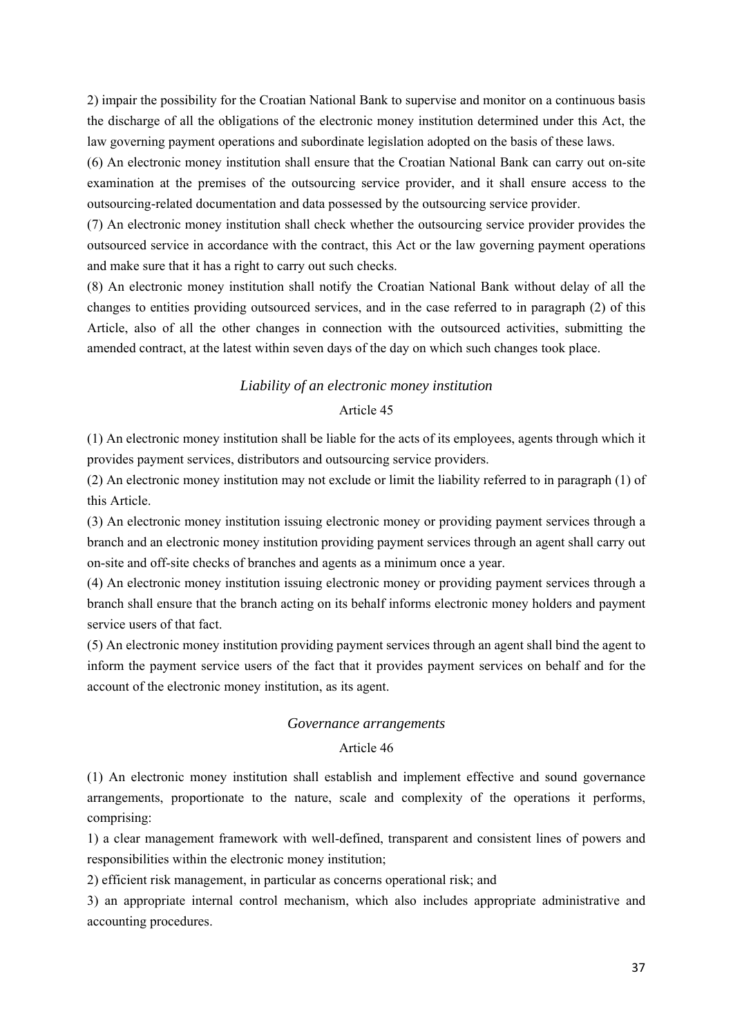2) impair the possibility for the Croatian National Bank to supervise and monitor on a continuous basis the discharge of all the obligations of the electronic money institution determined under this Act, the law governing payment operations and subordinate legislation adopted on the basis of these laws.

(6) An electronic money institution shall ensure that the Croatian National Bank can carry out on-site examination at the premises of the outsourcing service provider, and it shall ensure access to the outsourcing-related documentation and data possessed by the outsourcing service provider.

(7) An electronic money institution shall check whether the outsourcing service provider provides the outsourced service in accordance with the contract, this Act or the law governing payment operations and make sure that it has a right to carry out such checks.

(8) An electronic money institution shall notify the Croatian National Bank without delay of all the changes to entities providing outsourced services, and in the case referred to in paragraph (2) of this Article, also of all the other changes in connection with the outsourced activities, submitting the amended contract, at the latest within seven days of the day on which such changes took place.

*Liability of an electronic money institution*

Article 45

(1) An electronic money institution shall be liable for the acts of its employees, agents through which it provides payment services, distributors and outsourcing service providers.

(2) An electronic money institution may not exclude or limit the liability referred to in paragraph (1) of this Article.

(3) An electronic money institution issuing electronic money or providing payment services through a branch and an electronic money institution providing payment services through an agent shall carry out on-site and off-site checks of branches and agents as a minimum once a year.

(4) An electronic money institution issuing electronic money or providing payment services through a branch shall ensure that the branch acting on its behalf informs electronic money holders and payment service users of that fact.

(5) An electronic money institution providing payment services through an agent shall bind the agent to inform the payment service users of the fact that it provides payment services on behalf and for the account of the electronic money institution, as its agent.

*Governance arrangements*

Article 46

(1) An electronic money institution shall establish and implement effective and sound governance arrangements, proportionate to the nature, scale and complexity of the operations it performs, comprising:

1) a clear management framework with well-defined, transparent and consistent lines of powers and responsibilities within the electronic money institution;

2) efficient risk management, in particular as concerns operational risk; and

3) an appropriate internal control mechanism, which also includes appropriate administrative and accounting procedures.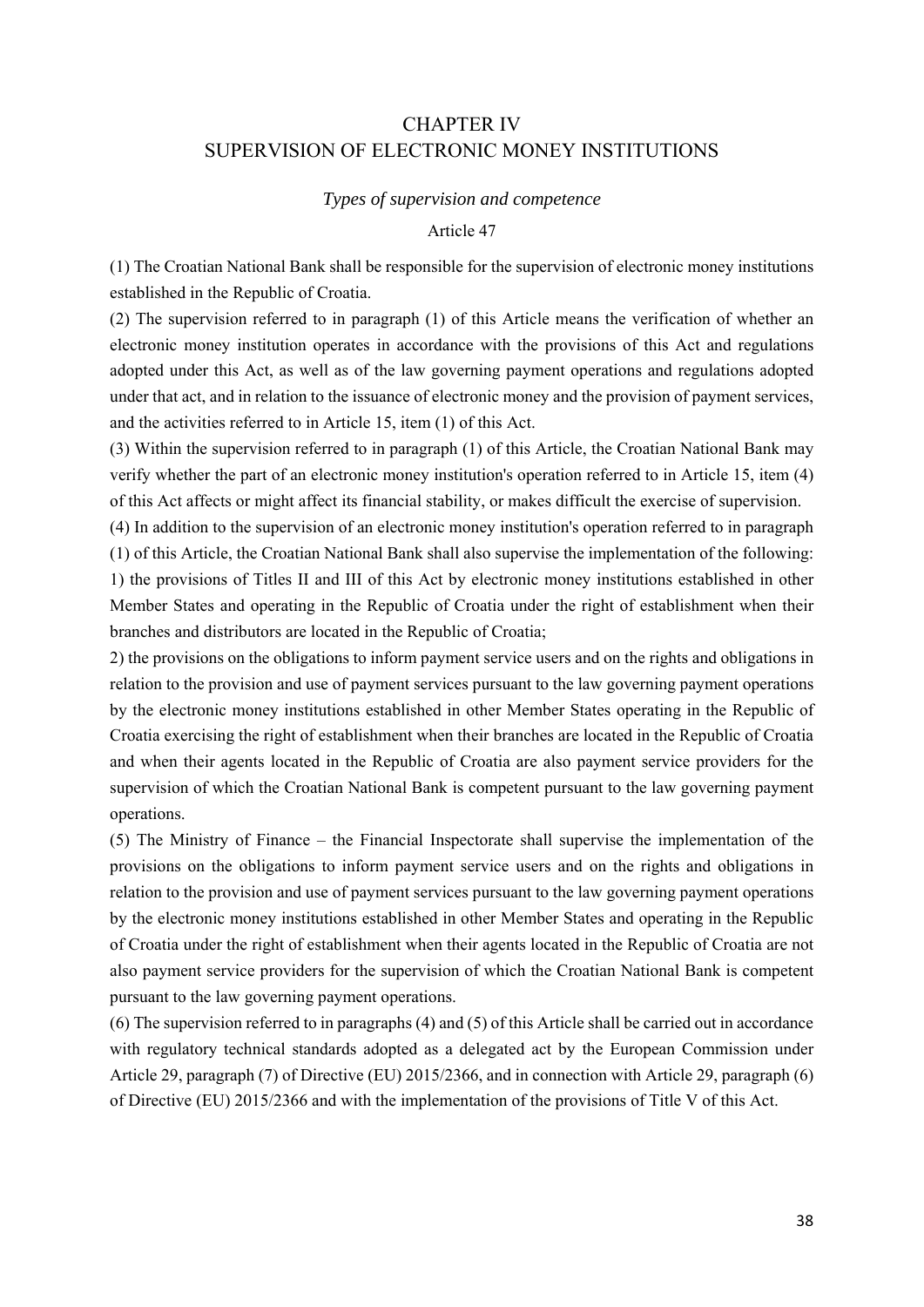# CHAPTER IV
# SUPERVISION OF ELECTRONIC MONEY INSTITUTIONS

### *Types of supervision and competence*

Article 47

(1) The Croatian National Bank shall be responsible for the supervision of electronic money institutions established in the Republic of Croatia.

(2) The supervision referred to in paragraph (1) of this Article means the verification of whether an electronic money institution operates in accordance with the provisions of this Act and regulations adopted under this Act, as well as of the law governing payment operations and regulations adopted under that act, and in relation to the issuance of electronic money and the provision of payment services, and the activities referred to in Article 15, item (1) of this Act.

(3) Within the supervision referred to in paragraph (1) of this Article, the Croatian National Bank may verify whether the part of an electronic money institution's operation referred to in Article 15, item (4) of this Act affects or might affect its financial stability, or makes difficult the exercise of supervision.

(4) In addition to the supervision of an electronic money institution's operation referred to in paragraph (1) of this Article, the Croatian National Bank shall also supervise the implementation of the following:

1) the provisions of Titles II and III of this Act by electronic money institutions established in other Member States and operating in the Republic of Croatia under the right of establishment when their branches and distributors are located in the Republic of Croatia;

2) the provisions on the obligations to inform payment service users and on the rights and obligations in relation to the provision and use of payment services pursuant to the law governing payment operations by the electronic money institutions established in other Member States operating in the Republic of Croatia exercising the right of establishment when their branches are located in the Republic of Croatia and when their agents located in the Republic of Croatia are also payment service providers for the supervision of which the Croatian National Bank is competent pursuant to the law governing payment operations.

(5) The Ministry of Finance – the Financial Inspectorate shall supervise the implementation of the provisions on the obligations to inform payment service users and on the rights and obligations in relation to the provision and use of payment services pursuant to the law governing payment operations by the electronic money institutions established in other Member States and operating in the Republic of Croatia under the right of establishment when their agents located in the Republic of Croatia are not also payment service providers for the supervision of which the Croatian National Bank is competent pursuant to the law governing payment operations.

(6) The supervision referred to in paragraphs (4) and (5) of this Article shall be carried out in accordance with regulatory technical standards adopted as a delegated act by the European Commission under Article 29, paragraph (7) of Directive (EU) 2015/2366, and in connection with Article 29, paragraph (6) of Directive (EU) 2015/2366 and with the implementation of the provisions of Title V of this Act.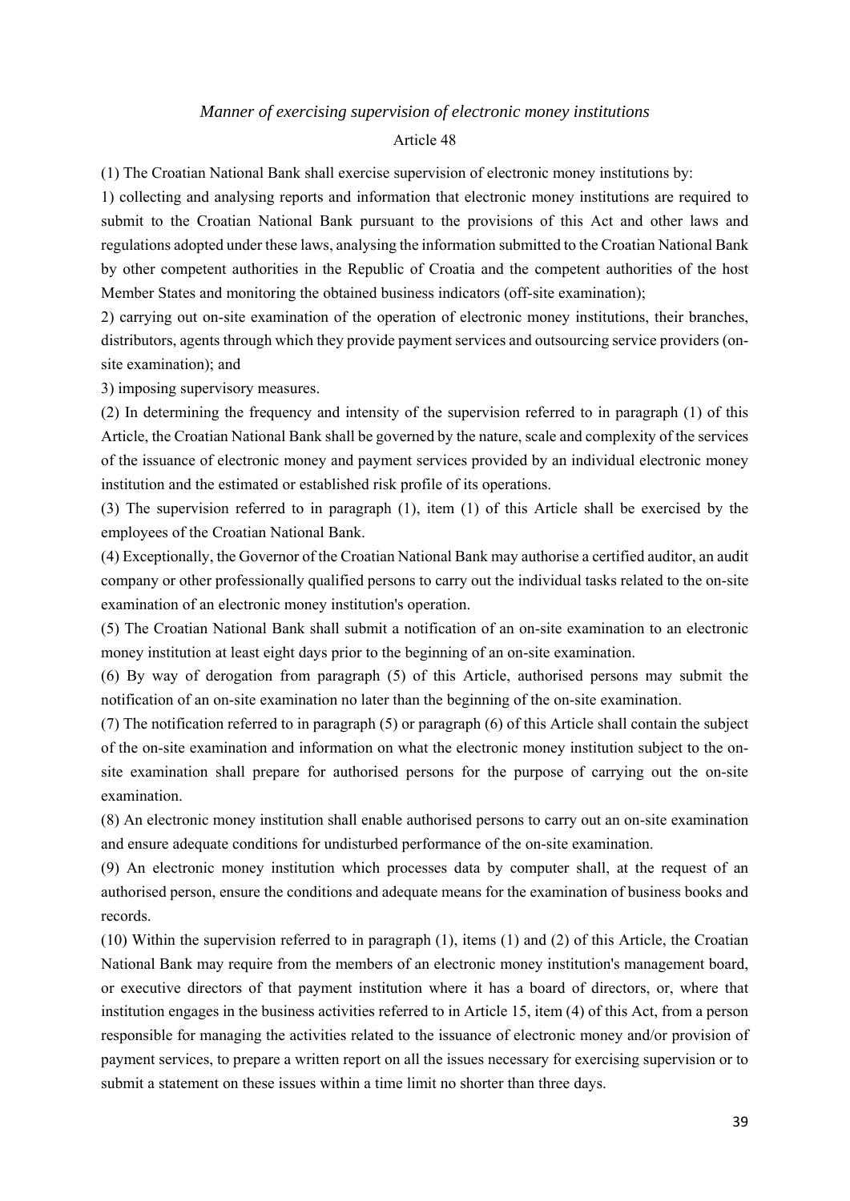*Manner of exercising supervision of electronic money institutions*

Article 48

(1) The Croatian National Bank shall exercise supervision of electronic money institutions by:

1) collecting and analysing reports and information that electronic money institutions are required to submit to the Croatian National Bank pursuant to the provisions of this Act and other laws and regulations adopted under these laws, analysing the information submitted to the Croatian National Bank by other competent authorities in the Republic of Croatia and the competent authorities of the host Member States and monitoring the obtained business indicators (off-site examination);

2) carrying out on-site examination of the operation of electronic money institutions, their branches, distributors, agents through which they provide payment services and outsourcing service providers (on-site examination); and

3) imposing supervisory measures.

(2) In determining the frequency and intensity of the supervision referred to in paragraph (1) of this Article, the Croatian National Bank shall be governed by the nature, scale and complexity of the services of the issuance of electronic money and payment services provided by an individual electronic money institution and the estimated or established risk profile of its operations.

(3) The supervision referred to in paragraph (1), item (1) of this Article shall be exercised by the employees of the Croatian National Bank.

(4) Exceptionally, the Governor of the Croatian National Bank may authorise a certified auditor, an audit company or other professionally qualified persons to carry out the individual tasks related to the on-site examination of an electronic money institution's operation.

(5) The Croatian National Bank shall submit a notification of an on-site examination to an electronic money institution at least eight days prior to the beginning of an on-site examination.

(6) By way of derogation from paragraph (5) of this Article, authorised persons may submit the notification of an on-site examination no later than the beginning of the on-site examination.

(7) The notification referred to in paragraph (5) or paragraph (6) of this Article shall contain the subject of the on-site examination and information on what the electronic money institution subject to the on-site examination shall prepare for authorised persons for the purpose of carrying out the on-site examination.

(8) An electronic money institution shall enable authorised persons to carry out an on-site examination and ensure adequate conditions for undisturbed performance of the on-site examination.

(9) An electronic money institution which processes data by computer shall, at the request of an authorised person, ensure the conditions and adequate means for the examination of business books and records.

(10) Within the supervision referred to in paragraph (1), items (1) and (2) of this Article, the Croatian National Bank may require from the members of an electronic money institution's management board, or executive directors of that payment institution where it has a board of directors, or, where that institution engages in the business activities referred to in Article 15, item (4) of this Act, from a person responsible for managing the activities related to the issuance of electronic money and/or provision of payment services, to prepare a written report on all the issues necessary for exercising supervision or to submit a statement on these issues within a time limit no shorter than three days.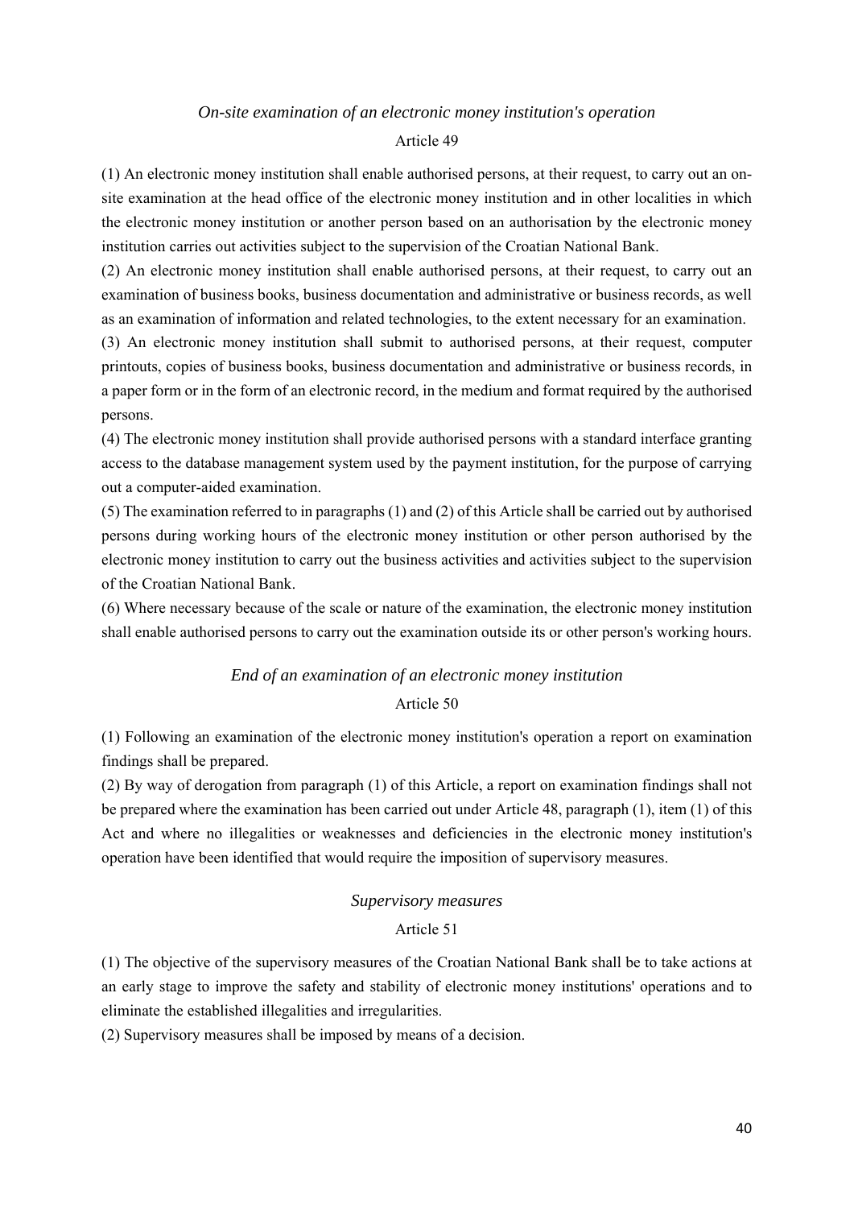*On-site examination of an electronic money institution's operation*

Article 49

(1) An electronic money institution shall enable authorised persons, at their request, to carry out an on-site examination at the head office of the electronic money institution and in other localities in which the electronic money institution or another person based on an authorisation by the electronic money institution carries out activities subject to the supervision of the Croatian National Bank.

(2) An electronic money institution shall enable authorised persons, at their request, to carry out an examination of business books, business documentation and administrative or business records, as well as an examination of information and related technologies, to the extent necessary for an examination.

(3) An electronic money institution shall submit to authorised persons, at their request, computer printouts, copies of business books, business documentation and administrative or business records, in a paper form or in the form of an electronic record, in the medium and format required by the authorised persons.

(4) The electronic money institution shall provide authorised persons with a standard interface granting access to the database management system used by the payment institution, for the purpose of carrying out a computer-aided examination.

(5) The examination referred to in paragraphs (1) and (2) of this Article shall be carried out by authorised persons during working hours of the electronic money institution or other person authorised by the electronic money institution to carry out the business activities and activities subject to the supervision of the Croatian National Bank.

(6) Where necessary because of the scale or nature of the examination, the electronic money institution shall enable authorised persons to carry out the examination outside its or other person's working hours.

*End of an examination of an electronic money institution*

Article 50

(1) Following an examination of the electronic money institution's operation a report on examination findings shall be prepared.

(2) By way of derogation from paragraph (1) of this Article, a report on examination findings shall not be prepared where the examination has been carried out under Article 48, paragraph (1), item (1) of this Act and where no illegalities or weaknesses and deficiencies in the electronic money institution's operation have been identified that would require the imposition of supervisory measures.

*Supervisory measures*

Article 51

(1) The objective of the supervisory measures of the Croatian National Bank shall be to take actions at an early stage to improve the safety and stability of electronic money institutions' operations and to eliminate the established illegalities and irregularities.

(2) Supervisory measures shall be imposed by means of a decision.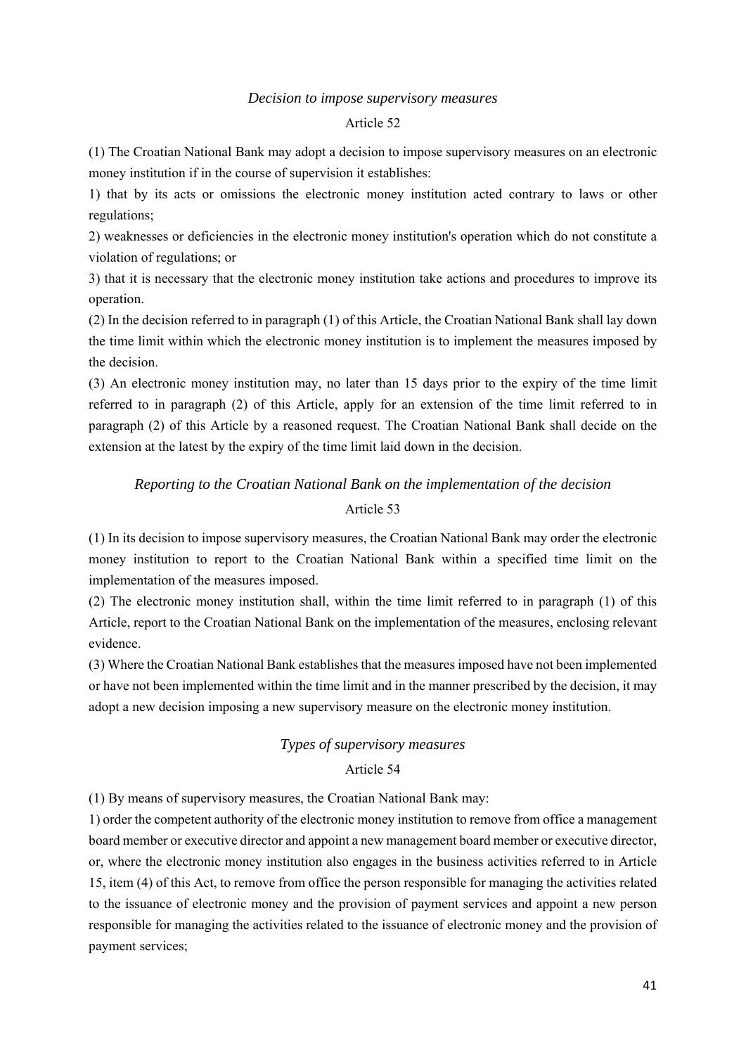*Decision to impose supervisory measures*

Article 52

(1) The Croatian National Bank may adopt a decision to impose supervisory measures on an electronic money institution if in the course of supervision it establishes:

1) that by its acts or omissions the electronic money institution acted contrary to laws or other regulations;

2) weaknesses or deficiencies in the electronic money institution's operation which do not constitute a violation of regulations; or

3) that it is necessary that the electronic money institution take actions and procedures to improve its operation.

(2) In the decision referred to in paragraph (1) of this Article, the Croatian National Bank shall lay down the time limit within which the electronic money institution is to implement the measures imposed by the decision.

(3) An electronic money institution may, no later than 15 days prior to the expiry of the time limit referred to in paragraph (2) of this Article, apply for an extension of the time limit referred to in paragraph (2) of this Article by a reasoned request. The Croatian National Bank shall decide on the extension at the latest by the expiry of the time limit laid down in the decision.

*Reporting to the Croatian National Bank on the implementation of the decision*

Article 53

(1) In its decision to impose supervisory measures, the Croatian National Bank may order the electronic money institution to report to the Croatian National Bank within a specified time limit on the implementation of the measures imposed.

(2) The electronic money institution shall, within the time limit referred to in paragraph (1) of this Article, report to the Croatian National Bank on the implementation of the measures, enclosing relevant evidence.

(3) Where the Croatian National Bank establishes that the measures imposed have not been implemented or have not been implemented within the time limit and in the manner prescribed by the decision, it may adopt a new decision imposing a new supervisory measure on the electronic money institution.

*Types of supervisory measures*

Article 54

(1) By means of supervisory measures, the Croatian National Bank may:

1) order the competent authority of the electronic money institution to remove from office a management board member or executive director and appoint a new management board member or executive director, or, where the electronic money institution also engages in the business activities referred to in Article 15, item (4) of this Act, to remove from office the person responsible for managing the activities related to the issuance of electronic money and the provision of payment services and appoint a new person responsible for managing the activities related to the issuance of electronic money and the provision of payment services;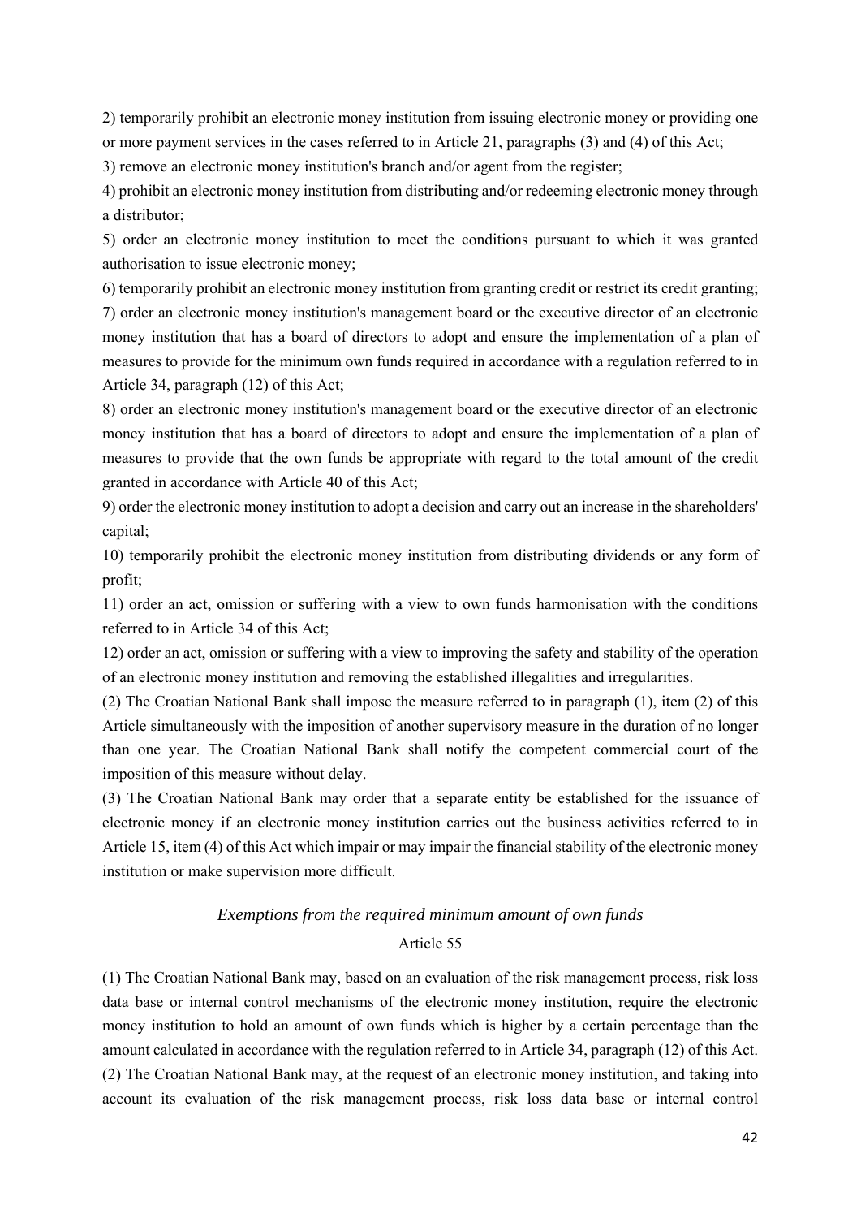2) temporarily prohibit an electronic money institution from issuing electronic money or providing one or more payment services in the cases referred to in Article 21, paragraphs (3) and (4) of this Act;

3) remove an electronic money institution's branch and/or agent from the register;

4) prohibit an electronic money institution from distributing and/or redeeming electronic money through a distributor;

5) order an electronic money institution to meet the conditions pursuant to which it was granted authorisation to issue electronic money;

6) temporarily prohibit an electronic money institution from granting credit or restrict its credit granting;

7) order an electronic money institution's management board or the executive director of an electronic money institution that has a board of directors to adopt and ensure the implementation of a plan of measures to provide for the minimum own funds required in accordance with a regulation referred to in Article 34, paragraph (12) of this Act;

8) order an electronic money institution's management board or the executive director of an electronic money institution that has a board of directors to adopt and ensure the implementation of a plan of measures to provide that the own funds be appropriate with regard to the total amount of the credit granted in accordance with Article 40 of this Act;

9) order the electronic money institution to adopt a decision and carry out an increase in the shareholders' capital;

10) temporarily prohibit the electronic money institution from distributing dividends or any form of profit;

11) order an act, omission or suffering with a view to own funds harmonisation with the conditions referred to in Article 34 of this Act;

12) order an act, omission or suffering with a view to improving the safety and stability of the operation of an electronic money institution and removing the established illegalities and irregularities.

(2) The Croatian National Bank shall impose the measure referred to in paragraph (1), item (2) of this Article simultaneously with the imposition of another supervisory measure in the duration of no longer than one year. The Croatian National Bank shall notify the competent commercial court of the imposition of this measure without delay.

(3) The Croatian National Bank may order that a separate entity be established for the issuance of electronic money if an electronic money institution carries out the business activities referred to in Article 15, item (4) of this Act which impair or may impair the financial stability of the electronic money institution or make supervision more difficult.

### *Exemptions from the required minimum amount of own funds*

#### Article 55

(1) The Croatian National Bank may, based on an evaluation of the risk management process, risk loss data base or internal control mechanisms of the electronic money institution, require the electronic money institution to hold an amount of own funds which is higher by a certain percentage than the amount calculated in accordance with the regulation referred to in Article 34, paragraph (12) of this Act.

(2) The Croatian National Bank may, at the request of an electronic money institution, and taking into account its evaluation of the risk management process, risk loss data base or internal control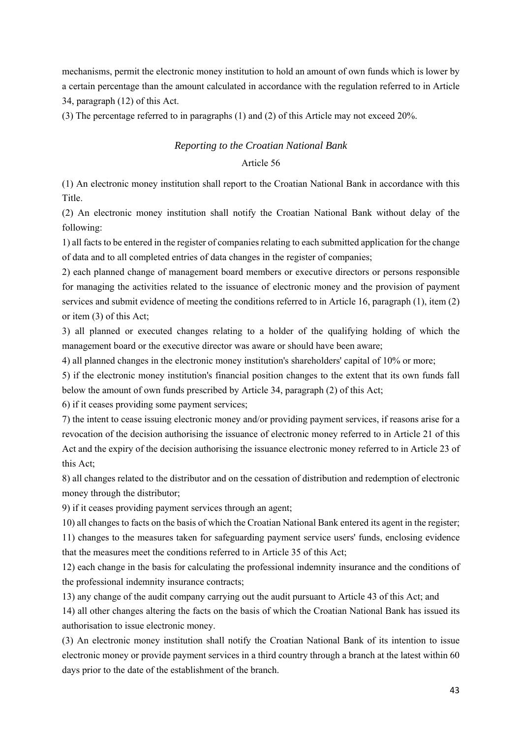mechanisms, permit the electronic money institution to hold an amount of own funds which is lower by a certain percentage than the amount calculated in accordance with the regulation referred to in Article 34, paragraph (12) of this Act.

(3) The percentage referred to in paragraphs (1) and (2) of this Article may not exceed 20%.

### *Reporting to the Croatian National Bank*

Article 56

(1) An electronic money institution shall report to the Croatian National Bank in accordance with this Title.

(2) An electronic money institution shall notify the Croatian National Bank without delay of the following:

1) all facts to be entered in the register of companies relating to each submitted application for the change of data and to all completed entries of data changes in the register of companies;

2) each planned change of management board members or executive directors or persons responsible for managing the activities related to the issuance of electronic money and the provision of payment services and submit evidence of meeting the conditions referred to in Article 16, paragraph (1), item (2) or item (3) of this Act;

3) all planned or executed changes relating to a holder of the qualifying holding of which the management board or the executive director was aware or should have been aware;

4) all planned changes in the electronic money institution's shareholders' capital of 10% or more;

5) if the electronic money institution's financial position changes to the extent that its own funds fall below the amount of own funds prescribed by Article 34, paragraph (2) of this Act;

6) if it ceases providing some payment services;

7) the intent to cease issuing electronic money and/or providing payment services, if reasons arise for a revocation of the decision authorising the issuance of electronic money referred to in Article 21 of this Act and the expiry of the decision authorising the issuance electronic money referred to in Article 23 of this Act;

8) all changes related to the distributor and on the cessation of distribution and redemption of electronic money through the distributor;

9) if it ceases providing payment services through an agent;

10) all changes to facts on the basis of which the Croatian National Bank entered its agent in the register;

11) changes to the measures taken for safeguarding payment service users' funds, enclosing evidence that the measures meet the conditions referred to in Article 35 of this Act;

12) each change in the basis for calculating the professional indemnity insurance and the conditions of the professional indemnity insurance contracts;

13) any change of the audit company carrying out the audit pursuant to Article 43 of this Act; and

14) all other changes altering the facts on the basis of which the Croatian National Bank has issued its authorisation to issue electronic money.

(3) An electronic money institution shall notify the Croatian National Bank of its intention to issue electronic money or provide payment services in a third country through a branch at the latest within 60 days prior to the date of the establishment of the branch.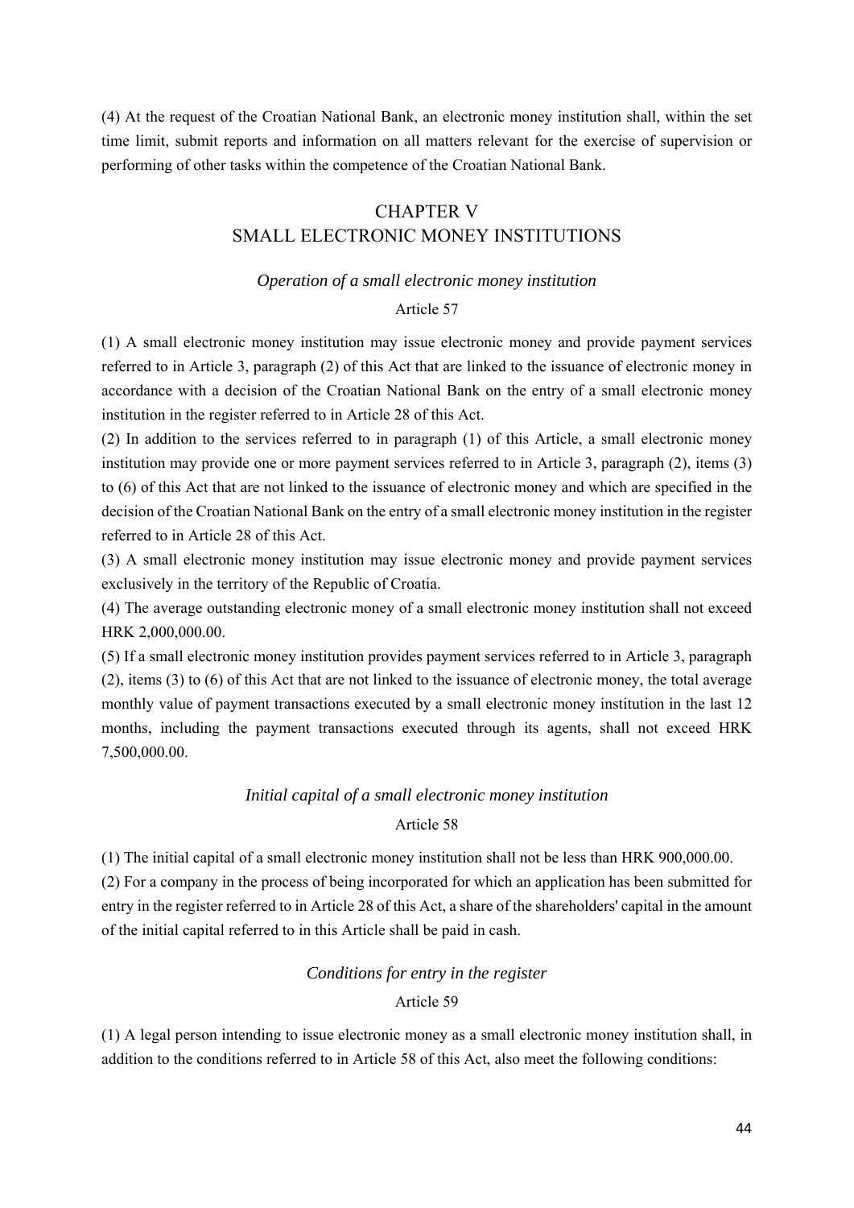(4) At the request of the Croatian National Bank, an electronic money institution shall, within the set time limit, submit reports and information on all matters relevant for the exercise of supervision or performing of other tasks within the competence of the Croatian National Bank.

## CHAPTER V
## SMALL ELECTRONIC MONEY INSTITUTIONS

### *Operation of a small electronic money institution*

Article 57

(1) A small electronic money institution may issue electronic money and provide payment services referred to in Article 3, paragraph (2) of this Act that are linked to the issuance of electronic money in accordance with a decision of the Croatian National Bank on the entry of a small electronic money institution in the register referred to in Article 28 of this Act.

(2) In addition to the services referred to in paragraph (1) of this Article, a small electronic money institution may provide one or more payment services referred to in Article 3, paragraph (2), items (3) to (6) of this Act that are not linked to the issuance of electronic money and which are specified in the decision of the Croatian National Bank on the entry of a small electronic money institution in the register referred to in Article 28 of this Act.

(3) A small electronic money institution may issue electronic money and provide payment services exclusively in the territory of the Republic of Croatia.

(4) The average outstanding electronic money of a small electronic money institution shall not exceed HRK 2,000,000.00.

(5) If a small electronic money institution provides payment services referred to in Article 3, paragraph (2), items (3) to (6) of this Act that are not linked to the issuance of electronic money, the total average monthly value of payment transactions executed by a small electronic money institution in the last 12 months, including the payment transactions executed through its agents, shall not exceed HRK 7,500,000.00.

### *Initial capital of a small electronic money institution*

Article 58

(1) The initial capital of a small electronic money institution shall not be less than HRK 900,000.00.

(2) For a company in the process of being incorporated for which an application has been submitted for entry in the register referred to in Article 28 of this Act, a share of the shareholders' capital in the amount of the initial capital referred to in this Article shall be paid in cash.

### *Conditions for entry in the register*

Article 59

(1) A legal person intending to issue electronic money as a small electronic money institution shall, in addition to the conditions referred to in Article 58 of this Act, also meet the following conditions: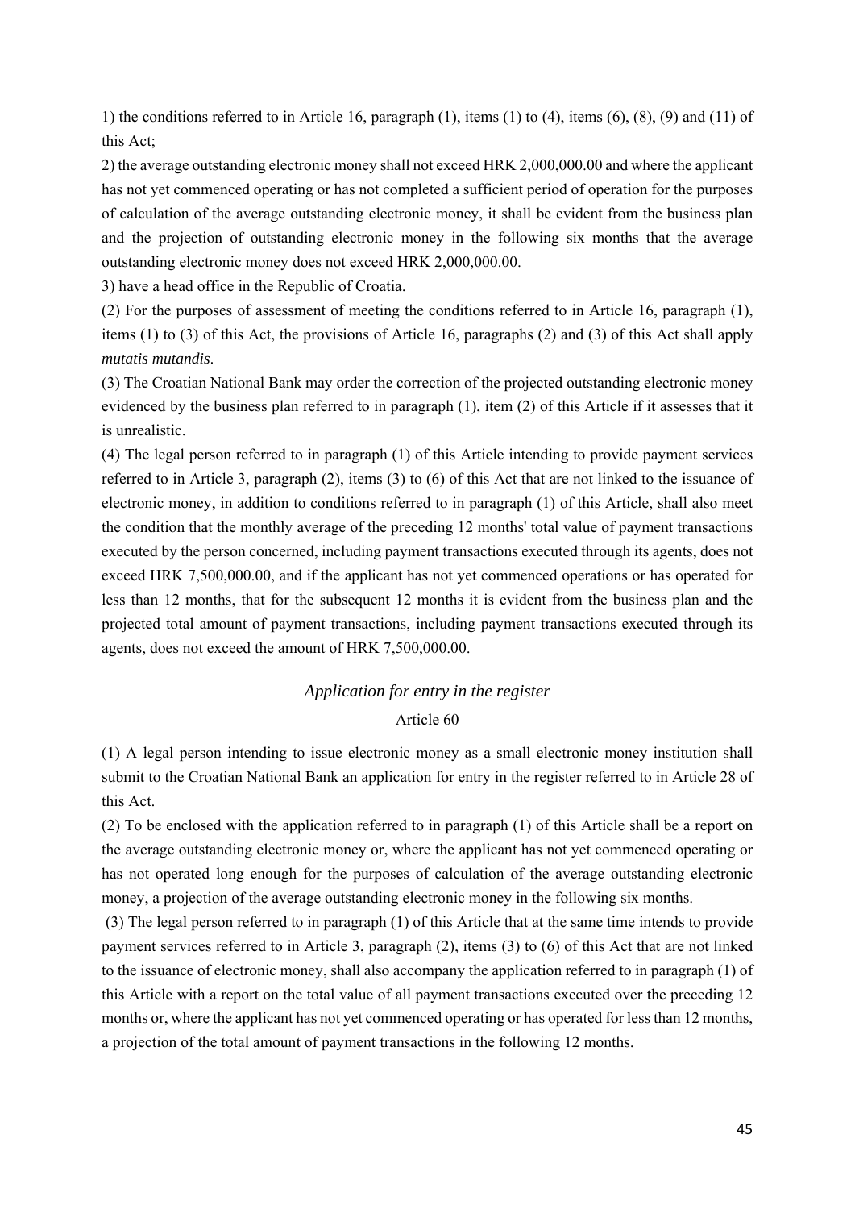1) the conditions referred to in Article 16, paragraph (1), items (1) to (4), items (6), (8), (9) and (11) of this Act;

2) the average outstanding electronic money shall not exceed HRK 2,000,000.00 and where the applicant has not yet commenced operating or has not completed a sufficient period of operation for the purposes of calculation of the average outstanding electronic money, it shall be evident from the business plan and the projection of outstanding electronic money in the following six months that the average outstanding electronic money does not exceed HRK 2,000,000.00.

3) have a head office in the Republic of Croatia.

(2) For the purposes of assessment of meeting the conditions referred to in Article 16, paragraph (1), items (1) to (3) of this Act, the provisions of Article 16, paragraphs (2) and (3) of this Act shall apply *mutatis mutandis*.

(3) The Croatian National Bank may order the correction of the projected outstanding electronic money evidenced by the business plan referred to in paragraph (1), item (2) of this Article if it assesses that it is unrealistic.

(4) The legal person referred to in paragraph (1) of this Article intending to provide payment services referred to in Article 3, paragraph (2), items (3) to (6) of this Act that are not linked to the issuance of electronic money, in addition to conditions referred to in paragraph (1) of this Article, shall also meet the condition that the monthly average of the preceding 12 months' total value of payment transactions executed by the person concerned, including payment transactions executed through its agents, does not exceed HRK 7,500,000.00, and if the applicant has not yet commenced operations or has operated for less than 12 months, that for the subsequent 12 months it is evident from the business plan and the projected total amount of payment transactions, including payment transactions executed through its agents, does not exceed the amount of HRK 7,500,000.00.

*Application for entry in the register*

Article 60

(1) A legal person intending to issue electronic money as a small electronic money institution shall submit to the Croatian National Bank an application for entry in the register referred to in Article 28 of this Act.

(2) To be enclosed with the application referred to in paragraph (1) of this Article shall be a report on the average outstanding electronic money or, where the applicant has not yet commenced operating or has not operated long enough for the purposes of calculation of the average outstanding electronic money, a projection of the average outstanding electronic money in the following six months.

(3) The legal person referred to in paragraph (1) of this Article that at the same time intends to provide payment services referred to in Article 3, paragraph (2), items (3) to (6) of this Act that are not linked to the issuance of electronic money, shall also accompany the application referred to in paragraph (1) of this Article with a report on the total value of all payment transactions executed over the preceding 12 months or, where the applicant has not yet commenced operating or has operated for less than 12 months, a projection of the total amount of payment transactions in the following 12 months.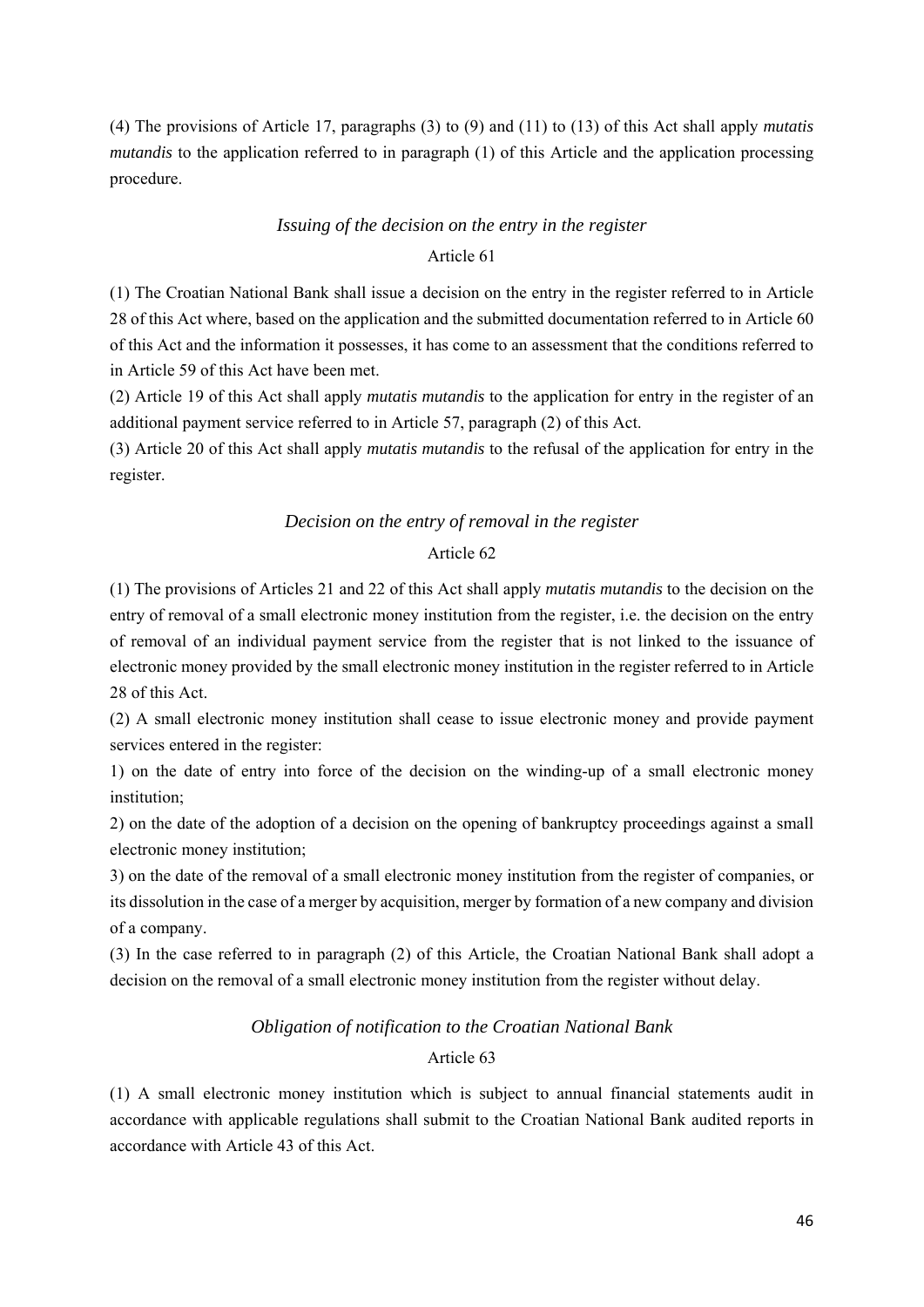(4) The provisions of Article 17, paragraphs (3) to (9) and (11) to (13) of this Act shall apply *mutatis mutandis* to the application referred to in paragraph (1) of this Article and the application processing procedure.

*Issuing of the decision on the entry in the register*

Article 61

(1) The Croatian National Bank shall issue a decision on the entry in the register referred to in Article 28 of this Act where, based on the application and the submitted documentation referred to in Article 60 of this Act and the information it possesses, it has come to an assessment that the conditions referred to in Article 59 of this Act have been met.

(2) Article 19 of this Act shall apply *mutatis mutandis* to the application for entry in the register of an additional payment service referred to in Article 57, paragraph (2) of this Act.

(3) Article 20 of this Act shall apply *mutatis mutandis* to the refusal of the application for entry in the register.

*Decision on the entry of removal in the register*

Article 62

(1) The provisions of Articles 21 and 22 of this Act shall apply *mutatis mutandis* to the decision on the entry of removal of a small electronic money institution from the register, i.e. the decision on the entry of removal of an individual payment service from the register that is not linked to the issuance of electronic money provided by the small electronic money institution in the register referred to in Article 28 of this Act.

(2) A small electronic money institution shall cease to issue electronic money and provide payment services entered in the register:

1) on the date of entry into force of the decision on the winding-up of a small electronic money institution;

2) on the date of the adoption of a decision on the opening of bankruptcy proceedings against a small electronic money institution;

3) on the date of the removal of a small electronic money institution from the register of companies, or its dissolution in the case of a merger by acquisition, merger by formation of a new company and division of a company.

(3) In the case referred to in paragraph (2) of this Article, the Croatian National Bank shall adopt a decision on the removal of a small electronic money institution from the register without delay.

*Obligation of notification to the Croatian National Bank*

Article 63

(1) A small electronic money institution which is subject to annual financial statements audit in accordance with applicable regulations shall submit to the Croatian National Bank audited reports in accordance with Article 43 of this Act.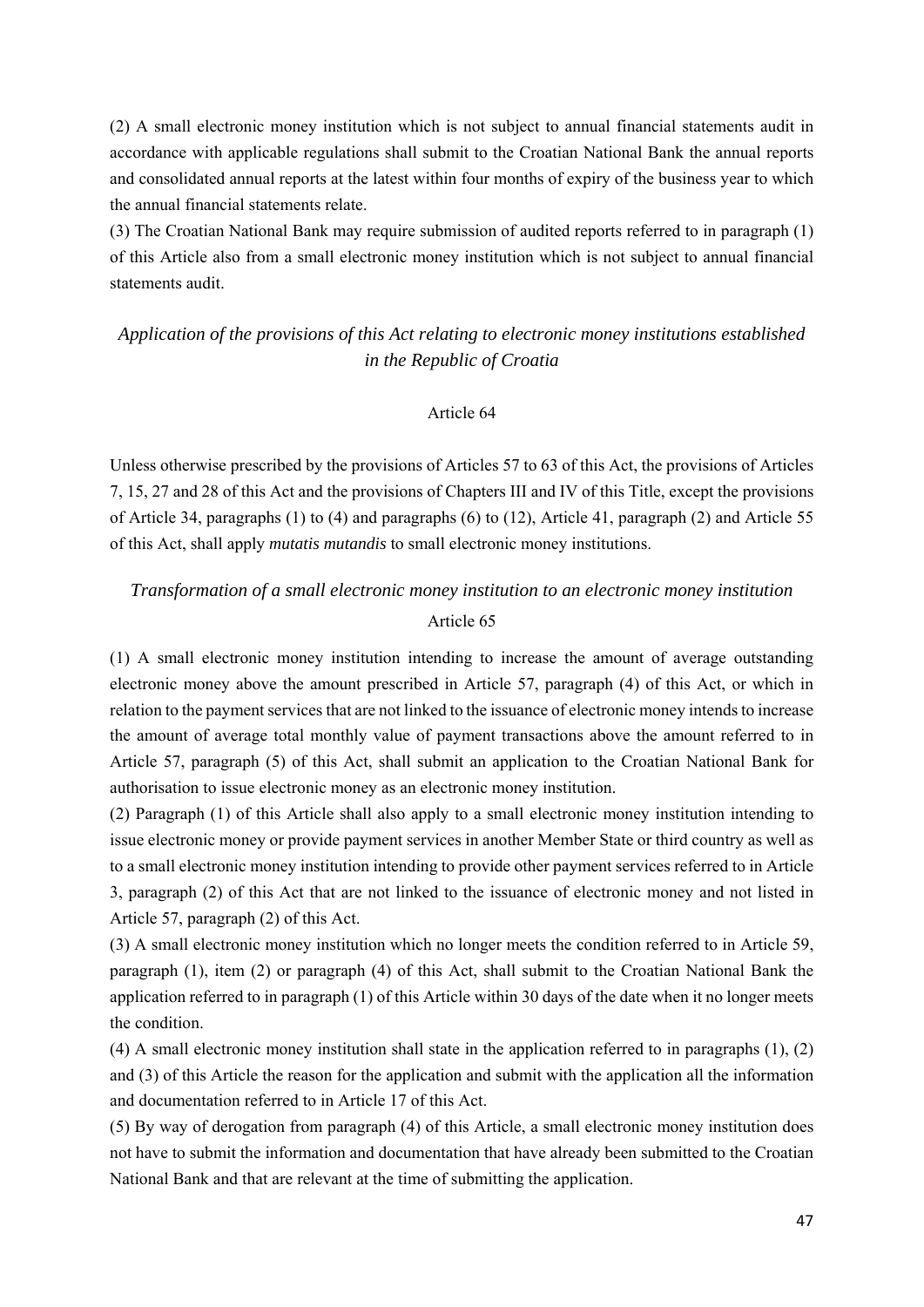(2) A small electronic money institution which is not subject to annual financial statements audit in accordance with applicable regulations shall submit to the Croatian National Bank the annual reports and consolidated annual reports at the latest within four months of expiry of the business year to which the annual financial statements relate.

(3) The Croatian National Bank may require submission of audited reports referred to in paragraph (1) of this Article also from a small electronic money institution which is not subject to annual financial statements audit.

*Application of the provisions of this Act relating to electronic money institutions established in the Republic of Croatia*

Article 64

Unless otherwise prescribed by the provisions of Articles 57 to 63 of this Act, the provisions of Articles 7, 15, 27 and 28 of this Act and the provisions of Chapters III and IV of this Title, except the provisions of Article 34, paragraphs (1) to (4) and paragraphs (6) to (12), Article 41, paragraph (2) and Article 55 of this Act, shall apply *mutatis mutandis* to small electronic money institutions.

*Transformation of a small electronic money institution to an electronic money institution*

Article 65

(1) A small electronic money institution intending to increase the amount of average outstanding electronic money above the amount prescribed in Article 57, paragraph (4) of this Act, or which in relation to the payment services that are not linked to the issuance of electronic money intends to increase the amount of average total monthly value of payment transactions above the amount referred to in Article 57, paragraph (5) of this Act, shall submit an application to the Croatian National Bank for authorisation to issue electronic money as an electronic money institution.

(2) Paragraph (1) of this Article shall also apply to a small electronic money institution intending to issue electronic money or provide payment services in another Member State or third country as well as to a small electronic money institution intending to provide other payment services referred to in Article 3, paragraph (2) of this Act that are not linked to the issuance of electronic money and not listed in Article 57, paragraph (2) of this Act.

(3) A small electronic money institution which no longer meets the condition referred to in Article 59, paragraph (1), item (2) or paragraph (4) of this Act, shall submit to the Croatian National Bank the application referred to in paragraph (1) of this Article within 30 days of the date when it no longer meets the condition.

(4) A small electronic money institution shall state in the application referred to in paragraphs (1), (2) and (3) of this Article the reason for the application and submit with the application all the information and documentation referred to in Article 17 of this Act.

(5) By way of derogation from paragraph (4) of this Article, a small electronic money institution does not have to submit the information and documentation that have already been submitted to the Croatian National Bank and that are relevant at the time of submitting the application.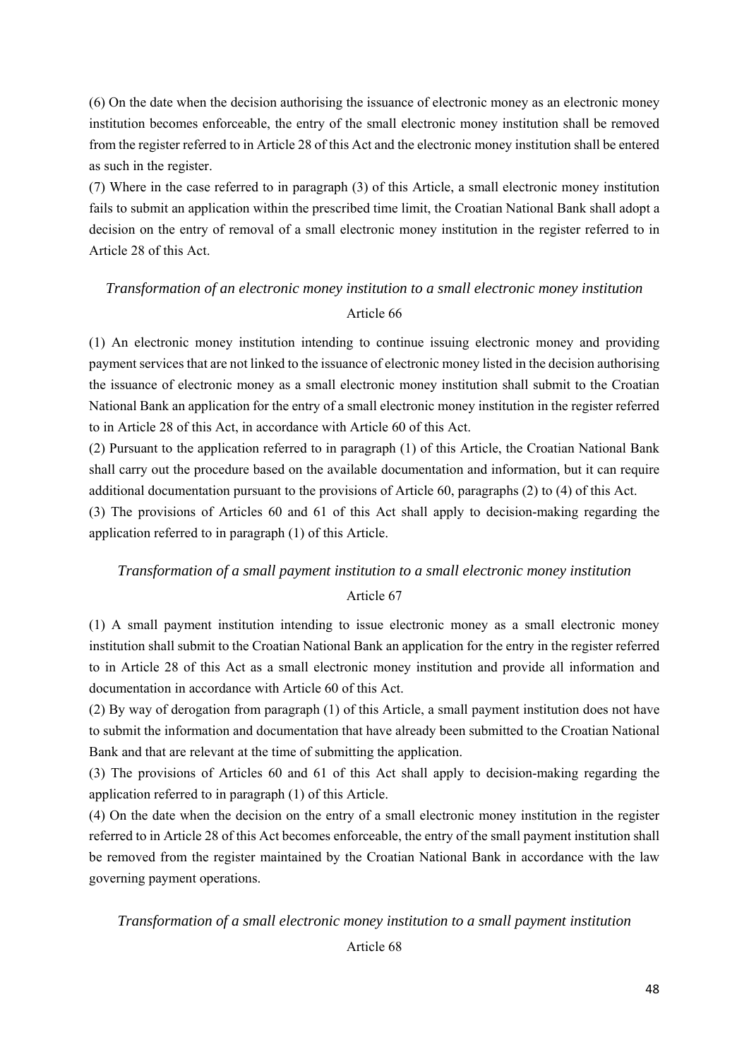(6) On the date when the decision authorising the issuance of electronic money as an electronic money institution becomes enforceable, the entry of the small electronic money institution shall be removed from the register referred to in Article 28 of this Act and the electronic money institution shall be entered as such in the register.

(7) Where in the case referred to in paragraph (3) of this Article, a small electronic money institution fails to submit an application within the prescribed time limit, the Croatian National Bank shall adopt a decision on the entry of removal of a small electronic money institution in the register referred to in Article 28 of this Act.

*Transformation of an electronic money institution to a small electronic money institution*

Article 66

(1) An electronic money institution intending to continue issuing electronic money and providing payment services that are not linked to the issuance of electronic money listed in the decision authorising the issuance of electronic money as a small electronic money institution shall submit to the Croatian National Bank an application for the entry of a small electronic money institution in the register referred to in Article 28 of this Act, in accordance with Article 60 of this Act.

(2) Pursuant to the application referred to in paragraph (1) of this Article, the Croatian National Bank shall carry out the procedure based on the available documentation and information, but it can require additional documentation pursuant to the provisions of Article 60, paragraphs (2) to (4) of this Act.

(3) The provisions of Articles 60 and 61 of this Act shall apply to decision-making regarding the application referred to in paragraph (1) of this Article.

*Transformation of a small payment institution to a small electronic money institution*

Article 67

(1) A small payment institution intending to issue electronic money as a small electronic money institution shall submit to the Croatian National Bank an application for the entry in the register referred to in Article 28 of this Act as a small electronic money institution and provide all information and documentation in accordance with Article 60 of this Act.

(2) By way of derogation from paragraph (1) of this Article, a small payment institution does not have to submit the information and documentation that have already been submitted to the Croatian National Bank and that are relevant at the time of submitting the application.

(3) The provisions of Articles 60 and 61 of this Act shall apply to decision-making regarding the application referred to in paragraph (1) of this Article.

(4) On the date when the decision on the entry of a small electronic money institution in the register referred to in Article 28 of this Act becomes enforceable, the entry of the small payment institution shall be removed from the register maintained by the Croatian National Bank in accordance with the law governing payment operations.

*Transformation of a small electronic money institution to a small payment institution*

Article 68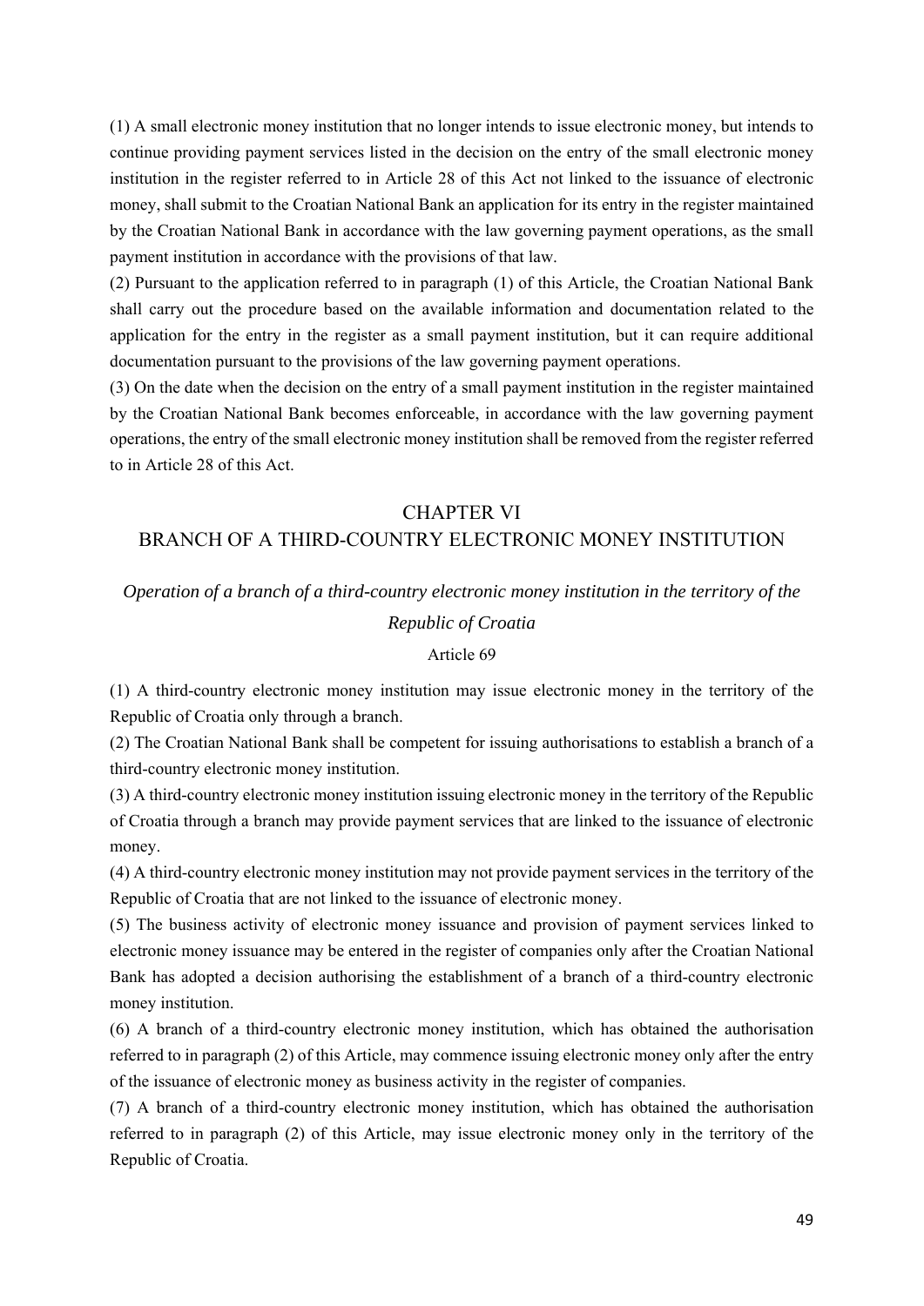(1) A small electronic money institution that no longer intends to issue electronic money, but intends to continue providing payment services listed in the decision on the entry of the small electronic money institution in the register referred to in Article 28 of this Act not linked to the issuance of electronic money, shall submit to the Croatian National Bank an application for its entry in the register maintained by the Croatian National Bank in accordance with the law governing payment operations, as the small payment institution in accordance with the provisions of that law.

(2) Pursuant to the application referred to in paragraph (1) of this Article, the Croatian National Bank shall carry out the procedure based on the available information and documentation related to the application for the entry in the register as a small payment institution, but it can require additional documentation pursuant to the provisions of the law governing payment operations.

(3) On the date when the decision on the entry of a small payment institution in the register maintained by the Croatian National Bank becomes enforceable, in accordance with the law governing payment operations, the entry of the small electronic money institution shall be removed from the register referred to in Article 28 of this Act.

## CHAPTER VI
## BRANCH OF A THIRD-COUNTRY ELECTRONIC MONEY INSTITUTION

*Operation of a branch of a third-country electronic money institution in the territory of the Republic of Croatia*

Article 69

(1) A third-country electronic money institution may issue electronic money in the territory of the Republic of Croatia only through a branch.

(2) The Croatian National Bank shall be competent for issuing authorisations to establish a branch of a third-country electronic money institution.

(3) A third-country electronic money institution issuing electronic money in the territory of the Republic of Croatia through a branch may provide payment services that are linked to the issuance of electronic money.

(4) A third-country electronic money institution may not provide payment services in the territory of the Republic of Croatia that are not linked to the issuance of electronic money.

(5) The business activity of electronic money issuance and provision of payment services linked to electronic money issuance may be entered in the register of companies only after the Croatian National Bank has adopted a decision authorising the establishment of a branch of a third-country electronic money institution.

(6) A branch of a third-country electronic money institution, which has obtained the authorisation referred to in paragraph (2) of this Article, may commence issuing electronic money only after the entry of the issuance of electronic money as business activity in the register of companies.

(7) A branch of a third-country electronic money institution, which has obtained the authorisation referred to in paragraph (2) of this Article, may issue electronic money only in the territory of the Republic of Croatia.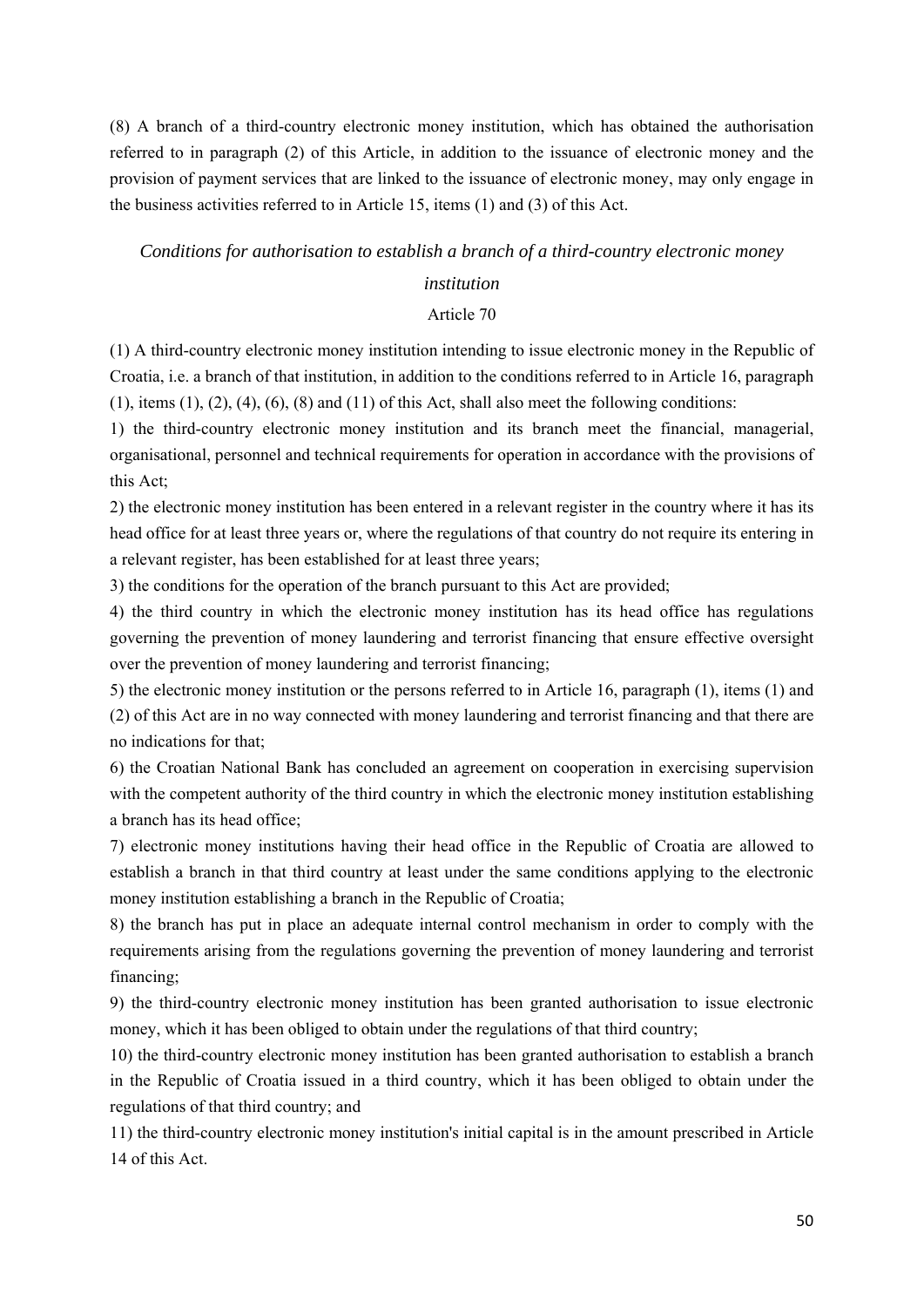(8) A branch of a third-country electronic money institution, which has obtained the authorisation referred to in paragraph (2) of this Article, in addition to the issuance of electronic money and the provision of payment services that are linked to the issuance of electronic money, may only engage in the business activities referred to in Article 15, items (1) and (3) of this Act.

*Conditions for authorisation to establish a branch of a third-country electronic money institution*

Article 70

(1) A third-country electronic money institution intending to issue electronic money in the Republic of Croatia, i.e. a branch of that institution, in addition to the conditions referred to in Article 16, paragraph (1), items (1), (2), (4), (6), (8) and (11) of this Act, shall also meet the following conditions:

1) the third-country electronic money institution and its branch meet the financial, managerial, organisational, personnel and technical requirements for operation in accordance with the provisions of this Act;

2) the electronic money institution has been entered in a relevant register in the country where it has its head office for at least three years or, where the regulations of that country do not require its entering in a relevant register, has been established for at least three years;

3) the conditions for the operation of the branch pursuant to this Act are provided;

4) the third country in which the electronic money institution has its head office has regulations governing the prevention of money laundering and terrorist financing that ensure effective oversight over the prevention of money laundering and terrorist financing;

5) the electronic money institution or the persons referred to in Article 16, paragraph (1), items (1) and (2) of this Act are in no way connected with money laundering and terrorist financing and that there are no indications for that;

6) the Croatian National Bank has concluded an agreement on cooperation in exercising supervision with the competent authority of the third country in which the electronic money institution establishing a branch has its head office;

7) electronic money institutions having their head office in the Republic of Croatia are allowed to establish a branch in that third country at least under the same conditions applying to the electronic money institution establishing a branch in the Republic of Croatia;

8) the branch has put in place an adequate internal control mechanism in order to comply with the requirements arising from the regulations governing the prevention of money laundering and terrorist financing;

9) the third-country electronic money institution has been granted authorisation to issue electronic money, which it has been obliged to obtain under the regulations of that third country;

10) the third-country electronic money institution has been granted authorisation to establish a branch in the Republic of Croatia issued in a third country, which it has been obliged to obtain under the regulations of that third country; and

11) the third-country electronic money institution's initial capital is in the amount prescribed in Article 14 of this Act.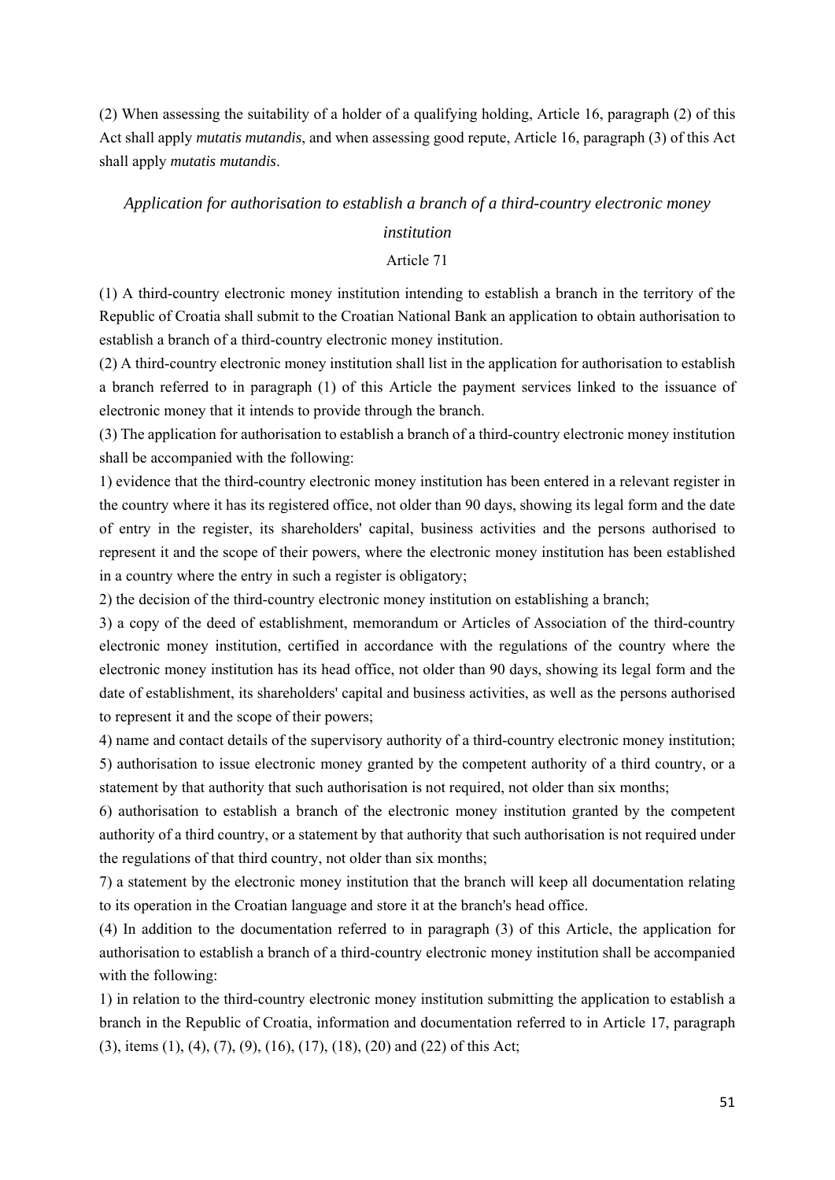(2) When assessing the suitability of a holder of a qualifying holding, Article 16, paragraph (2) of this Act shall apply *mutatis mutandis*, and when assessing good repute, Article 16, paragraph (3) of this Act shall apply *mutatis mutandis*.

### *Application for authorisation to establish a branch of a third-country electronic money institution*

Article 71

(1) A third-country electronic money institution intending to establish a branch in the territory of the Republic of Croatia shall submit to the Croatian National Bank an application to obtain authorisation to establish a branch of a third-country electronic money institution.

(2) A third-country electronic money institution shall list in the application for authorisation to establish a branch referred to in paragraph (1) of this Article the payment services linked to the issuance of electronic money that it intends to provide through the branch.

(3) The application for authorisation to establish a branch of a third-country electronic money institution shall be accompanied with the following:

1) evidence that the third-country electronic money institution has been entered in a relevant register in the country where it has its registered office, not older than 90 days, showing its legal form and the date of entry in the register, its shareholders' capital, business activities and the persons authorised to represent it and the scope of their powers, where the electronic money institution has been established in a country where the entry in such a register is obligatory;

2) the decision of the third-country electronic money institution on establishing a branch;

3) a copy of the deed of establishment, memorandum or Articles of Association of the third-country electronic money institution, certified in accordance with the regulations of the country where the electronic money institution has its head office, not older than 90 days, showing its legal form and the date of establishment, its shareholders' capital and business activities, as well as the persons authorised to represent it and the scope of their powers;

4) name and contact details of the supervisory authority of a third-country electronic money institution;

5) authorisation to issue electronic money granted by the competent authority of a third country, or a statement by that authority that such authorisation is not required, not older than six months;

6) authorisation to establish a branch of the electronic money institution granted by the competent authority of a third country, or a statement by that authority that such authorisation is not required under the regulations of that third country, not older than six months;

7) a statement by the electronic money institution that the branch will keep all documentation relating to its operation in the Croatian language and store it at the branch's head office.

(4) In addition to the documentation referred to in paragraph (3) of this Article, the application for authorisation to establish a branch of a third-country electronic money institution shall be accompanied with the following:

1) in relation to the third-country electronic money institution submitting the application to establish a branch in the Republic of Croatia, information and documentation referred to in Article 17, paragraph (3), items (1), (4), (7), (9), (16), (17), (18), (20) and (22) of this Act;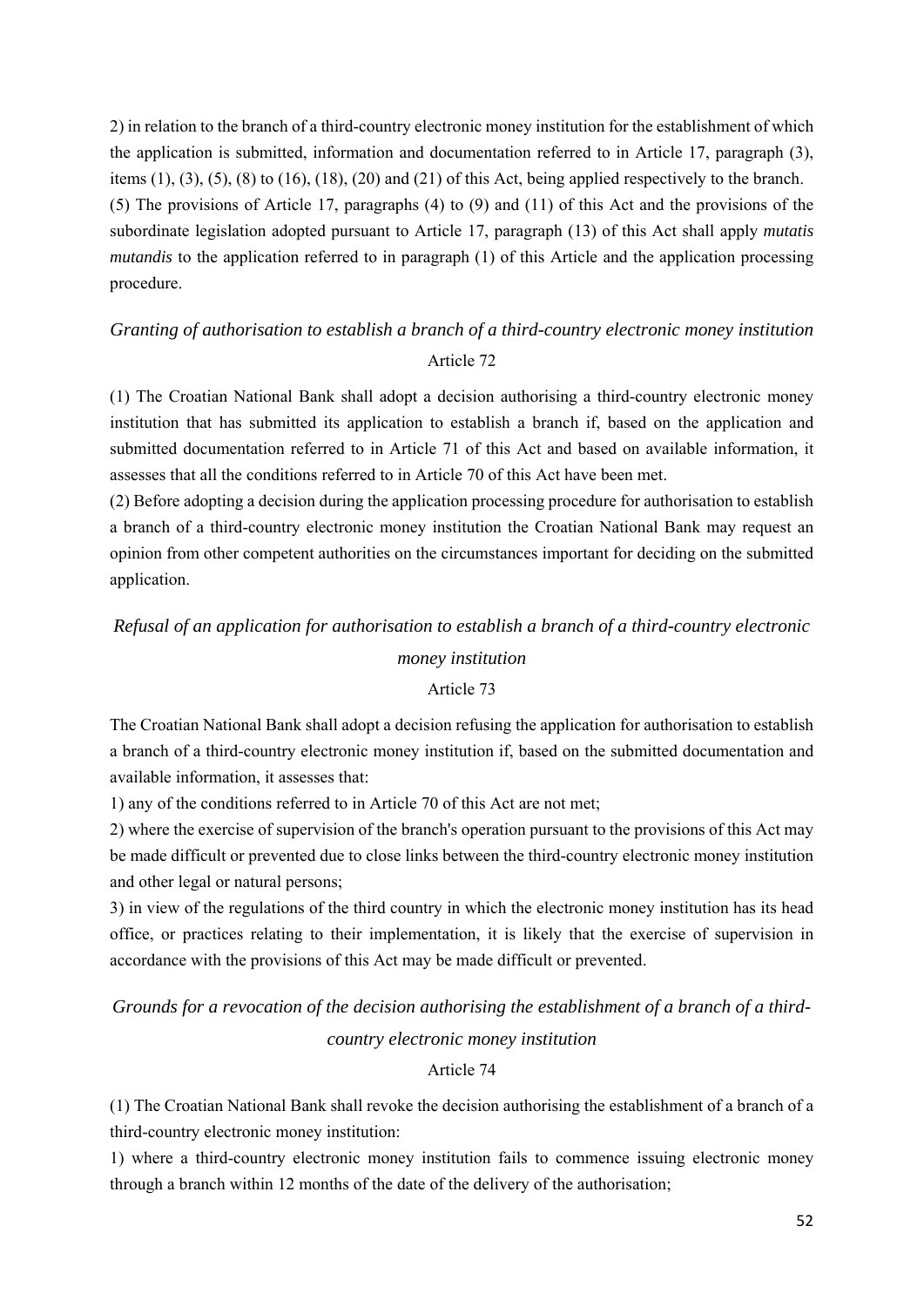2) in relation to the branch of a third-country electronic money institution for the establishment of which the application is submitted, information and documentation referred to in Article 17, paragraph (3), items (1), (3), (5), (8) to (16), (18), (20) and (21) of this Act, being applied respectively to the branch.

(5) The provisions of Article 17, paragraphs (4) to (9) and (11) of this Act and the provisions of the subordinate legislation adopted pursuant to Article 17, paragraph (13) of this Act shall apply *mutatis mutandis* to the application referred to in paragraph (1) of this Article and the application processing procedure.

*Granting of authorisation to establish a branch of a third-country electronic money institution*

Article 72

(1) The Croatian National Bank shall adopt a decision authorising a third-country electronic money institution that has submitted its application to establish a branch if, based on the application and submitted documentation referred to in Article 71 of this Act and based on available information, it assesses that all the conditions referred to in Article 70 of this Act have been met.

(2) Before adopting a decision during the application processing procedure for authorisation to establish a branch of a third-country electronic money institution the Croatian National Bank may request an opinion from other competent authorities on the circumstances important for deciding on the submitted application.

*Refusal of an application for authorisation to establish a branch of a third-country electronic money institution*

Article 73

The Croatian National Bank shall adopt a decision refusing the application for authorisation to establish a branch of a third-country electronic money institution if, based on the submitted documentation and available information, it assesses that:

1) any of the conditions referred to in Article 70 of this Act are not met;

2) where the exercise of supervision of the branch's operation pursuant to the provisions of this Act may be made difficult or prevented due to close links between the third-country electronic money institution and other legal or natural persons;

3) in view of the regulations of the third country in which the electronic money institution has its head office, or practices relating to their implementation, it is likely that the exercise of supervision in accordance with the provisions of this Act may be made difficult or prevented.

*Grounds for a revocation of the decision authorising the establishment of a branch of a third-country electronic money institution*

Article 74

(1) The Croatian National Bank shall revoke the decision authorising the establishment of a branch of a third-country electronic money institution:

1) where a third-country electronic money institution fails to commence issuing electronic money through a branch within 12 months of the date of the delivery of the authorisation;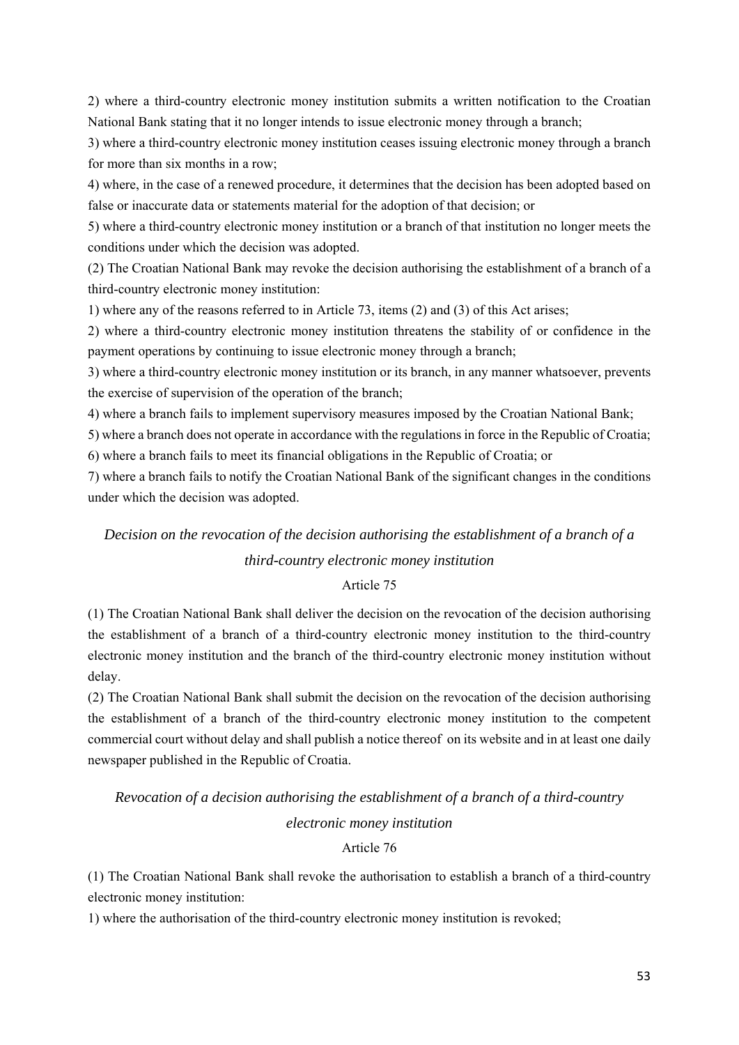2) where a third-country electronic money institution submits a written notification to the Croatian National Bank stating that it no longer intends to issue electronic money through a branch;

3) where a third-country electronic money institution ceases issuing electronic money through a branch for more than six months in a row;

4) where, in the case of a renewed procedure, it determines that the decision has been adopted based on false or inaccurate data or statements material for the adoption of that decision; or

5) where a third-country electronic money institution or a branch of that institution no longer meets the conditions under which the decision was adopted.

(2) The Croatian National Bank may revoke the decision authorising the establishment of a branch of a third-country electronic money institution:

1) where any of the reasons referred to in Article 73, items (2) and (3) of this Act arises;

2) where a third-country electronic money institution threatens the stability of or confidence in the payment operations by continuing to issue electronic money through a branch;

3) where a third-country electronic money institution or its branch, in any manner whatsoever, prevents the exercise of supervision of the operation of the branch;

4) where a branch fails to implement supervisory measures imposed by the Croatian National Bank;

5) where a branch does not operate in accordance with the regulations in force in the Republic of Croatia;

6) where a branch fails to meet its financial obligations in the Republic of Croatia; or

7) where a branch fails to notify the Croatian National Bank of the significant changes in the conditions under which the decision was adopted.

*Decision on the revocation of the decision authorising the establishment of a branch of a third-country electronic money institution*

Article 75

(1) The Croatian National Bank shall deliver the decision on the revocation of the decision authorising the establishment of a branch of a third-country electronic money institution to the third-country electronic money institution and the branch of the third-country electronic money institution without delay.

(2) The Croatian National Bank shall submit the decision on the revocation of the decision authorising the establishment of a branch of the third-country electronic money institution to the competent commercial court without delay and shall publish a notice thereof on its website and in at least one daily newspaper published in the Republic of Croatia.

*Revocation of a decision authorising the establishment of a branch of a third-country electronic money institution*

Article 76

(1) The Croatian National Bank shall revoke the authorisation to establish a branch of a third-country electronic money institution:

1) where the authorisation of the third-country electronic money institution is revoked;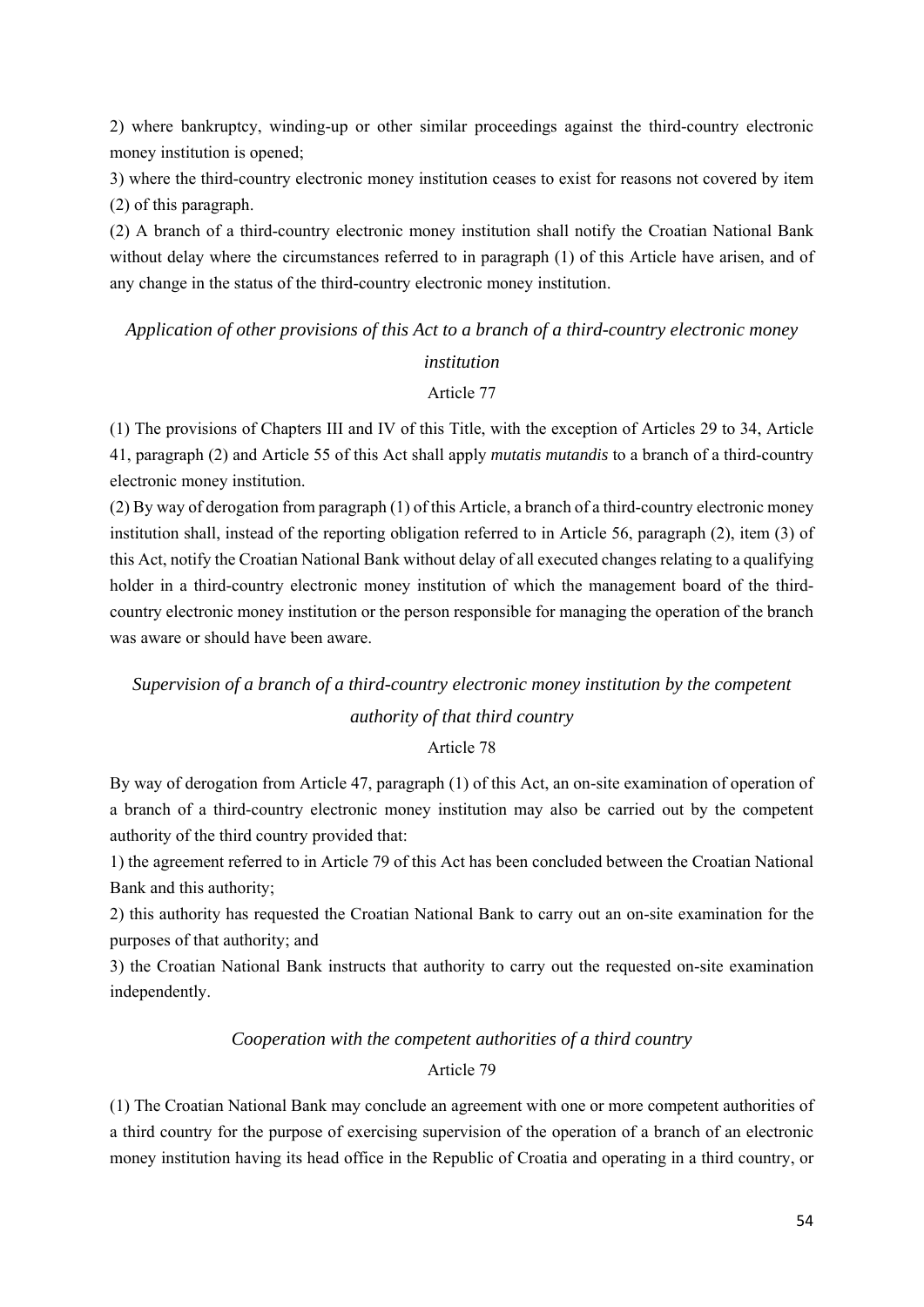2) where bankruptcy, winding-up or other similar proceedings against the third-country electronic money institution is opened;

3) where the third-country electronic money institution ceases to exist for reasons not covered by item (2) of this paragraph.

(2) A branch of a third-country electronic money institution shall notify the Croatian National Bank without delay where the circumstances referred to in paragraph (1) of this Article have arisen, and of any change in the status of the third-country electronic money institution.

*Application of other provisions of this Act to a branch of a third-country electronic money institution*

Article 77

(1) The provisions of Chapters III and IV of this Title, with the exception of Articles 29 to 34, Article 41, paragraph (2) and Article 55 of this Act shall apply *mutatis mutandis* to a branch of a third-country electronic money institution.

(2) By way of derogation from paragraph (1) of this Article, a branch of a third-country electronic money institution shall, instead of the reporting obligation referred to in Article 56, paragraph (2), item (3) of this Act, notify the Croatian National Bank without delay of all executed changes relating to a qualifying holder in a third-country electronic money institution of which the management board of the third-country electronic money institution or the person responsible for managing the operation of the branch was aware or should have been aware.

*Supervision of a branch of a third-country electronic money institution by the competent authority of that third country*

Article 78

By way of derogation from Article 47, paragraph (1) of this Act, an on-site examination of operation of a branch of a third-country electronic money institution may also be carried out by the competent authority of the third country provided that:

1) the agreement referred to in Article 79 of this Act has been concluded between the Croatian National Bank and this authority;

2) this authority has requested the Croatian National Bank to carry out an on-site examination for the purposes of that authority; and

3) the Croatian National Bank instructs that authority to carry out the requested on-site examination independently.

*Cooperation with the competent authorities of a third country*

Article 79

(1) The Croatian National Bank may conclude an agreement with one or more competent authorities of a third country for the purpose of exercising supervision of the operation of a branch of an electronic money institution having its head office in the Republic of Croatia and operating in a third country, or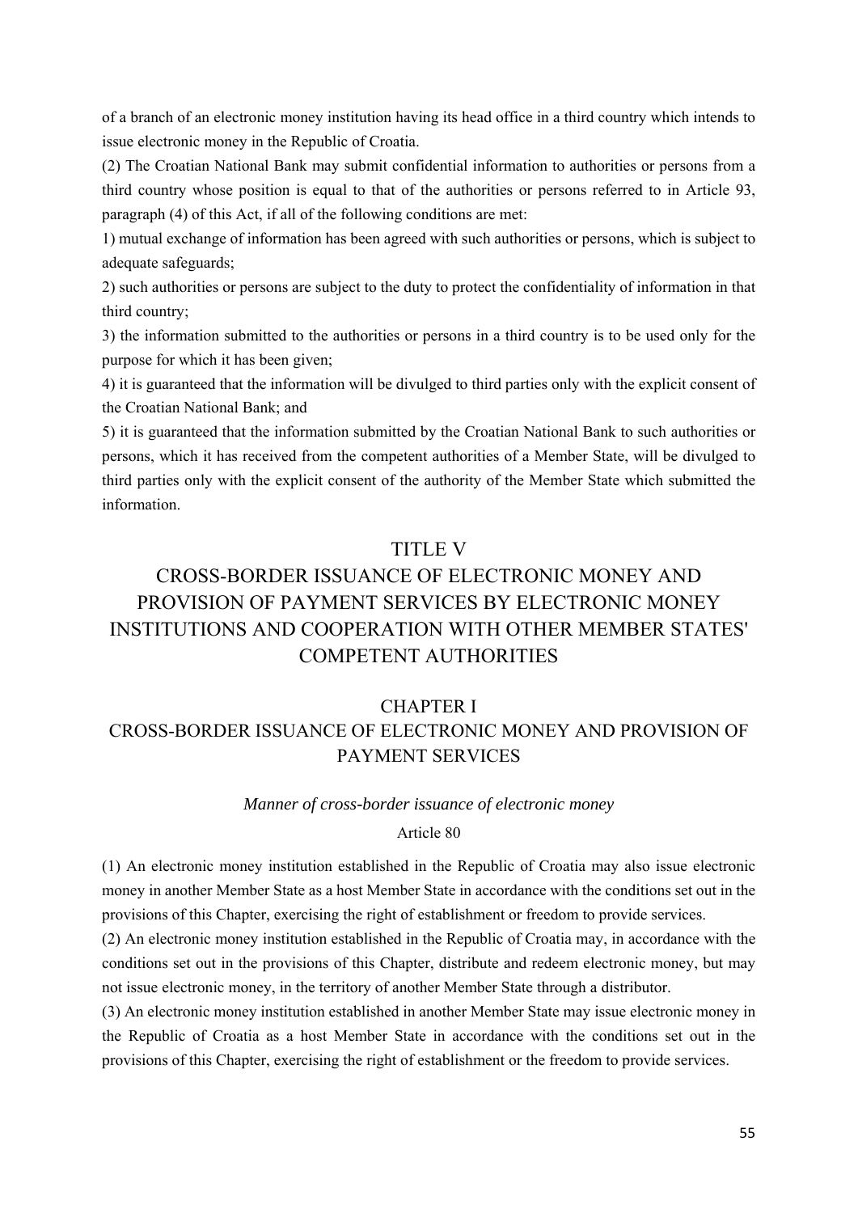of a branch of an electronic money institution having its head office in a third country which intends to issue electronic money in the Republic of Croatia.

(2) The Croatian National Bank may submit confidential information to authorities or persons from a third country whose position is equal to that of the authorities or persons referred to in Article 93, paragraph (4) of this Act, if all of the following conditions are met:

1) mutual exchange of information has been agreed with such authorities or persons, which is subject to adequate safeguards;

2) such authorities or persons are subject to the duty to protect the confidentiality of information in that third country;

3) the information submitted to the authorities or persons in a third country is to be used only for the purpose for which it has been given;

4) it is guaranteed that the information will be divulged to third parties only with the explicit consent of the Croatian National Bank; and

5) it is guaranteed that the information submitted by the Croatian National Bank to such authorities or persons, which it has received from the competent authorities of a Member State, will be divulged to third parties only with the explicit consent of the authority of the Member State which submitted the information.

# TITLE V
# CROSS-BORDER ISSUANCE OF ELECTRONIC MONEY AND PROVISION OF PAYMENT SERVICES BY ELECTRONIC MONEY INSTITUTIONS AND COOPERATION WITH OTHER MEMBER STATES' COMPETENT AUTHORITIES

## CHAPTER I
## CROSS-BORDER ISSUANCE OF ELECTRONIC MONEY AND PROVISION OF PAYMENT SERVICES

*Manner of cross-border issuance of electronic money*

Article 80

(1) An electronic money institution established in the Republic of Croatia may also issue electronic money in another Member State as a host Member State in accordance with the conditions set out in the provisions of this Chapter, exercising the right of establishment or freedom to provide services.

(2) An electronic money institution established in the Republic of Croatia may, in accordance with the conditions set out in the provisions of this Chapter, distribute and redeem electronic money, but may not issue electronic money, in the territory of another Member State through a distributor.

(3) An electronic money institution established in another Member State may issue electronic money in the Republic of Croatia as a host Member State in accordance with the conditions set out in the provisions of this Chapter, exercising the right of establishment or the freedom to provide services.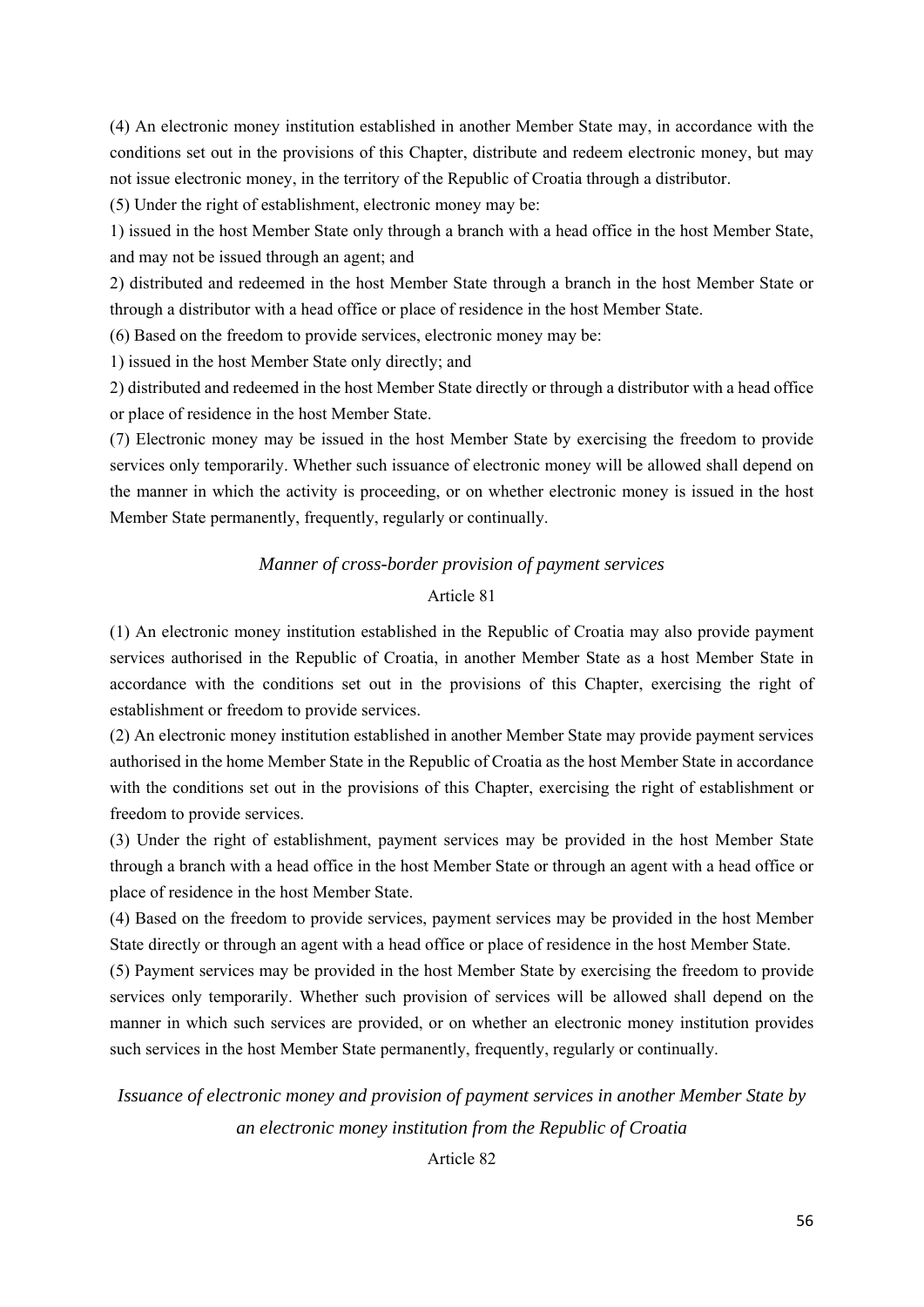(4) An electronic money institution established in another Member State may, in accordance with the conditions set out in the provisions of this Chapter, distribute and redeem electronic money, but may not issue electronic money, in the territory of the Republic of Croatia through a distributor.

(5) Under the right of establishment, electronic money may be:

1) issued in the host Member State only through a branch with a head office in the host Member State, and may not be issued through an agent; and

2) distributed and redeemed in the host Member State through a branch in the host Member State or through a distributor with a head office or place of residence in the host Member State.

(6) Based on the freedom to provide services, electronic money may be:

1) issued in the host Member State only directly; and

2) distributed and redeemed in the host Member State directly or through a distributor with a head office or place of residence in the host Member State.

(7) Electronic money may be issued in the host Member State by exercising the freedom to provide services only temporarily. Whether such issuance of electronic money will be allowed shall depend on the manner in which the activity is proceeding, or on whether electronic money is issued in the host Member State permanently, frequently, regularly or continually.

### *Manner of cross-border provision of payment services*

Article 81

(1) An electronic money institution established in the Republic of Croatia may also provide payment services authorised in the Republic of Croatia, in another Member State as a host Member State in accordance with the conditions set out in the provisions of this Chapter, exercising the right of establishment or freedom to provide services.

(2) An electronic money institution established in another Member State may provide payment services authorised in the home Member State in the Republic of Croatia as the host Member State in accordance with the conditions set out in the provisions of this Chapter, exercising the right of establishment or freedom to provide services.

(3) Under the right of establishment, payment services may be provided in the host Member State through a branch with a head office in the host Member State or through an agent with a head office or place of residence in the host Member State.

(4) Based on the freedom to provide services, payment services may be provided in the host Member State directly or through an agent with a head office or place of residence in the host Member State.

(5) Payment services may be provided in the host Member State by exercising the freedom to provide services only temporarily. Whether such provision of services will be allowed shall depend on the manner in which such services are provided, or on whether an electronic money institution provides such services in the host Member State permanently, frequently, regularly or continually.

### *Issuance of electronic money and provision of payment services in another Member State by an electronic money institution from the Republic of Croatia*

Article 82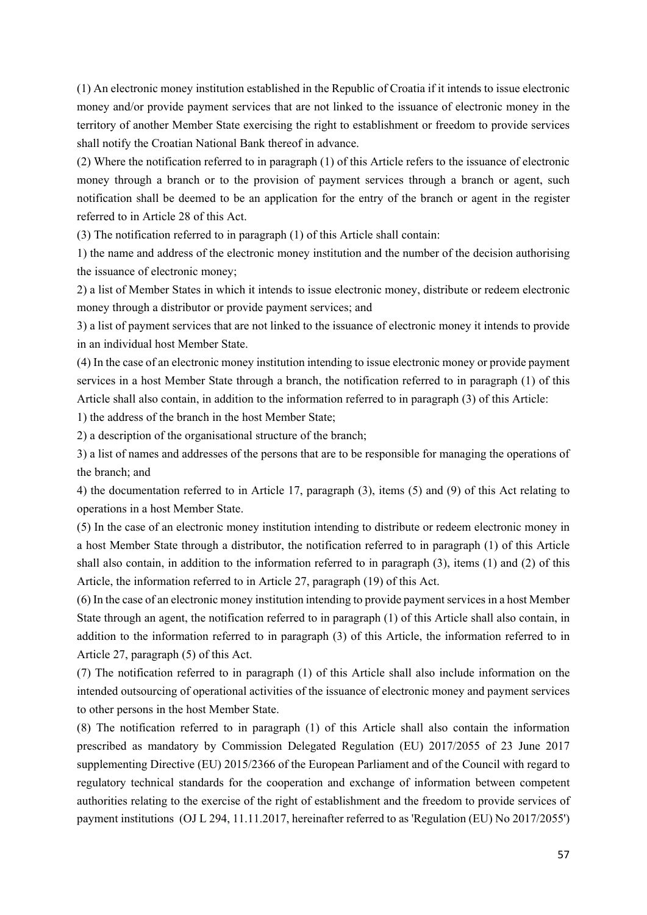(1) An electronic money institution established in the Republic of Croatia if it intends to issue electronic money and/or provide payment services that are not linked to the issuance of electronic money in the territory of another Member State exercising the right to establishment or freedom to provide services shall notify the Croatian National Bank thereof in advance.

(2) Where the notification referred to in paragraph (1) of this Article refers to the issuance of electronic money through a branch or to the provision of payment services through a branch or agent, such notification shall be deemed to be an application for the entry of the branch or agent in the register referred to in Article 28 of this Act.

(3) The notification referred to in paragraph (1) of this Article shall contain:

1) the name and address of the electronic money institution and the number of the decision authorising the issuance of electronic money;

2) a list of Member States in which it intends to issue electronic money, distribute or redeem electronic money through a distributor or provide payment services; and

3) a list of payment services that are not linked to the issuance of electronic money it intends to provide in an individual host Member State.

(4) In the case of an electronic money institution intending to issue electronic money or provide payment services in a host Member State through a branch, the notification referred to in paragraph (1) of this Article shall also contain, in addition to the information referred to in paragraph (3) of this Article:

1) the address of the branch in the host Member State;

2) a description of the organisational structure of the branch;

3) a list of names and addresses of the persons that are to be responsible for managing the operations of the branch; and

4) the documentation referred to in Article 17, paragraph (3), items (5) and (9) of this Act relating to operations in a host Member State.

(5) In the case of an electronic money institution intending to distribute or redeem electronic money in a host Member State through a distributor, the notification referred to in paragraph (1) of this Article shall also contain, in addition to the information referred to in paragraph (3), items (1) and (2) of this Article, the information referred to in Article 27, paragraph (19) of this Act.

(6) In the case of an electronic money institution intending to provide payment services in a host Member State through an agent, the notification referred to in paragraph (1) of this Article shall also contain, in addition to the information referred to in paragraph (3) of this Article, the information referred to in Article 27, paragraph (5) of this Act.

(7) The notification referred to in paragraph (1) of this Article shall also include information on the intended outsourcing of operational activities of the issuance of electronic money and payment services to other persons in the host Member State.

(8) The notification referred to in paragraph (1) of this Article shall also contain the information prescribed as mandatory by Commission Delegated Regulation (EU) 2017/2055 of 23 June 2017 supplementing Directive (EU) 2015/2366 of the European Parliament and of the Council with regard to regulatory technical standards for the cooperation and exchange of information between competent authorities relating to the exercise of the right of establishment and the freedom to provide services of payment institutions (OJ L 294, 11.11.2017, hereinafter referred to as 'Regulation (EU) No 2017/2055')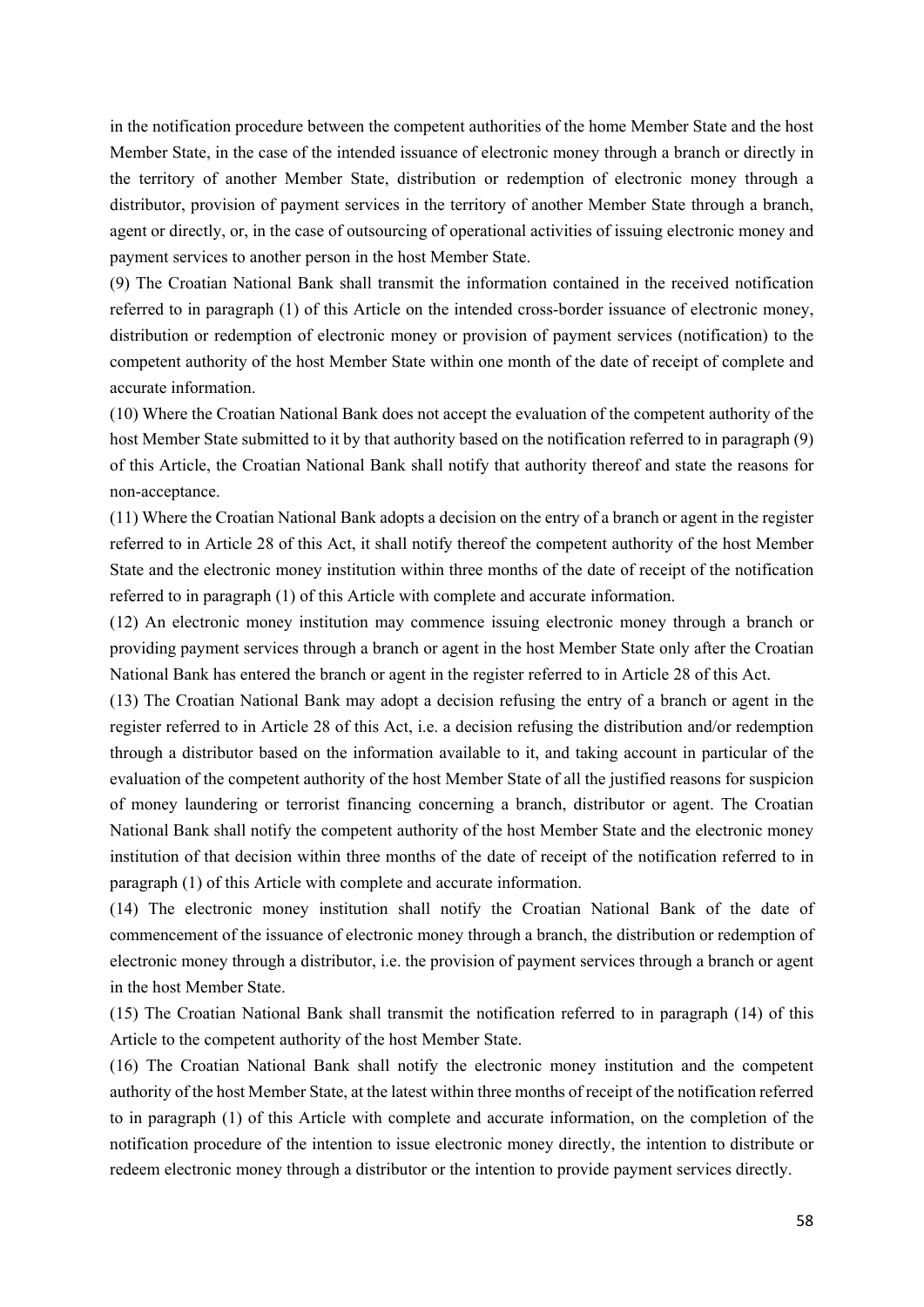in the notification procedure between the competent authorities of the home Member State and the host Member State, in the case of the intended issuance of electronic money through a branch or directly in the territory of another Member State, distribution or redemption of electronic money through a distributor, provision of payment services in the territory of another Member State through a branch, agent or directly, or, in the case of outsourcing of operational activities of issuing electronic money and payment services to another person in the host Member State.

(9) The Croatian National Bank shall transmit the information contained in the received notification referred to in paragraph (1) of this Article on the intended cross-border issuance of electronic money, distribution or redemption of electronic money or provision of payment services (notification) to the competent authority of the host Member State within one month of the date of receipt of complete and accurate information.

(10) Where the Croatian National Bank does not accept the evaluation of the competent authority of the host Member State submitted to it by that authority based on the notification referred to in paragraph (9) of this Article, the Croatian National Bank shall notify that authority thereof and state the reasons for non-acceptance.

(11) Where the Croatian National Bank adopts a decision on the entry of a branch or agent in the register referred to in Article 28 of this Act, it shall notify thereof the competent authority of the host Member State and the electronic money institution within three months of the date of receipt of the notification referred to in paragraph (1) of this Article with complete and accurate information.

(12) An electronic money institution may commence issuing electronic money through a branch or providing payment services through a branch or agent in the host Member State only after the Croatian National Bank has entered the branch or agent in the register referred to in Article 28 of this Act.

(13) The Croatian National Bank may adopt a decision refusing the entry of a branch or agent in the register referred to in Article 28 of this Act, i.e. a decision refusing the distribution and/or redemption through a distributor based on the information available to it, and taking account in particular of the evaluation of the competent authority of the host Member State of all the justified reasons for suspicion of money laundering or terrorist financing concerning a branch, distributor or agent. The Croatian National Bank shall notify the competent authority of the host Member State and the electronic money institution of that decision within three months of the date of receipt of the notification referred to in paragraph (1) of this Article with complete and accurate information.

(14) The electronic money institution shall notify the Croatian National Bank of the date of commencement of the issuance of electronic money through a branch, the distribution or redemption of electronic money through a distributor, i.e. the provision of payment services through a branch or agent in the host Member State.

(15) The Croatian National Bank shall transmit the notification referred to in paragraph (14) of this Article to the competent authority of the host Member State.

(16) The Croatian National Bank shall notify the electronic money institution and the competent authority of the host Member State, at the latest within three months of receipt of the notification referred to in paragraph (1) of this Article with complete and accurate information, on the completion of the notification procedure of the intention to issue electronic money directly, the intention to distribute or redeem electronic money through a distributor or the intention to provide payment services directly.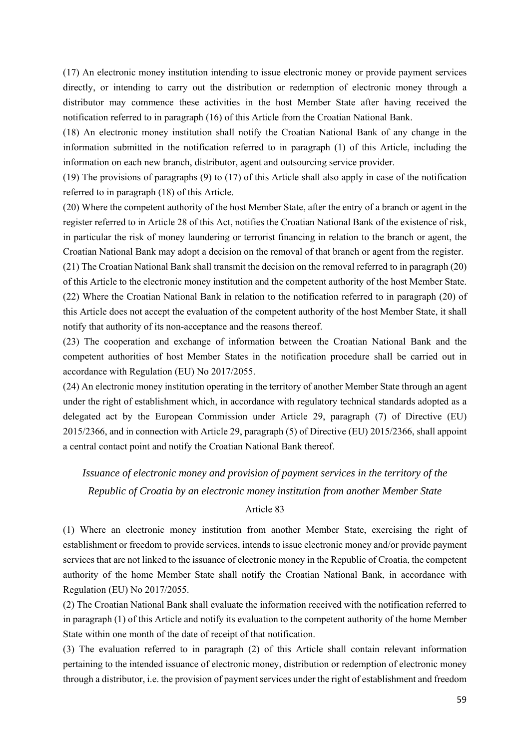(17) An electronic money institution intending to issue electronic money or provide payment services directly, or intending to carry out the distribution or redemption of electronic money through a distributor may commence these activities in the host Member State after having received the notification referred to in paragraph (16) of this Article from the Croatian National Bank.

(18) An electronic money institution shall notify the Croatian National Bank of any change in the information submitted in the notification referred to in paragraph (1) of this Article, including the information on each new branch, distributor, agent and outsourcing service provider.

(19) The provisions of paragraphs (9) to (17) of this Article shall also apply in case of the notification referred to in paragraph (18) of this Article.

(20) Where the competent authority of the host Member State, after the entry of a branch or agent in the register referred to in Article 28 of this Act, notifies the Croatian National Bank of the existence of risk, in particular the risk of money laundering or terrorist financing in relation to the branch or agent, the Croatian National Bank may adopt a decision on the removal of that branch or agent from the register.

(21) The Croatian National Bank shall transmit the decision on the removal referred to in paragraph (20) of this Article to the electronic money institution and the competent authority of the host Member State.

(22) Where the Croatian National Bank in relation to the notification referred to in paragraph (20) of this Article does not accept the evaluation of the competent authority of the host Member State, it shall notify that authority of its non-acceptance and the reasons thereof.

(23) The cooperation and exchange of information between the Croatian National Bank and the competent authorities of host Member States in the notification procedure shall be carried out in accordance with Regulation (EU) No 2017/2055.

(24) An electronic money institution operating in the territory of another Member State through an agent under the right of establishment which, in accordance with regulatory technical standards adopted as a delegated act by the European Commission under Article 29, paragraph (7) of Directive (EU) 2015/2366, and in connection with Article 29, paragraph (5) of Directive (EU) 2015/2366, shall appoint a central contact point and notify the Croatian National Bank thereof.

*Issuance of electronic money and provision of payment services in the territory of the Republic of Croatia by an electronic money institution from another Member State*

Article 83

(1) Where an electronic money institution from another Member State, exercising the right of establishment or freedom to provide services, intends to issue electronic money and/or provide payment services that are not linked to the issuance of electronic money in the Republic of Croatia, the competent authority of the home Member State shall notify the Croatian National Bank, in accordance with Regulation (EU) No 2017/2055.

(2) The Croatian National Bank shall evaluate the information received with the notification referred to in paragraph (1) of this Article and notify its evaluation to the competent authority of the home Member State within one month of the date of receipt of that notification.

(3) The evaluation referred to in paragraph (2) of this Article shall contain relevant information pertaining to the intended issuance of electronic money, distribution or redemption of electronic money through a distributor, i.e. the provision of payment services under the right of establishment and freedom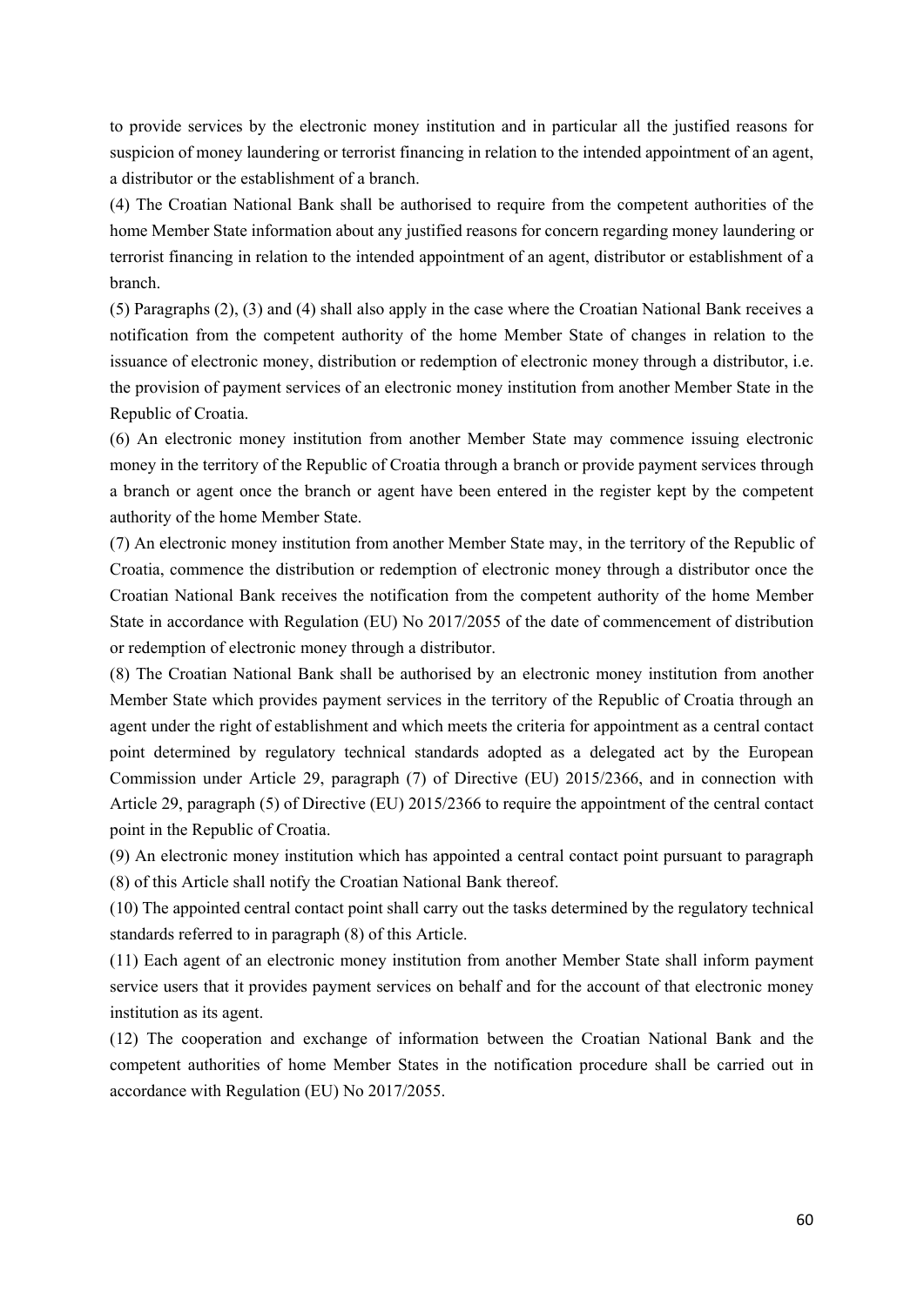to provide services by the electronic money institution and in particular all the justified reasons for suspicion of money laundering or terrorist financing in relation to the intended appointment of an agent, a distributor or the establishment of a branch.

(4) The Croatian National Bank shall be authorised to require from the competent authorities of the home Member State information about any justified reasons for concern regarding money laundering or terrorist financing in relation to the intended appointment of an agent, distributor or establishment of a branch.

(5) Paragraphs (2), (3) and (4) shall also apply in the case where the Croatian National Bank receives a notification from the competent authority of the home Member State of changes in relation to the issuance of electronic money, distribution or redemption of electronic money through a distributor, i.e. the provision of payment services of an electronic money institution from another Member State in the Republic of Croatia.

(6) An electronic money institution from another Member State may commence issuing electronic money in the territory of the Republic of Croatia through a branch or provide payment services through a branch or agent once the branch or agent have been entered in the register kept by the competent authority of the home Member State.

(7) An electronic money institution from another Member State may, in the territory of the Republic of Croatia, commence the distribution or redemption of electronic money through a distributor once the Croatian National Bank receives the notification from the competent authority of the home Member State in accordance with Regulation (EU) No 2017/2055 of the date of commencement of distribution or redemption of electronic money through a distributor.

(8) The Croatian National Bank shall be authorised by an electronic money institution from another Member State which provides payment services in the territory of the Republic of Croatia through an agent under the right of establishment and which meets the criteria for appointment as a central contact point determined by regulatory technical standards adopted as a delegated act by the European Commission under Article 29, paragraph (7) of Directive (EU) 2015/2366, and in connection with Article 29, paragraph (5) of Directive (EU) 2015/2366 to require the appointment of the central contact point in the Republic of Croatia.

(9) An electronic money institution which has appointed a central contact point pursuant to paragraph (8) of this Article shall notify the Croatian National Bank thereof.

(10) The appointed central contact point shall carry out the tasks determined by the regulatory technical standards referred to in paragraph (8) of this Article.

(11) Each agent of an electronic money institution from another Member State shall inform payment service users that it provides payment services on behalf and for the account of that electronic money institution as its agent.

(12) The cooperation and exchange of information between the Croatian National Bank and the competent authorities of home Member States in the notification procedure shall be carried out in accordance with Regulation (EU) No 2017/2055.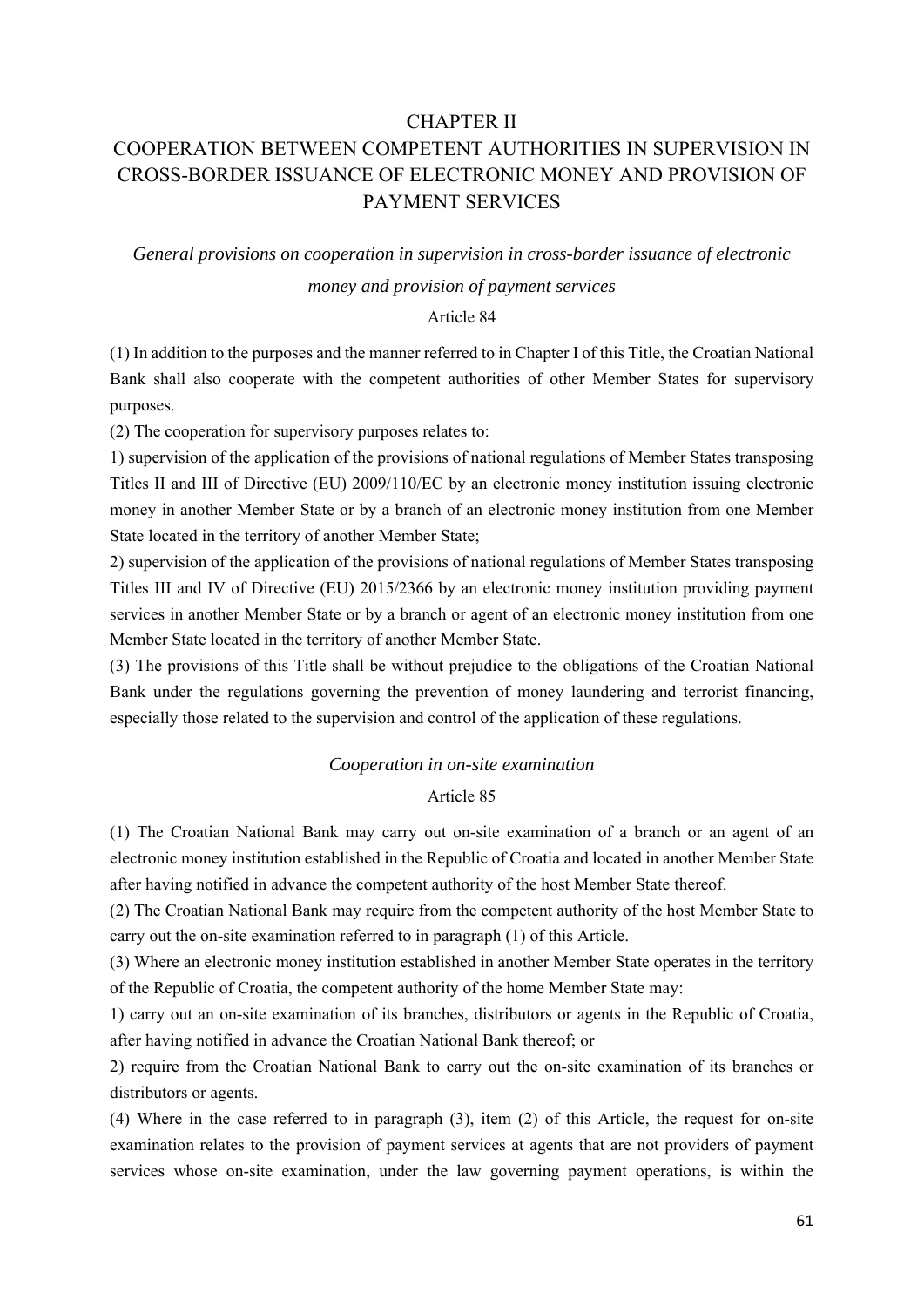# CHAPTER II
# COOPERATION BETWEEN COMPETENT AUTHORITIES IN SUPERVISION IN CROSS-BORDER ISSUANCE OF ELECTRONIC MONEY AND PROVISION OF PAYMENT SERVICES

*General provisions on cooperation in supervision in cross-border issuance of electronic money and provision of payment services*

Article 84

(1) In addition to the purposes and the manner referred to in Chapter I of this Title, the Croatian National Bank shall also cooperate with the competent authorities of other Member States for supervisory purposes.

(2) The cooperation for supervisory purposes relates to:

1) supervision of the application of the provisions of national regulations of Member States transposing Titles II and III of Directive (EU) 2009/110/EC by an electronic money institution issuing electronic money in another Member State or by a branch of an electronic money institution from one Member State located in the territory of another Member State;

2) supervision of the application of the provisions of national regulations of Member States transposing Titles III and IV of Directive (EU) 2015/2366 by an electronic money institution providing payment services in another Member State or by a branch or agent of an electronic money institution from one Member State located in the territory of another Member State.

(3) The provisions of this Title shall be without prejudice to the obligations of the Croatian National Bank under the regulations governing the prevention of money laundering and terrorist financing, especially those related to the supervision and control of the application of these regulations.

*Cooperation in on-site examination*

Article 85

(1) The Croatian National Bank may carry out on-site examination of a branch or an agent of an electronic money institution established in the Republic of Croatia and located in another Member State after having notified in advance the competent authority of the host Member State thereof.

(2) The Croatian National Bank may require from the competent authority of the host Member State to carry out the on-site examination referred to in paragraph (1) of this Article.

(3) Where an electronic money institution established in another Member State operates in the territory of the Republic of Croatia, the competent authority of the home Member State may:

1) carry out an on-site examination of its branches, distributors or agents in the Republic of Croatia, after having notified in advance the Croatian National Bank thereof; or

2) require from the Croatian National Bank to carry out the on-site examination of its branches or distributors or agents.

(4) Where in the case referred to in paragraph (3), item (2) of this Article, the request for on-site examination relates to the provision of payment services at agents that are not providers of payment services whose on-site examination, under the law governing payment operations, is within the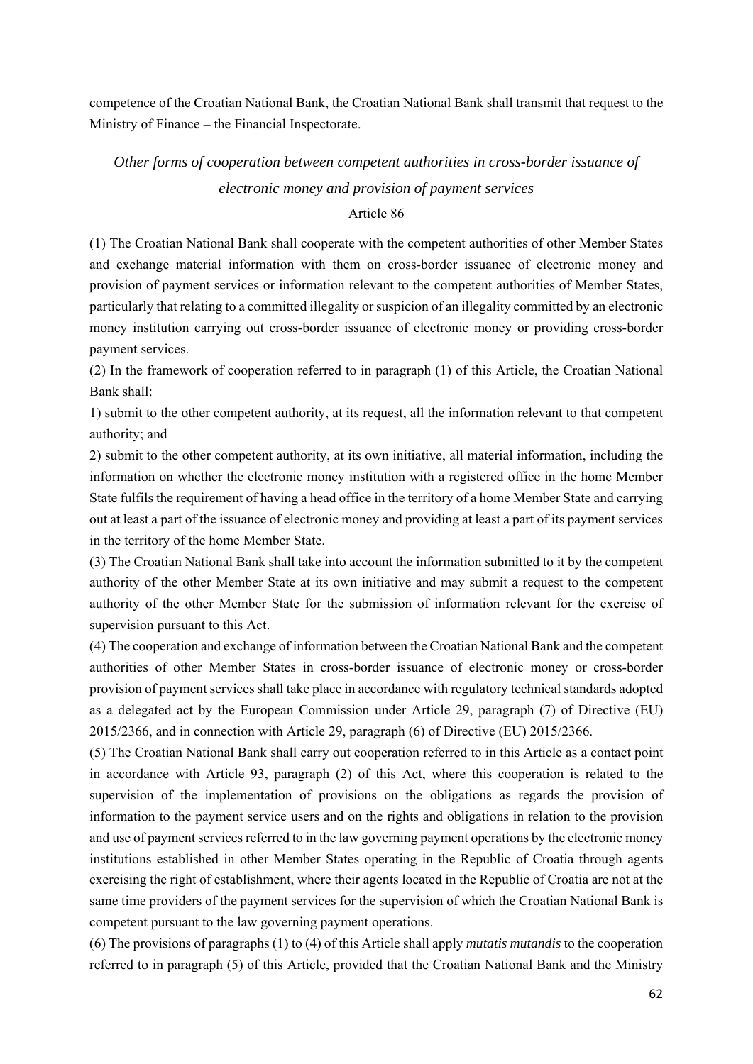competence of the Croatian National Bank, the Croatian National Bank shall transmit that request to the Ministry of Finance – the Financial Inspectorate.

### *Other forms of cooperation between competent authorities in cross-border issuance of electronic money and provision of payment services*

Article 86

(1) The Croatian National Bank shall cooperate with the competent authorities of other Member States and exchange material information with them on cross-border issuance of electronic money and provision of payment services or information relevant to the competent authorities of Member States, particularly that relating to a committed illegality or suspicion of an illegality committed by an electronic money institution carrying out cross-border issuance of electronic money or providing cross-border payment services.

(2) In the framework of cooperation referred to in paragraph (1) of this Article, the Croatian National Bank shall:

1) submit to the other competent authority, at its request, all the information relevant to that competent authority; and

2) submit to the other competent authority, at its own initiative, all material information, including the information on whether the electronic money institution with a registered office in the home Member State fulfils the requirement of having a head office in the territory of a home Member State and carrying out at least a part of the issuance of electronic money and providing at least a part of its payment services in the territory of the home Member State.

(3) The Croatian National Bank shall take into account the information submitted to it by the competent authority of the other Member State at its own initiative and may submit a request to the competent authority of the other Member State for the submission of information relevant for the exercise of supervision pursuant to this Act.

(4) The cooperation and exchange of information between the Croatian National Bank and the competent authorities of other Member States in cross-border issuance of electronic money or cross-border provision of payment services shall take place in accordance with regulatory technical standards adopted as a delegated act by the European Commission under Article 29, paragraph (7) of Directive (EU) 2015/2366, and in connection with Article 29, paragraph (6) of Directive (EU) 2015/2366.

(5) The Croatian National Bank shall carry out cooperation referred to in this Article as a contact point in accordance with Article 93, paragraph (2) of this Act, where this cooperation is related to the supervision of the implementation of provisions on the obligations as regards the provision of information to the payment service users and on the rights and obligations in relation to the provision and use of payment services referred to in the law governing payment operations by the electronic money institutions established in other Member States operating in the Republic of Croatia through agents exercising the right of establishment, where their agents located in the Republic of Croatia are not at the same time providers of the payment services for the supervision of which the Croatian National Bank is competent pursuant to the law governing payment operations.

(6) The provisions of paragraphs (1) to (4) of this Article shall apply *mutatis mutandis* to the cooperation referred to in paragraph (5) of this Article, provided that the Croatian National Bank and the Ministry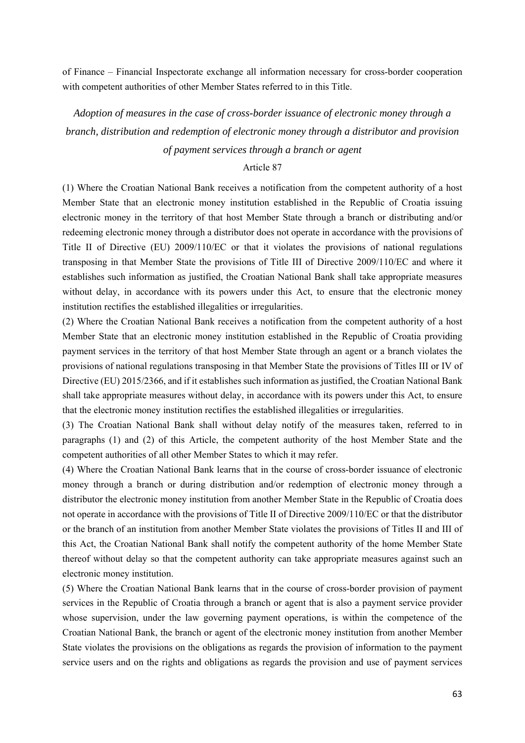of Finance – Financial Inspectorate exchange all information necessary for cross-border cooperation with competent authorities of other Member States referred to in this Title.

### *Adoption of measures in the case of cross-border issuance of electronic money through a branch, distribution and redemption of electronic money through a distributor and provision of payment services through a branch or agent*

Article 87

(1) Where the Croatian National Bank receives a notification from the competent authority of a host Member State that an electronic money institution established in the Republic of Croatia issuing electronic money in the territory of that host Member State through a branch or distributing and/or redeeming electronic money through a distributor does not operate in accordance with the provisions of Title II of Directive (EU) 2009/110/EC or that it violates the provisions of national regulations transposing in that Member State the provisions of Title III of Directive 2009/110/EC and where it establishes such information as justified, the Croatian National Bank shall take appropriate measures without delay, in accordance with its powers under this Act, to ensure that the electronic money institution rectifies the established illegalities or irregularities.

(2) Where the Croatian National Bank receives a notification from the competent authority of a host Member State that an electronic money institution established in the Republic of Croatia providing payment services in the territory of that host Member State through an agent or a branch violates the provisions of national regulations transposing in that Member State the provisions of Titles III or IV of Directive (EU) 2015/2366, and if it establishes such information as justified, the Croatian National Bank shall take appropriate measures without delay, in accordance with its powers under this Act, to ensure that the electronic money institution rectifies the established illegalities or irregularities.

(3) The Croatian National Bank shall without delay notify of the measures taken, referred to in paragraphs (1) and (2) of this Article, the competent authority of the host Member State and the competent authorities of all other Member States to which it may refer.

(4) Where the Croatian National Bank learns that in the course of cross-border issuance of electronic money through a branch or during distribution and/or redemption of electronic money through a distributor the electronic money institution from another Member State in the Republic of Croatia does not operate in accordance with the provisions of Title II of Directive 2009/110/EC or that the distributor or the branch of an institution from another Member State violates the provisions of Titles II and III of this Act, the Croatian National Bank shall notify the competent authority of the home Member State thereof without delay so that the competent authority can take appropriate measures against such an electronic money institution.

(5) Where the Croatian National Bank learns that in the course of cross-border provision of payment services in the Republic of Croatia through a branch or agent that is also a payment service provider whose supervision, under the law governing payment operations, is within the competence of the Croatian National Bank, the branch or agent of the electronic money institution from another Member State violates the provisions on the obligations as regards the provision of information to the payment service users and on the rights and obligations as regards the provision and use of payment services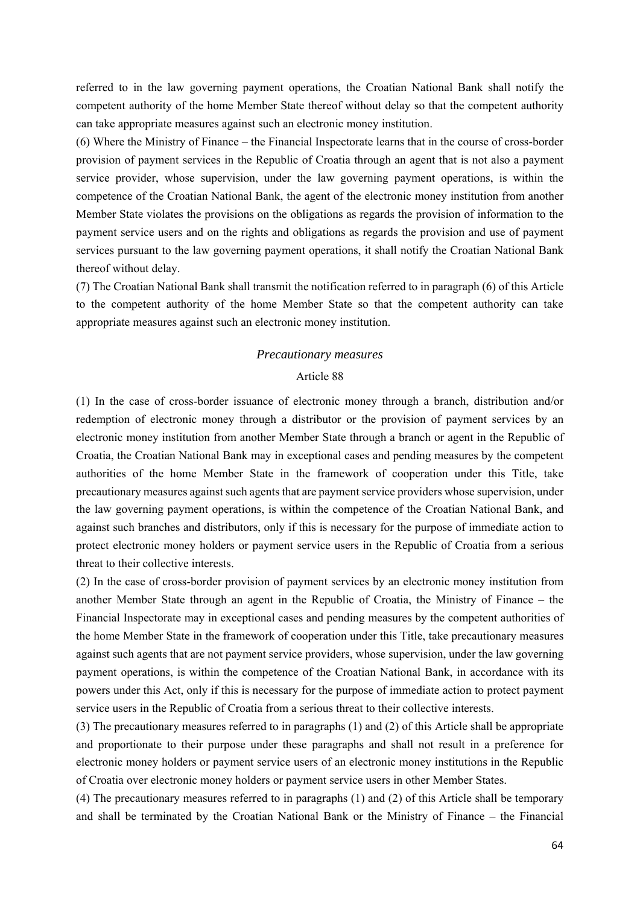referred to in the law governing payment operations, the Croatian National Bank shall notify the competent authority of the home Member State thereof without delay so that the competent authority can take appropriate measures against such an electronic money institution.

(6) Where the Ministry of Finance – the Financial Inspectorate learns that in the course of cross-border provision of payment services in the Republic of Croatia through an agent that is not also a payment service provider, whose supervision, under the law governing payment operations, is within the competence of the Croatian National Bank, the agent of the electronic money institution from another Member State violates the provisions on the obligations as regards the provision of information to the payment service users and on the rights and obligations as regards the provision and use of payment services pursuant to the law governing payment operations, it shall notify the Croatian National Bank thereof without delay.

(7) The Croatian National Bank shall transmit the notification referred to in paragraph (6) of this Article to the competent authority of the home Member State so that the competent authority can take appropriate measures against such an electronic money institution.

*Precautionary measures*

Article 88

(1) In the case of cross-border issuance of electronic money through a branch, distribution and/or redemption of electronic money through a distributor or the provision of payment services by an electronic money institution from another Member State through a branch or agent in the Republic of Croatia, the Croatian National Bank may in exceptional cases and pending measures by the competent authorities of the home Member State in the framework of cooperation under this Title, take precautionary measures against such agents that are payment service providers whose supervision, under the law governing payment operations, is within the competence of the Croatian National Bank, and against such branches and distributors, only if this is necessary for the purpose of immediate action to protect electronic money holders or payment service users in the Republic of Croatia from a serious threat to their collective interests.

(2) In the case of cross-border provision of payment services by an electronic money institution from another Member State through an agent in the Republic of Croatia, the Ministry of Finance – the Financial Inspectorate may in exceptional cases and pending measures by the competent authorities of the home Member State in the framework of cooperation under this Title, take precautionary measures against such agents that are not payment service providers, whose supervision, under the law governing payment operations, is within the competence of the Croatian National Bank, in accordance with its powers under this Act, only if this is necessary for the purpose of immediate action to protect payment service users in the Republic of Croatia from a serious threat to their collective interests.

(3) The precautionary measures referred to in paragraphs (1) and (2) of this Article shall be appropriate and proportionate to their purpose under these paragraphs and shall not result in a preference for electronic money holders or payment service users of an electronic money institutions in the Republic of Croatia over electronic money holders or payment service users in other Member States.

(4) The precautionary measures referred to in paragraphs (1) and (2) of this Article shall be temporary and shall be terminated by the Croatian National Bank or the Ministry of Finance – the Financial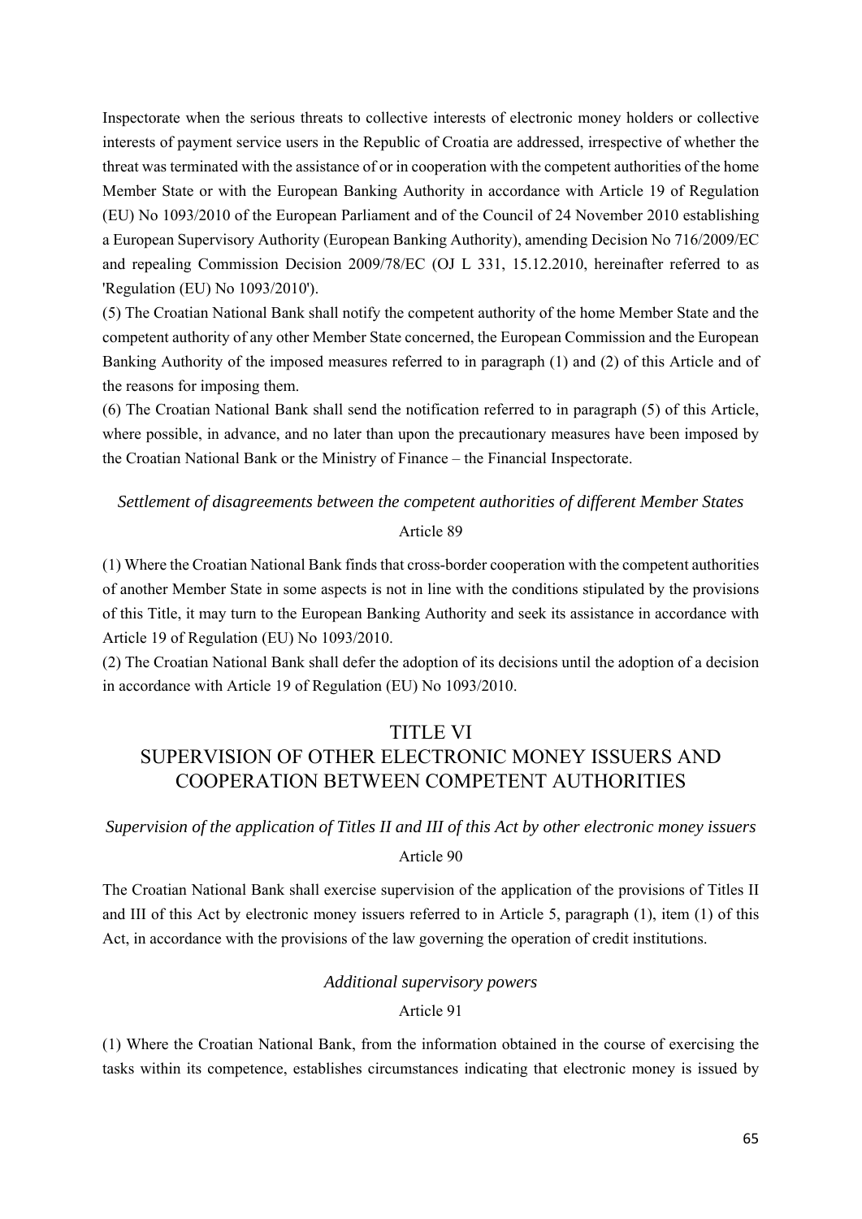Inspectorate when the serious threats to collective interests of electronic money holders or collective interests of payment service users in the Republic of Croatia are addressed, irrespective of whether the threat was terminated with the assistance of or in cooperation with the competent authorities of the home Member State or with the European Banking Authority in accordance with Article 19 of Regulation (EU) No 1093/2010 of the European Parliament and of the Council of 24 November 2010 establishing a European Supervisory Authority (European Banking Authority), amending Decision No 716/2009/EC and repealing Commission Decision 2009/78/EC (OJ L 331, 15.12.2010, hereinafter referred to as 'Regulation (EU) No 1093/2010').

(5) The Croatian National Bank shall notify the competent authority of the home Member State and the competent authority of any other Member State concerned, the European Commission and the European Banking Authority of the imposed measures referred to in paragraph (1) and (2) of this Article and of the reasons for imposing them.

(6) The Croatian National Bank shall send the notification referred to in paragraph (5) of this Article, where possible, in advance, and no later than upon the precautionary measures have been imposed by the Croatian National Bank or the Ministry of Finance – the Financial Inspectorate.

*Settlement of disagreements between the competent authorities of different Member States*

Article 89

(1) Where the Croatian National Bank finds that cross-border cooperation with the competent authorities of another Member State in some aspects is not in line with the conditions stipulated by the provisions of this Title, it may turn to the European Banking Authority and seek its assistance in accordance with Article 19 of Regulation (EU) No 1093/2010.

(2) The Croatian National Bank shall defer the adoption of its decisions until the adoption of a decision in accordance with Article 19 of Regulation (EU) No 1093/2010.

## TITLE VI
## SUPERVISION OF OTHER ELECTRONIC MONEY ISSUERS AND COOPERATION BETWEEN COMPETENT AUTHORITIES

*Supervision of the application of Titles II and III of this Act by other electronic money issuers*

Article 90

The Croatian National Bank shall exercise supervision of the application of the provisions of Titles II and III of this Act by electronic money issuers referred to in Article 5, paragraph (1), item (1) of this Act, in accordance with the provisions of the law governing the operation of credit institutions.

*Additional supervisory powers*

Article 91

(1) Where the Croatian National Bank, from the information obtained in the course of exercising the tasks within its competence, establishes circumstances indicating that electronic money is issued by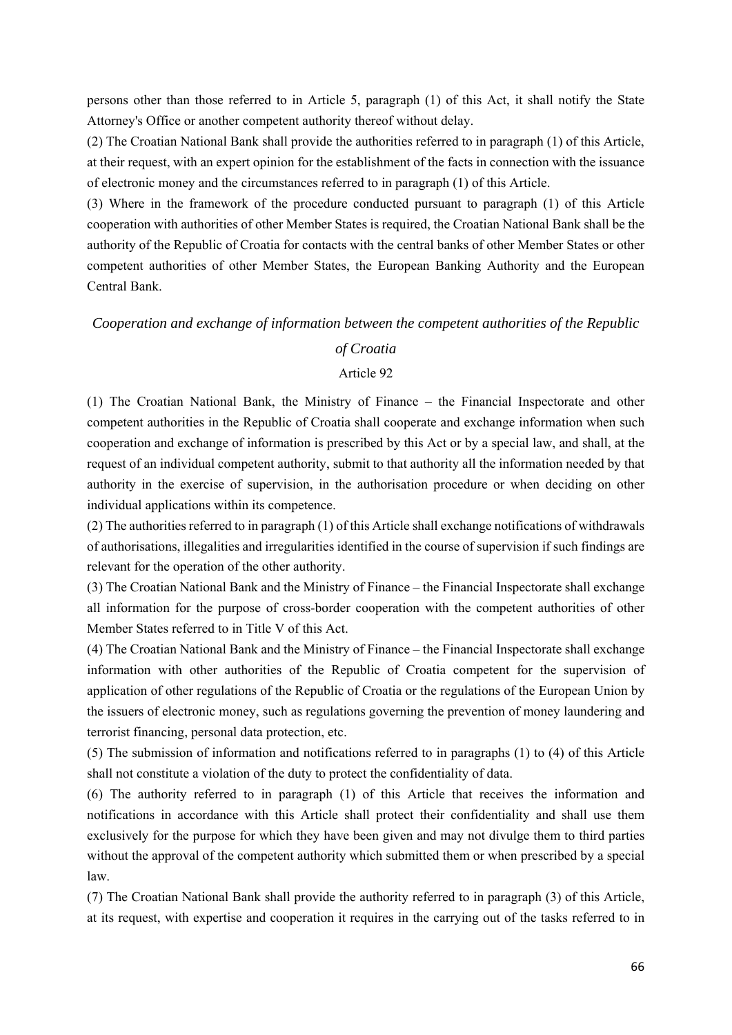persons other than those referred to in Article 5, paragraph (1) of this Act, it shall notify the State Attorney's Office or another competent authority thereof without delay.

(2) The Croatian National Bank shall provide the authorities referred to in paragraph (1) of this Article, at their request, with an expert opinion for the establishment of the facts in connection with the issuance of electronic money and the circumstances referred to in paragraph (1) of this Article.

(3) Where in the framework of the procedure conducted pursuant to paragraph (1) of this Article cooperation with authorities of other Member States is required, the Croatian National Bank shall be the authority of the Republic of Croatia for contacts with the central banks of other Member States or other competent authorities of other Member States, the European Banking Authority and the European Central Bank.

*Cooperation and exchange of information between the competent authorities of the Republic of Croatia*

Article 92

(1) The Croatian National Bank, the Ministry of Finance – the Financial Inspectorate and other competent authorities in the Republic of Croatia shall cooperate and exchange information when such cooperation and exchange of information is prescribed by this Act or by a special law, and shall, at the request of an individual competent authority, submit to that authority all the information needed by that authority in the exercise of supervision, in the authorisation procedure or when deciding on other individual applications within its competence.

(2) The authorities referred to in paragraph (1) of this Article shall exchange notifications of withdrawals of authorisations, illegalities and irregularities identified in the course of supervision if such findings are relevant for the operation of the other authority.

(3) The Croatian National Bank and the Ministry of Finance – the Financial Inspectorate shall exchange all information for the purpose of cross-border cooperation with the competent authorities of other Member States referred to in Title V of this Act.

(4) The Croatian National Bank and the Ministry of Finance – the Financial Inspectorate shall exchange information with other authorities of the Republic of Croatia competent for the supervision of application of other regulations of the Republic of Croatia or the regulations of the European Union by the issuers of electronic money, such as regulations governing the prevention of money laundering and terrorist financing, personal data protection, etc.

(5) The submission of information and notifications referred to in paragraphs (1) to (4) of this Article shall not constitute a violation of the duty to protect the confidentiality of data.

(6) The authority referred to in paragraph (1) of this Article that receives the information and notifications in accordance with this Article shall protect their confidentiality and shall use them exclusively for the purpose for which they have been given and may not divulge them to third parties without the approval of the competent authority which submitted them or when prescribed by a special law.

(7) The Croatian National Bank shall provide the authority referred to in paragraph (3) of this Article, at its request, with expertise and cooperation it requires in the carrying out of the tasks referred to in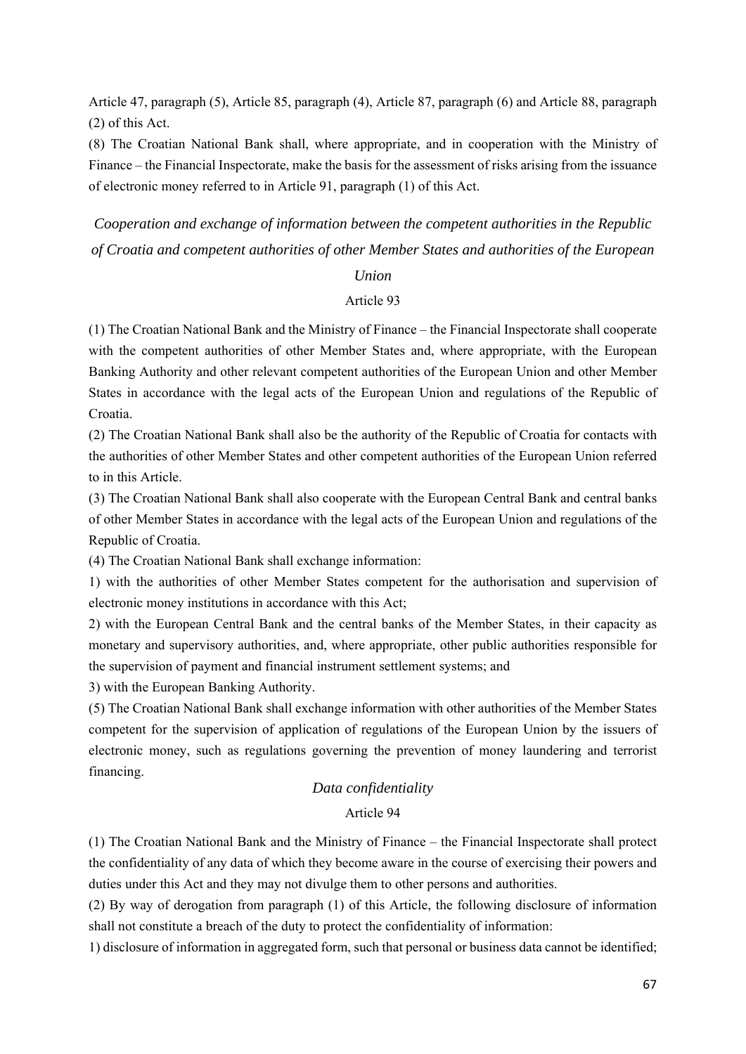Article 47, paragraph (5), Article 85, paragraph (4), Article 87, paragraph (6) and Article 88, paragraph (2) of this Act.

(8) The Croatian National Bank shall, where appropriate, and in cooperation with the Ministry of Finance – the Financial Inspectorate, make the basis for the assessment of risks arising from the issuance of electronic money referred to in Article 91, paragraph (1) of this Act.

*Cooperation and exchange of information between the competent authorities in the Republic of Croatia and competent authorities of other Member States and authorities of the European Union*

Article 93

(1) The Croatian National Bank and the Ministry of Finance – the Financial Inspectorate shall cooperate with the competent authorities of other Member States and, where appropriate, with the European Banking Authority and other relevant competent authorities of the European Union and other Member States in accordance with the legal acts of the European Union and regulations of the Republic of Croatia.

(2) The Croatian National Bank shall also be the authority of the Republic of Croatia for contacts with the authorities of other Member States and other competent authorities of the European Union referred to in this Article.

(3) The Croatian National Bank shall also cooperate with the European Central Bank and central banks of other Member States in accordance with the legal acts of the European Union and regulations of the Republic of Croatia.

(4) The Croatian National Bank shall exchange information:

1) with the authorities of other Member States competent for the authorisation and supervision of electronic money institutions in accordance with this Act;

2) with the European Central Bank and the central banks of the Member States, in their capacity as monetary and supervisory authorities, and, where appropriate, other public authorities responsible for the supervision of payment and financial instrument settlement systems; and

3) with the European Banking Authority.

(5) The Croatian National Bank shall exchange information with other authorities of the Member States competent for the supervision of application of regulations of the European Union by the issuers of electronic money, such as regulations governing the prevention of money laundering and terrorist financing.

*Data confidentiality*

Article 94

(1) The Croatian National Bank and the Ministry of Finance – the Financial Inspectorate shall protect the confidentiality of any data of which they become aware in the course of exercising their powers and duties under this Act and they may not divulge them to other persons and authorities.

(2) By way of derogation from paragraph (1) of this Article, the following disclosure of information shall not constitute a breach of the duty to protect the confidentiality of information:

1) disclosure of information in aggregated form, such that personal or business data cannot be identified;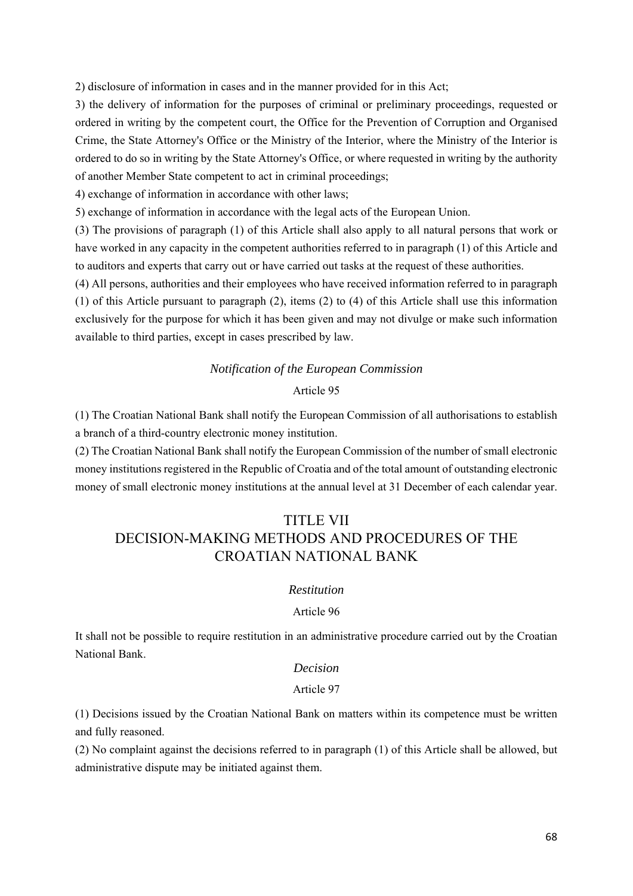2) disclosure of information in cases and in the manner provided for in this Act;

3) the delivery of information for the purposes of criminal or preliminary proceedings, requested or ordered in writing by the competent court, the Office for the Prevention of Corruption and Organised Crime, the State Attorney's Office or the Ministry of the Interior, where the Ministry of the Interior is ordered to do so in writing by the State Attorney's Office, or where requested in writing by the authority of another Member State competent to act in criminal proceedings;

4) exchange of information in accordance with other laws;

5) exchange of information in accordance with the legal acts of the European Union.

(3) The provisions of paragraph (1) of this Article shall also apply to all natural persons that work or have worked in any capacity in the competent authorities referred to in paragraph (1) of this Article and to auditors and experts that carry out or have carried out tasks at the request of these authorities.

(4) All persons, authorities and their employees who have received information referred to in paragraph (1) of this Article pursuant to paragraph (2), items (2) to (4) of this Article shall use this information exclusively for the purpose for which it has been given and may not divulge or make such information available to third parties, except in cases prescribed by law.

*Notification of the European Commission*

Article 95

(1) The Croatian National Bank shall notify the European Commission of all authorisations to establish a branch of a third-country electronic money institution.

(2) The Croatian National Bank shall notify the European Commission of the number of small electronic money institutions registered in the Republic of Croatia and of the total amount of outstanding electronic money of small electronic money institutions at the annual level at 31 December of each calendar year.

## TITLE VII
## DECISION-MAKING METHODS AND PROCEDURES OF THE CROATIAN NATIONAL BANK

*Restitution*

Article 96

It shall not be possible to require restitution in an administrative procedure carried out by the Croatian National Bank.

*Decision*

Article 97

(1) Decisions issued by the Croatian National Bank on matters within its competence must be written and fully reasoned.

(2) No complaint against the decisions referred to in paragraph (1) of this Article shall be allowed, but administrative dispute may be initiated against them.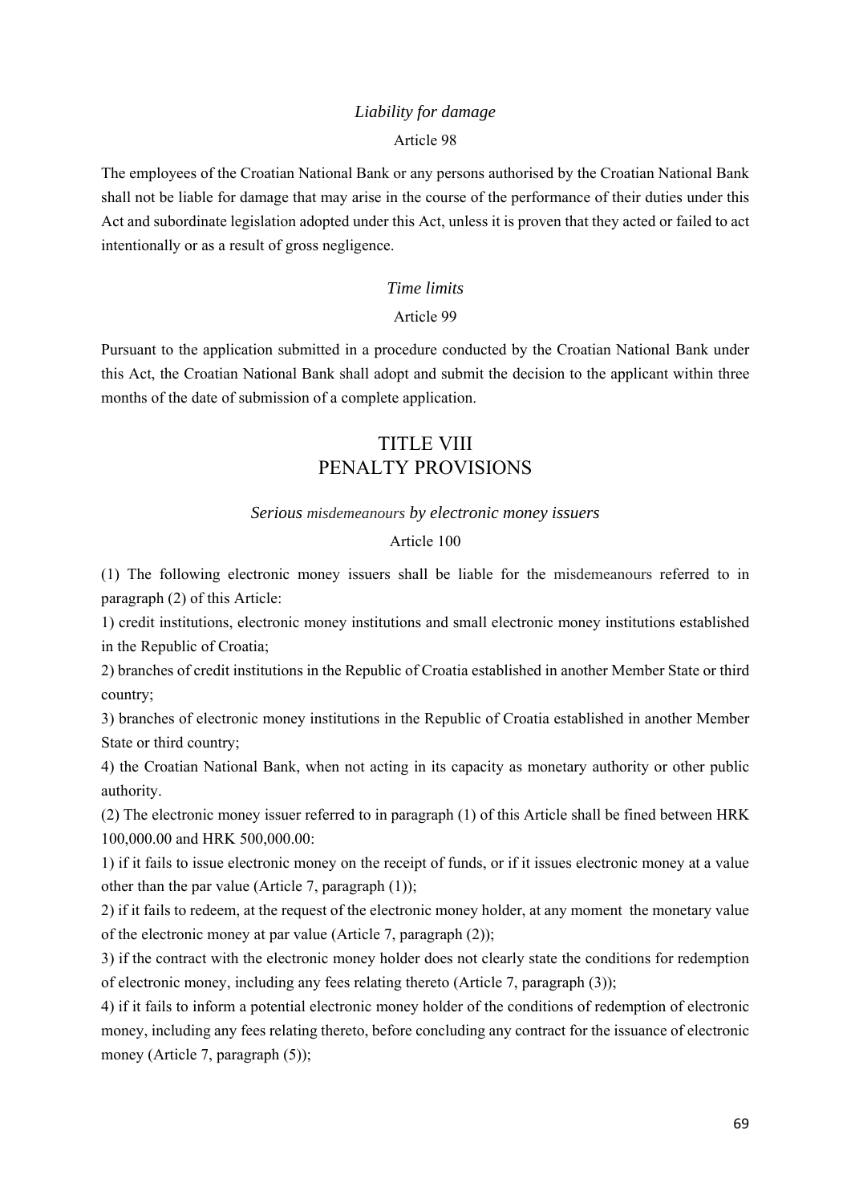*Liability for damage*

Article 98

The employees of the Croatian National Bank or any persons authorised by the Croatian National Bank shall not be liable for damage that may arise in the course of the performance of their duties under this Act and subordinate legislation adopted under this Act, unless it is proven that they acted or failed to act intentionally or as a result of gross negligence.

*Time limits*

Article 99

Pursuant to the application submitted in a procedure conducted by the Croatian National Bank under this Act, the Croatian National Bank shall adopt and submit the decision to the applicant within three months of the date of submission of a complete application.

## TITLE VIII
## PENALTY PROVISIONS

*Serious misdemeanours by electronic money issuers*

Article 100

(1) The following electronic money issuers shall be liable for the misdemeanours referred to in paragraph (2) of this Article:

1) credit institutions, electronic money institutions and small electronic money institutions established in the Republic of Croatia;

2) branches of credit institutions in the Republic of Croatia established in another Member State or third country;

3) branches of electronic money institutions in the Republic of Croatia established in another Member State or third country;

4) the Croatian National Bank, when not acting in its capacity as monetary authority or other public authority.

(2) The electronic money issuer referred to in paragraph (1) of this Article shall be fined between HRK 100,000.00 and HRK 500,000.00:

1) if it fails to issue electronic money on the receipt of funds, or if it issues electronic money at a value other than the par value (Article 7, paragraph (1));

2) if it fails to redeem, at the request of the electronic money holder, at any moment the monetary value of the electronic money at par value (Article 7, paragraph (2));

3) if the contract with the electronic money holder does not clearly state the conditions for redemption of electronic money, including any fees relating thereto (Article 7, paragraph (3));

4) if it fails to inform a potential electronic money holder of the conditions of redemption of electronic money, including any fees relating thereto, before concluding any contract for the issuance of electronic money (Article 7, paragraph (5));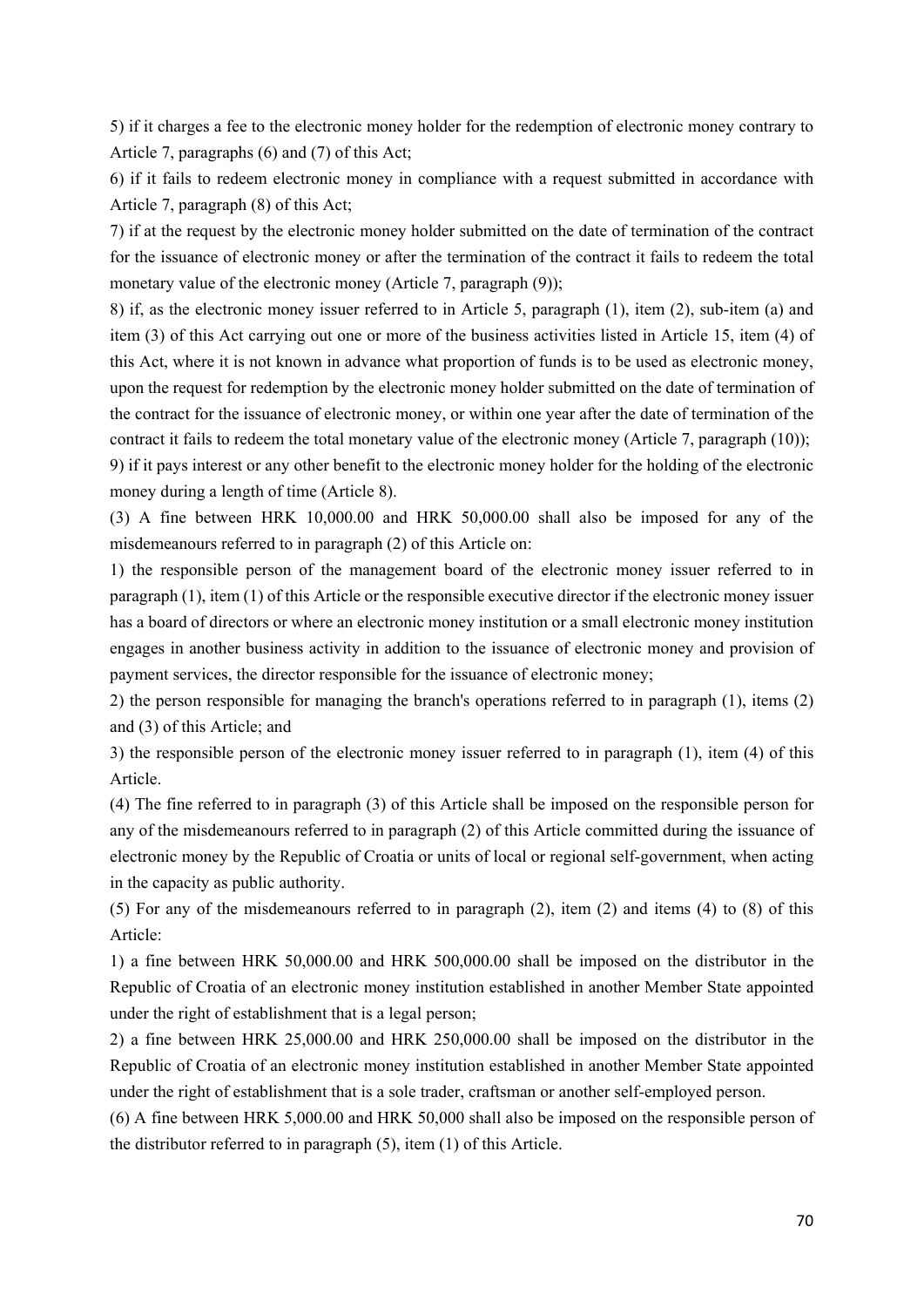5) if it charges a fee to the electronic money holder for the redemption of electronic money contrary to Article 7, paragraphs (6) and (7) of this Act;

6) if it fails to redeem electronic money in compliance with a request submitted in accordance with Article 7, paragraph (8) of this Act;

7) if at the request by the electronic money holder submitted on the date of termination of the contract for the issuance of electronic money or after the termination of the contract it fails to redeem the total monetary value of the electronic money (Article 7, paragraph (9));

8) if, as the electronic money issuer referred to in Article 5, paragraph (1), item (2), sub-item (a) and item (3) of this Act carrying out one or more of the business activities listed in Article 15, item (4) of this Act, where it is not known in advance what proportion of funds is to be used as electronic money, upon the request for redemption by the electronic money holder submitted on the date of termination of the contract for the issuance of electronic money, or within one year after the date of termination of the contract it fails to redeem the total monetary value of the electronic money (Article 7, paragraph (10));

9) if it pays interest or any other benefit to the electronic money holder for the holding of the electronic money during a length of time (Article 8).

(3) A fine between HRK 10,000.00 and HRK 50,000.00 shall also be imposed for any of the misdemeanours referred to in paragraph (2) of this Article on:

1) the responsible person of the management board of the electronic money issuer referred to in paragraph (1), item (1) of this Article or the responsible executive director if the electronic money issuer has a board of directors or where an electronic money institution or a small electronic money institution engages in another business activity in addition to the issuance of electronic money and provision of payment services, the director responsible for the issuance of electronic money;

2) the person responsible for managing the branch's operations referred to in paragraph (1), items (2) and (3) of this Article; and

3) the responsible person of the electronic money issuer referred to in paragraph (1), item (4) of this Article.

(4) The fine referred to in paragraph (3) of this Article shall be imposed on the responsible person for any of the misdemeanours referred to in paragraph (2) of this Article committed during the issuance of electronic money by the Republic of Croatia or units of local or regional self-government, when acting in the capacity as public authority.

(5) For any of the misdemeanours referred to in paragraph (2), item (2) and items (4) to (8) of this Article:

1) a fine between HRK 50,000.00 and HRK 500,000.00 shall be imposed on the distributor in the Republic of Croatia of an electronic money institution established in another Member State appointed under the right of establishment that is a legal person;

2) a fine between HRK 25,000.00 and HRK 250,000.00 shall be imposed on the distributor in the Republic of Croatia of an electronic money institution established in another Member State appointed under the right of establishment that is a sole trader, craftsman or another self-employed person.

(6) A fine between HRK 5,000.00 and HRK 50,000 shall also be imposed on the responsible person of the distributor referred to in paragraph (5), item (1) of this Article.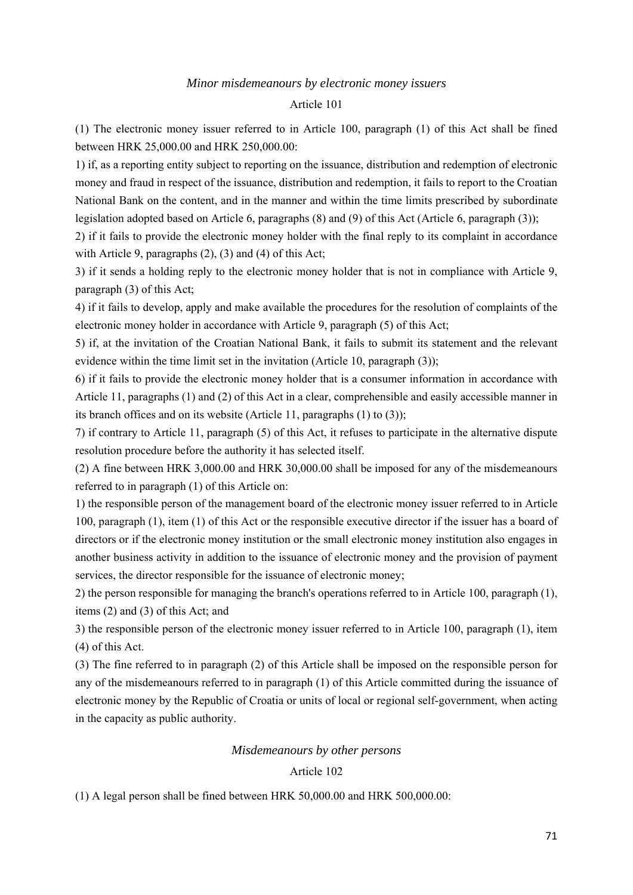### *Minor misdemeanours by electronic money issuers*

Article 101

(1) The electronic money issuer referred to in Article 100, paragraph (1) of this Act shall be fined between HRK 25,000.00 and HRK 250,000.00:

1) if, as a reporting entity subject to reporting on the issuance, distribution and redemption of electronic money and fraud in respect of the issuance, distribution and redemption, it fails to report to the Croatian National Bank on the content, and in the manner and within the time limits prescribed by subordinate legislation adopted based on Article 6, paragraphs (8) and (9) of this Act (Article 6, paragraph (3));

2) if it fails to provide the electronic money holder with the final reply to its complaint in accordance with Article 9, paragraphs (2), (3) and (4) of this Act;

3) if it sends a holding reply to the electronic money holder that is not in compliance with Article 9, paragraph (3) of this Act;

4) if it fails to develop, apply and make available the procedures for the resolution of complaints of the electronic money holder in accordance with Article 9, paragraph (5) of this Act;

5) if, at the invitation of the Croatian National Bank, it fails to submit its statement and the relevant evidence within the time limit set in the invitation (Article 10, paragraph (3));

6) if it fails to provide the electronic money holder that is a consumer information in accordance with Article 11, paragraphs (1) and (2) of this Act in a clear, comprehensible and easily accessible manner in its branch offices and on its website (Article 11, paragraphs (1) to (3));

7) if contrary to Article 11, paragraph (5) of this Act, it refuses to participate in the alternative dispute resolution procedure before the authority it has selected itself.

(2) A fine between HRK 3,000.00 and HRK 30,000.00 shall be imposed for any of the misdemeanours referred to in paragraph (1) of this Article on:

1) the responsible person of the management board of the electronic money issuer referred to in Article 100, paragraph (1), item (1) of this Act or the responsible executive director if the issuer has a board of directors or if the electronic money institution or the small electronic money institution also engages in another business activity in addition to the issuance of electronic money and the provision of payment services, the director responsible for the issuance of electronic money;

2) the person responsible for managing the branch's operations referred to in Article 100, paragraph (1), items (2) and (3) of this Act; and

3) the responsible person of the electronic money issuer referred to in Article 100, paragraph (1), item (4) of this Act.

(3) The fine referred to in paragraph (2) of this Article shall be imposed on the responsible person for any of the misdemeanours referred to in paragraph (1) of this Article committed during the issuance of electronic money by the Republic of Croatia or units of local or regional self-government, when acting in the capacity as public authority.

### *Misdemeanours by other persons*

Article 102

(1) A legal person shall be fined between HRK 50,000.00 and HRK 500,000.00: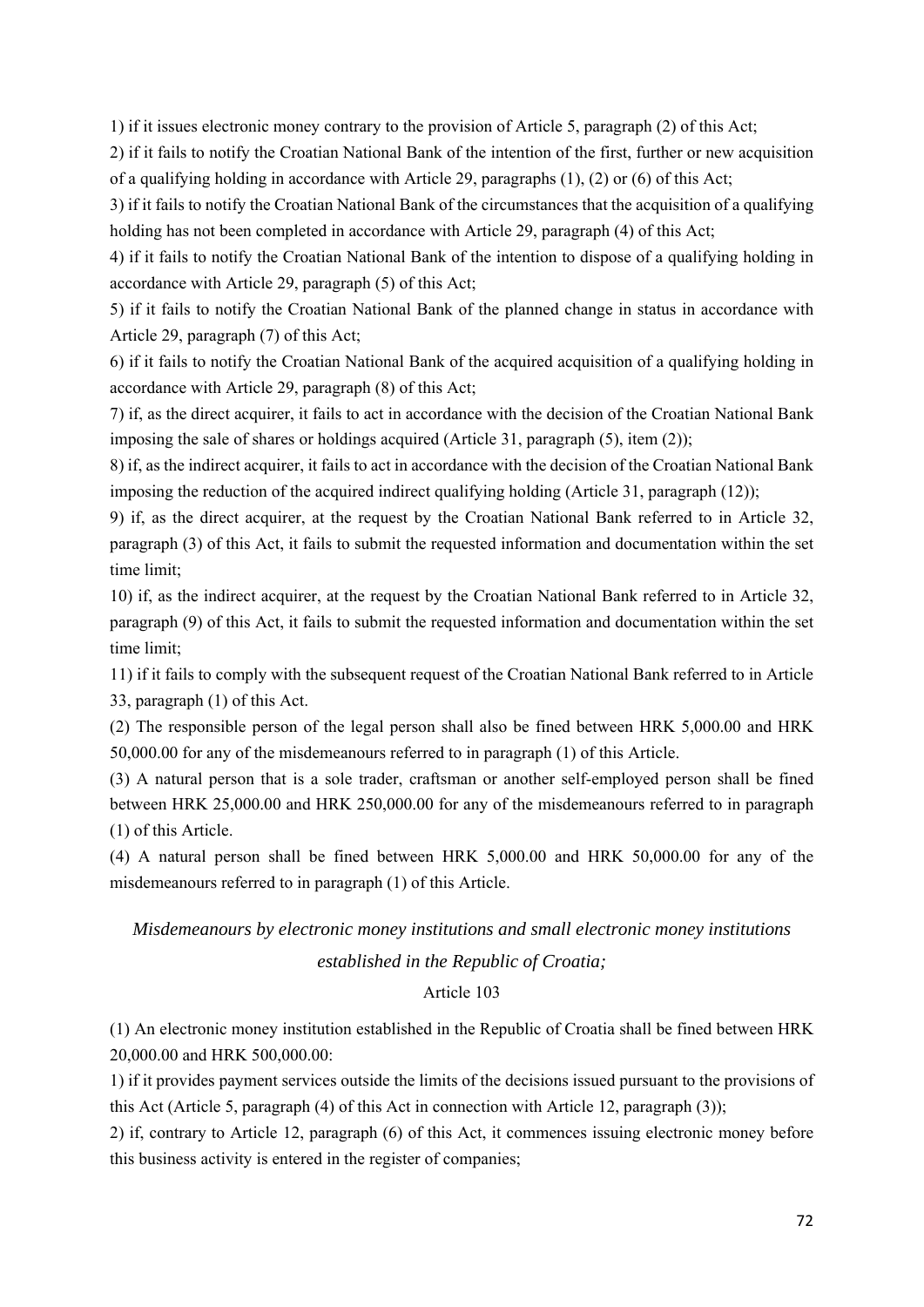1) if it issues electronic money contrary to the provision of Article 5, paragraph (2) of this Act;

2) if it fails to notify the Croatian National Bank of the intention of the first, further or new acquisition of a qualifying holding in accordance with Article 29, paragraphs (1), (2) or (6) of this Act;

3) if it fails to notify the Croatian National Bank of the circumstances that the acquisition of a qualifying holding has not been completed in accordance with Article 29, paragraph (4) of this Act;

4) if it fails to notify the Croatian National Bank of the intention to dispose of a qualifying holding in accordance with Article 29, paragraph (5) of this Act;

5) if it fails to notify the Croatian National Bank of the planned change in status in accordance with Article 29, paragraph (7) of this Act;

6) if it fails to notify the Croatian National Bank of the acquired acquisition of a qualifying holding in accordance with Article 29, paragraph (8) of this Act;

7) if, as the direct acquirer, it fails to act in accordance with the decision of the Croatian National Bank imposing the sale of shares or holdings acquired (Article 31, paragraph (5), item (2));

8) if, as the indirect acquirer, it fails to act in accordance with the decision of the Croatian National Bank imposing the reduction of the acquired indirect qualifying holding (Article 31, paragraph (12));

9) if, as the direct acquirer, at the request by the Croatian National Bank referred to in Article 32, paragraph (3) of this Act, it fails to submit the requested information and documentation within the set time limit;

10) if, as the indirect acquirer, at the request by the Croatian National Bank referred to in Article 32, paragraph (9) of this Act, it fails to submit the requested information and documentation within the set time limit;

11) if it fails to comply with the subsequent request of the Croatian National Bank referred to in Article 33, paragraph (1) of this Act.

(2) The responsible person of the legal person shall also be fined between HRK 5,000.00 and HRK 50,000.00 for any of the misdemeanours referred to in paragraph (1) of this Article.

(3) A natural person that is a sole trader, craftsman or another self-employed person shall be fined between HRK 25,000.00 and HRK 250,000.00 for any of the misdemeanours referred to in paragraph (1) of this Article.

(4) A natural person shall be fined between HRK 5,000.00 and HRK 50,000.00 for any of the misdemeanours referred to in paragraph (1) of this Article.

*Misdemeanours by electronic money institutions and small electronic money institutions established in the Republic of Croatia;*

Article 103

(1) An electronic money institution established in the Republic of Croatia shall be fined between HRK 20,000.00 and HRK 500,000.00:

1) if it provides payment services outside the limits of the decisions issued pursuant to the provisions of this Act (Article 5, paragraph (4) of this Act in connection with Article 12, paragraph (3));

2) if, contrary to Article 12, paragraph (6) of this Act, it commences issuing electronic money before this business activity is entered in the register of companies;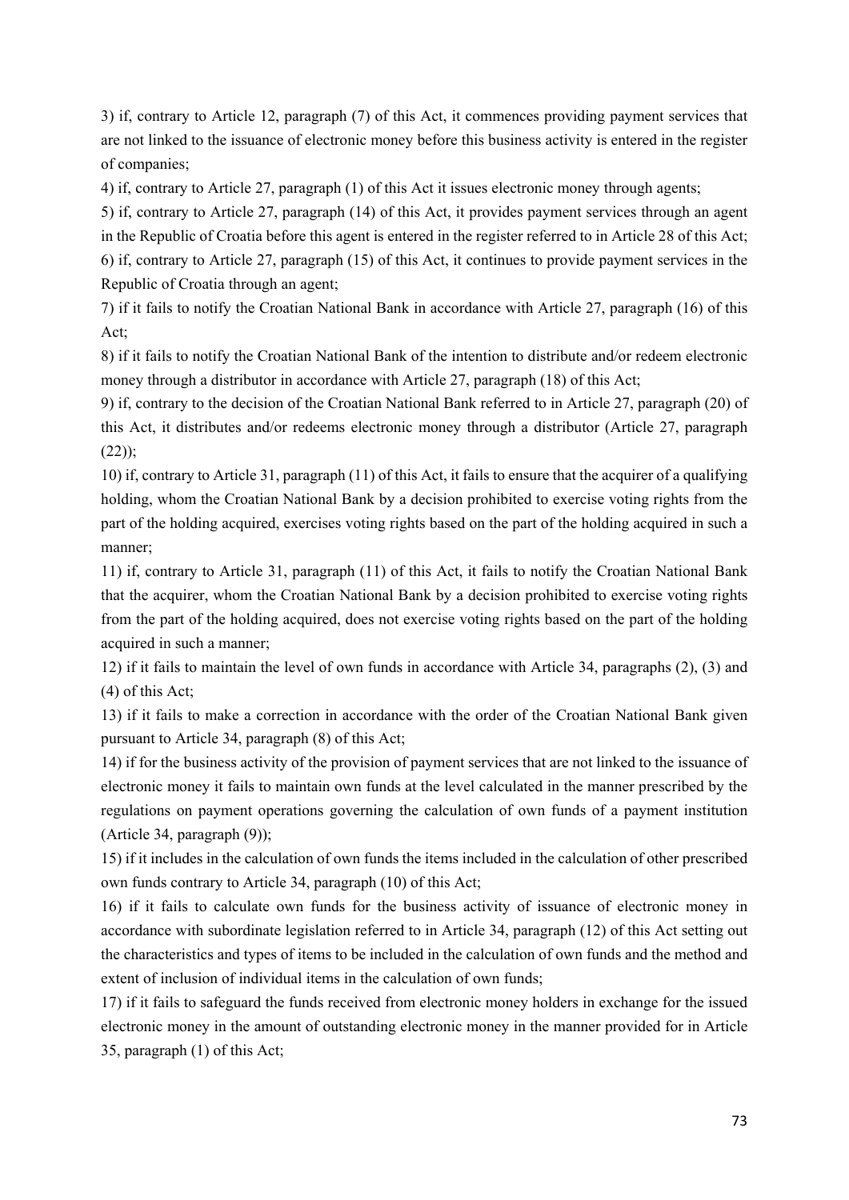3) if, contrary to Article 12, paragraph (7) of this Act, it commences providing payment services that are not linked to the issuance of electronic money before this business activity is entered in the register of companies;

4) if, contrary to Article 27, paragraph (1) of this Act it issues electronic money through agents;

5) if, contrary to Article 27, paragraph (14) of this Act, it provides payment services through an agent in the Republic of Croatia before this agent is entered in the register referred to in Article 28 of this Act;

6) if, contrary to Article 27, paragraph (15) of this Act, it continues to provide payment services in the Republic of Croatia through an agent;

7) if it fails to notify the Croatian National Bank in accordance with Article 27, paragraph (16) of this Act;

8) if it fails to notify the Croatian National Bank of the intention to distribute and/or redeem electronic money through a distributor in accordance with Article 27, paragraph (18) of this Act;

9) if, contrary to the decision of the Croatian National Bank referred to in Article 27, paragraph (20) of this Act, it distributes and/or redeems electronic money through a distributor (Article 27, paragraph (22));

10) if, contrary to Article 31, paragraph (11) of this Act, it fails to ensure that the acquirer of a qualifying holding, whom the Croatian National Bank by a decision prohibited to exercise voting rights from the part of the holding acquired, exercises voting rights based on the part of the holding acquired in such a manner;

11) if, contrary to Article 31, paragraph (11) of this Act, it fails to notify the Croatian National Bank that the acquirer, whom the Croatian National Bank by a decision prohibited to exercise voting rights from the part of the holding acquired, does not exercise voting rights based on the part of the holding acquired in such a manner;

12) if it fails to maintain the level of own funds in accordance with Article 34, paragraphs (2), (3) and (4) of this Act;

13) if it fails to make a correction in accordance with the order of the Croatian National Bank given pursuant to Article 34, paragraph (8) of this Act;

14) if for the business activity of the provision of payment services that are not linked to the issuance of electronic money it fails to maintain own funds at the level calculated in the manner prescribed by the regulations on payment operations governing the calculation of own funds of a payment institution (Article 34, paragraph (9));

15) if it includes in the calculation of own funds the items included in the calculation of other prescribed own funds contrary to Article 34, paragraph (10) of this Act;

16) if it fails to calculate own funds for the business activity of issuance of electronic money in accordance with subordinate legislation referred to in Article 34, paragraph (12) of this Act setting out the characteristics and types of items to be included in the calculation of own funds and the method and extent of inclusion of individual items in the calculation of own funds;

17) if it fails to safeguard the funds received from electronic money holders in exchange for the issued electronic money in the amount of outstanding electronic money in the manner provided for in Article 35, paragraph (1) of this Act;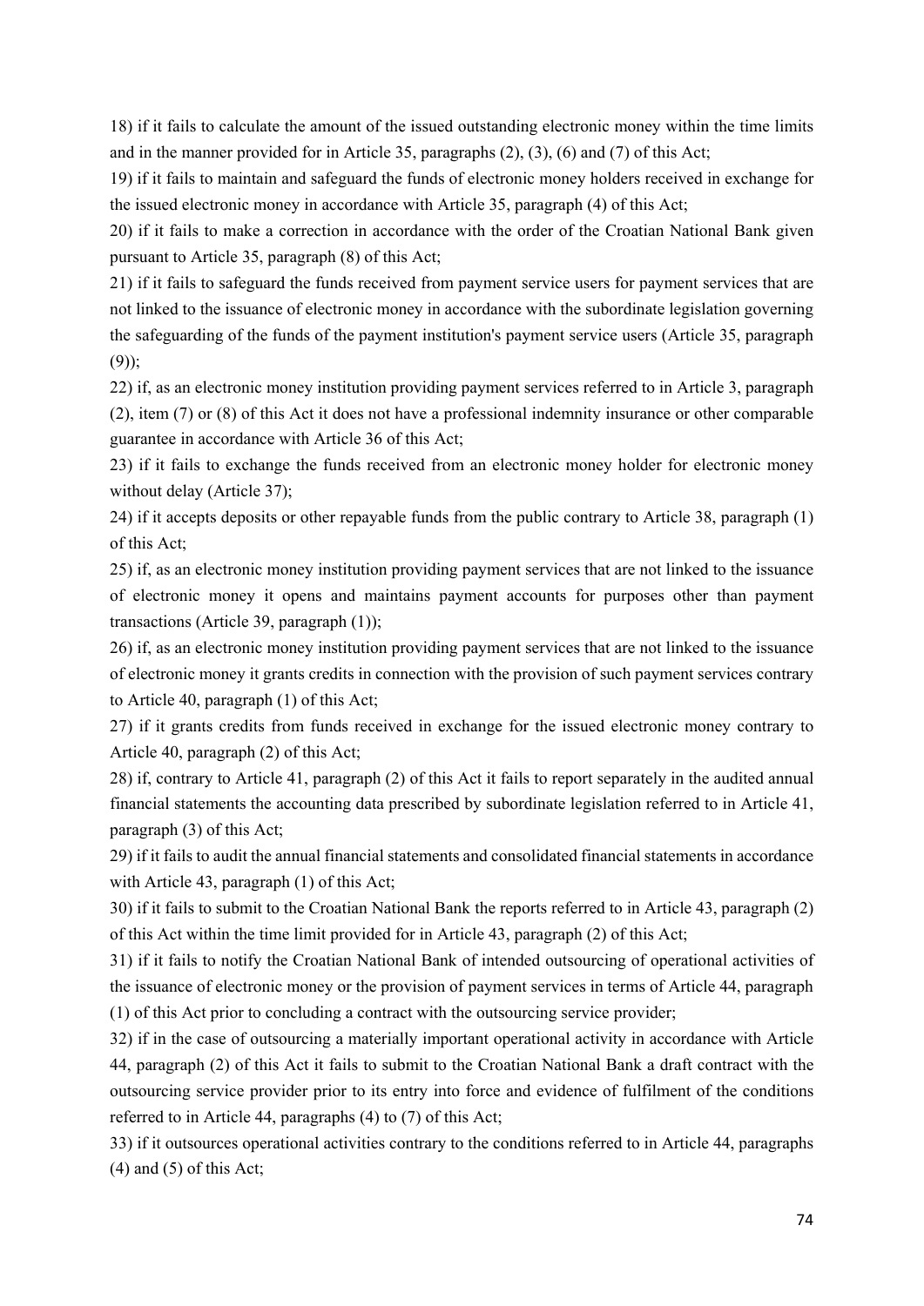18) if it fails to calculate the amount of the issued outstanding electronic money within the time limits and in the manner provided for in Article 35, paragraphs (2), (3), (6) and (7) of this Act;

19) if it fails to maintain and safeguard the funds of electronic money holders received in exchange for the issued electronic money in accordance with Article 35, paragraph (4) of this Act;

20) if it fails to make a correction in accordance with the order of the Croatian National Bank given pursuant to Article 35, paragraph (8) of this Act;

21) if it fails to safeguard the funds received from payment service users for payment services that are not linked to the issuance of electronic money in accordance with the subordinate legislation governing the safeguarding of the funds of the payment institution's payment service users (Article 35, paragraph (9));

22) if, as an electronic money institution providing payment services referred to in Article 3, paragraph (2), item (7) or (8) of this Act it does not have a professional indemnity insurance or other comparable guarantee in accordance with Article 36 of this Act;

23) if it fails to exchange the funds received from an electronic money holder for electronic money without delay (Article 37);

24) if it accepts deposits or other repayable funds from the public contrary to Article 38, paragraph (1) of this Act;

25) if, as an electronic money institution providing payment services that are not linked to the issuance of electronic money it opens and maintains payment accounts for purposes other than payment transactions (Article 39, paragraph (1));

26) if, as an electronic money institution providing payment services that are not linked to the issuance of electronic money it grants credits in connection with the provision of such payment services contrary to Article 40, paragraph (1) of this Act;

27) if it grants credits from funds received in exchange for the issued electronic money contrary to Article 40, paragraph (2) of this Act;

28) if, contrary to Article 41, paragraph (2) of this Act it fails to report separately in the audited annual financial statements the accounting data prescribed by subordinate legislation referred to in Article 41, paragraph (3) of this Act;

29) if it fails to audit the annual financial statements and consolidated financial statements in accordance with Article 43, paragraph (1) of this Act;

30) if it fails to submit to the Croatian National Bank the reports referred to in Article 43, paragraph (2) of this Act within the time limit provided for in Article 43, paragraph (2) of this Act;

31) if it fails to notify the Croatian National Bank of intended outsourcing of operational activities of the issuance of electronic money or the provision of payment services in terms of Article 44, paragraph (1) of this Act prior to concluding a contract with the outsourcing service provider;

32) if in the case of outsourcing a materially important operational activity in accordance with Article 44, paragraph (2) of this Act it fails to submit to the Croatian National Bank a draft contract with the outsourcing service provider prior to its entry into force and evidence of fulfilment of the conditions referred to in Article 44, paragraphs (4) to (7) of this Act;

33) if it outsources operational activities contrary to the conditions referred to in Article 44, paragraphs (4) and (5) of this Act;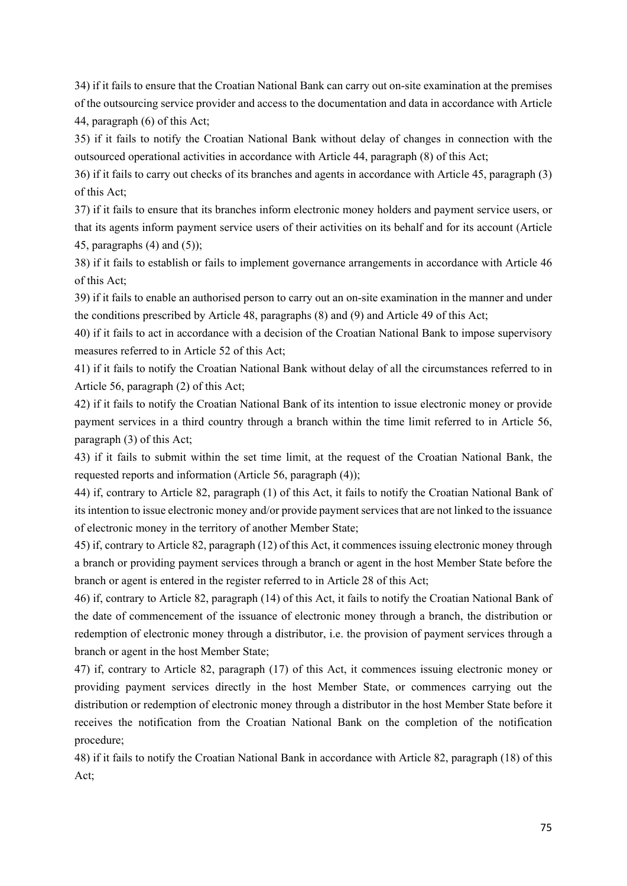34) if it fails to ensure that the Croatian National Bank can carry out on-site examination at the premises of the outsourcing service provider and access to the documentation and data in accordance with Article 44, paragraph (6) of this Act;

35) if it fails to notify the Croatian National Bank without delay of changes in connection with the outsourced operational activities in accordance with Article 44, paragraph (8) of this Act;

36) if it fails to carry out checks of its branches and agents in accordance with Article 45, paragraph (3) of this Act;

37) if it fails to ensure that its branches inform electronic money holders and payment service users, or that its agents inform payment service users of their activities on its behalf and for its account (Article 45, paragraphs (4) and (5));

38) if it fails to establish or fails to implement governance arrangements in accordance with Article 46 of this Act;

39) if it fails to enable an authorised person to carry out an on-site examination in the manner and under the conditions prescribed by Article 48, paragraphs (8) and (9) and Article 49 of this Act;

40) if it fails to act in accordance with a decision of the Croatian National Bank to impose supervisory measures referred to in Article 52 of this Act;

41) if it fails to notify the Croatian National Bank without delay of all the circumstances referred to in Article 56, paragraph (2) of this Act;

42) if it fails to notify the Croatian National Bank of its intention to issue electronic money or provide payment services in a third country through a branch within the time limit referred to in Article 56, paragraph (3) of this Act;

43) if it fails to submit within the set time limit, at the request of the Croatian National Bank, the requested reports and information (Article 56, paragraph (4));

44) if, contrary to Article 82, paragraph (1) of this Act, it fails to notify the Croatian National Bank of its intention to issue electronic money and/or provide payment services that are not linked to the issuance of electronic money in the territory of another Member State;

45) if, contrary to Article 82, paragraph (12) of this Act, it commences issuing electronic money through a branch or providing payment services through a branch or agent in the host Member State before the branch or agent is entered in the register referred to in Article 28 of this Act;

46) if, contrary to Article 82, paragraph (14) of this Act, it fails to notify the Croatian National Bank of the date of commencement of the issuance of electronic money through a branch, the distribution or redemption of electronic money through a distributor, i.e. the provision of payment services through a branch or agent in the host Member State;

47) if, contrary to Article 82, paragraph (17) of this Act, it commences issuing electronic money or providing payment services directly in the host Member State, or commences carrying out the distribution or redemption of electronic money through a distributor in the host Member State before it receives the notification from the Croatian National Bank on the completion of the notification procedure;

48) if it fails to notify the Croatian National Bank in accordance with Article 82, paragraph (18) of this Act;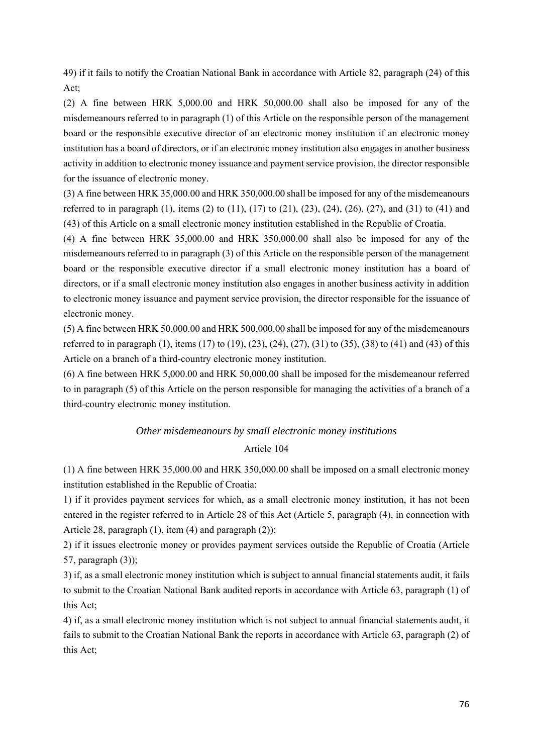49) if it fails to notify the Croatian National Bank in accordance with Article 82, paragraph (24) of this Act;

(2) A fine between HRK 5,000.00 and HRK 50,000.00 shall also be imposed for any of the misdemeanours referred to in paragraph (1) of this Article on the responsible person of the management board or the responsible executive director of an electronic money institution if an electronic money institution has a board of directors, or if an electronic money institution also engages in another business activity in addition to electronic money issuance and payment service provision, the director responsible for the issuance of electronic money.

(3) A fine between HRK 35,000.00 and HRK 350,000.00 shall be imposed for any of the misdemeanours referred to in paragraph (1), items (2) to (11), (17) to (21), (23), (24), (26), (27), and (31) to (41) and (43) of this Article on a small electronic money institution established in the Republic of Croatia.

(4) A fine between HRK 35,000.00 and HRK 350,000.00 shall also be imposed for any of the misdemeanours referred to in paragraph (3) of this Article on the responsible person of the management board or the responsible executive director if a small electronic money institution has a board of directors, or if a small electronic money institution also engages in another business activity in addition to electronic money issuance and payment service provision, the director responsible for the issuance of electronic money.

(5) A fine between HRK 50,000.00 and HRK 500,000.00 shall be imposed for any of the misdemeanours referred to in paragraph (1), items (17) to (19), (23), (24), (27), (31) to (35), (38) to (41) and (43) of this Article on a branch of a third-country electronic money institution.

(6) A fine between HRK 5,000.00 and HRK 50,000.00 shall be imposed for the misdemeanour referred to in paragraph (5) of this Article on the person responsible for managing the activities of a branch of a third-country electronic money institution.

*Other misdemeanours by small electronic money institutions*

Article 104

(1) A fine between HRK 35,000.00 and HRK 350,000.00 shall be imposed on a small electronic money institution established in the Republic of Croatia:

1) if it provides payment services for which, as a small electronic money institution, it has not been entered in the register referred to in Article 28 of this Act (Article 5, paragraph (4), in connection with Article 28, paragraph (1), item (4) and paragraph (2));

2) if it issues electronic money or provides payment services outside the Republic of Croatia (Article 57, paragraph (3));

3) if, as a small electronic money institution which is subject to annual financial statements audit, it fails to submit to the Croatian National Bank audited reports in accordance with Article 63, paragraph (1) of this Act;

4) if, as a small electronic money institution which is not subject to annual financial statements audit, it fails to submit to the Croatian National Bank the reports in accordance with Article 63, paragraph (2) of this Act;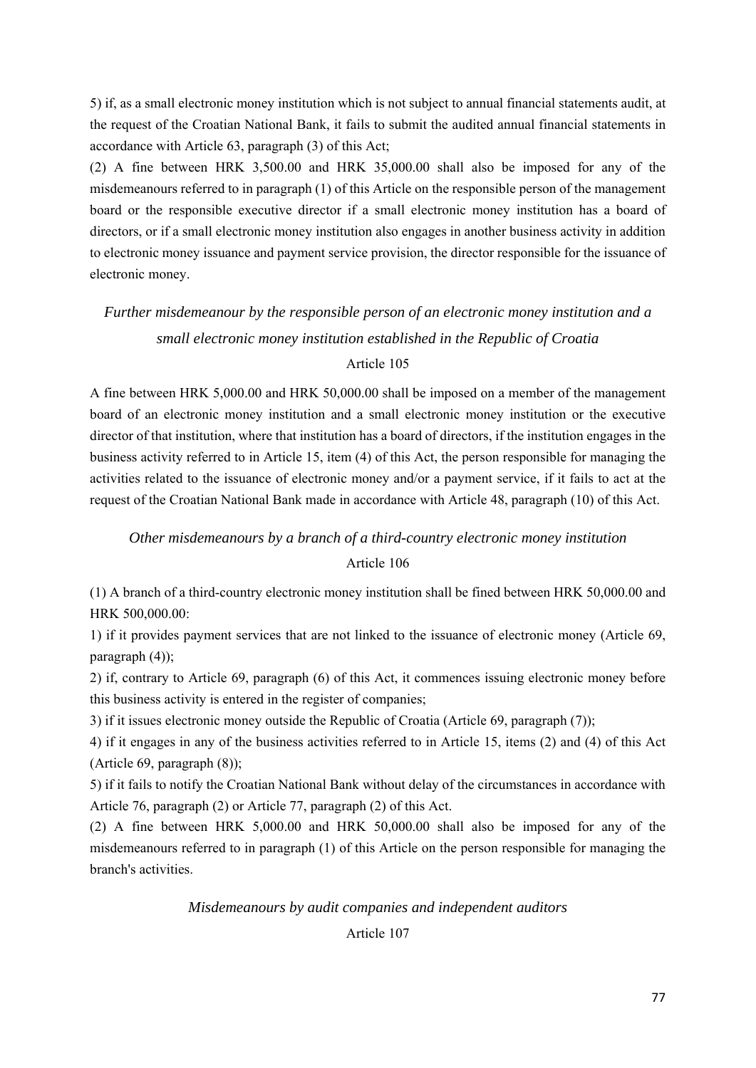5) if, as a small electronic money institution which is not subject to annual financial statements audit, at the request of the Croatian National Bank, it fails to submit the audited annual financial statements in accordance with Article 63, paragraph (3) of this Act;

(2) A fine between HRK 3,500.00 and HRK 35,000.00 shall also be imposed for any of the misdemeanours referred to in paragraph (1) of this Article on the responsible person of the management board or the responsible executive director if a small electronic money institution has a board of directors, or if a small electronic money institution also engages in another business activity in addition to electronic money issuance and payment service provision, the director responsible for the issuance of electronic money.

### *Further misdemeanour by the responsible person of an electronic money institution and a small electronic money institution established in the Republic of Croatia*

Article 105

A fine between HRK 5,000.00 and HRK 50,000.00 shall be imposed on a member of the management board of an electronic money institution and a small electronic money institution or the executive director of that institution, where that institution has a board of directors, if the institution engages in the business activity referred to in Article 15, item (4) of this Act, the person responsible for managing the activities related to the issuance of electronic money and/or a payment service, if it fails to act at the request of the Croatian National Bank made in accordance with Article 48, paragraph (10) of this Act.

### *Other misdemeanours by a branch of a third-country electronic money institution*

Article 106

(1) A branch of a third-country electronic money institution shall be fined between HRK 50,000.00 and HRK 500,000.00:

1) if it provides payment services that are not linked to the issuance of electronic money (Article 69, paragraph (4));

2) if, contrary to Article 69, paragraph (6) of this Act, it commences issuing electronic money before this business activity is entered in the register of companies;

3) if it issues electronic money outside the Republic of Croatia (Article 69, paragraph (7));

4) if it engages in any of the business activities referred to in Article 15, items (2) and (4) of this Act (Article 69, paragraph (8));

5) if it fails to notify the Croatian National Bank without delay of the circumstances in accordance with Article 76, paragraph (2) or Article 77, paragraph (2) of this Act.

(2) A fine between HRK 5,000.00 and HRK 50,000.00 shall also be imposed for any of the misdemeanours referred to in paragraph (1) of this Article on the person responsible for managing the branch's activities.

### *Misdemeanours by audit companies and independent auditors*

Article 107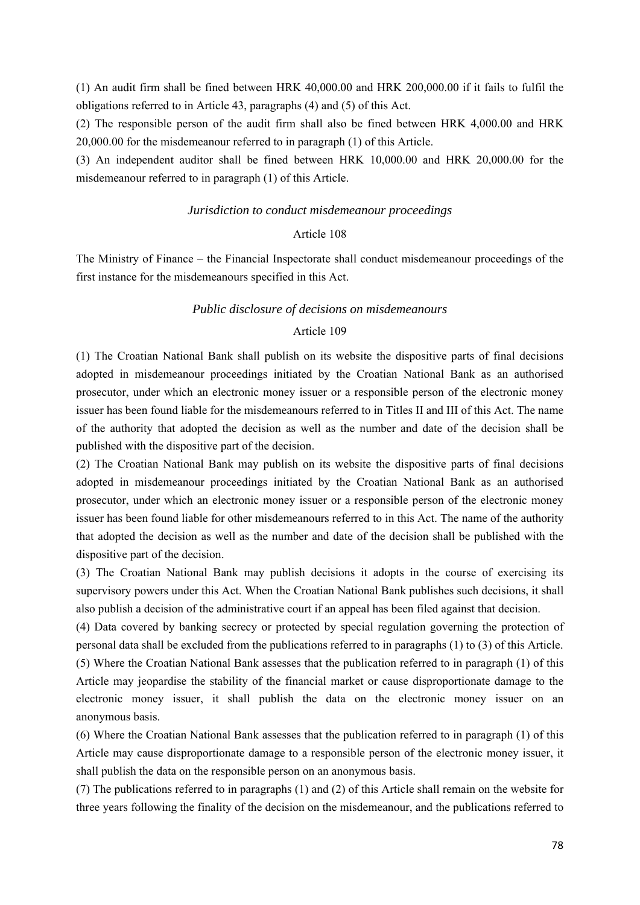(1) An audit firm shall be fined between HRK 40,000.00 and HRK 200,000.00 if it fails to fulfil the obligations referred to in Article 43, paragraphs (4) and (5) of this Act.

(2) The responsible person of the audit firm shall also be fined between HRK 4,000.00 and HRK 20,000.00 for the misdemeanour referred to in paragraph (1) of this Article.

(3) An independent auditor shall be fined between HRK 10,000.00 and HRK 20,000.00 for the misdemeanour referred to in paragraph (1) of this Article.

*Jurisdiction to conduct misdemeanour proceedings*

Article 108

The Ministry of Finance – the Financial Inspectorate shall conduct misdemeanour proceedings of the first instance for the misdemeanours specified in this Act.

*Public disclosure of decisions on misdemeanours*

Article 109

(1) The Croatian National Bank shall publish on its website the dispositive parts of final decisions adopted in misdemeanour proceedings initiated by the Croatian National Bank as an authorised prosecutor, under which an electronic money issuer or a responsible person of the electronic money issuer has been found liable for the misdemeanours referred to in Titles II and III of this Act. The name of the authority that adopted the decision as well as the number and date of the decision shall be published with the dispositive part of the decision.

(2) The Croatian National Bank may publish on its website the dispositive parts of final decisions adopted in misdemeanour proceedings initiated by the Croatian National Bank as an authorised prosecutor, under which an electronic money issuer or a responsible person of the electronic money issuer has been found liable for other misdemeanours referred to in this Act. The name of the authority that adopted the decision as well as the number and date of the decision shall be published with the dispositive part of the decision.

(3) The Croatian National Bank may publish decisions it adopts in the course of exercising its supervisory powers under this Act. When the Croatian National Bank publishes such decisions, it shall also publish a decision of the administrative court if an appeal has been filed against that decision.

(4) Data covered by banking secrecy or protected by special regulation governing the protection of personal data shall be excluded from the publications referred to in paragraphs (1) to (3) of this Article.

(5) Where the Croatian National Bank assesses that the publication referred to in paragraph (1) of this Article may jeopardise the stability of the financial market or cause disproportionate damage to the electronic money issuer, it shall publish the data on the electronic money issuer on an anonymous basis.

(6) Where the Croatian National Bank assesses that the publication referred to in paragraph (1) of this Article may cause disproportionate damage to a responsible person of the electronic money issuer, it shall publish the data on the responsible person on an anonymous basis.

(7) The publications referred to in paragraphs (1) and (2) of this Article shall remain on the website for three years following the finality of the decision on the misdemeanour, and the publications referred to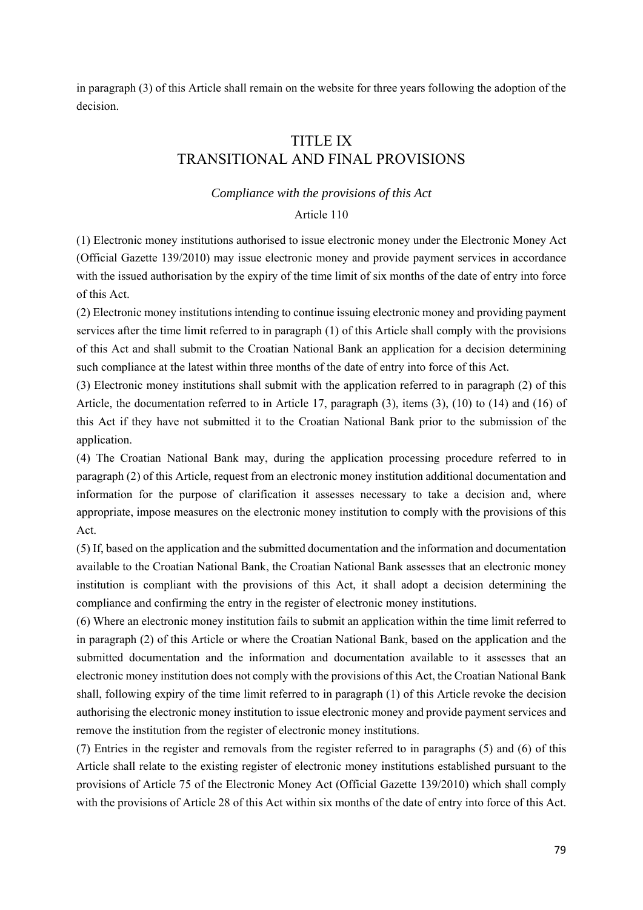in paragraph (3) of this Article shall remain on the website for three years following the adoption of the decision.

# TITLE IX
# TRANSITIONAL AND FINAL PROVISIONS

*Compliance with the provisions of this Act*

Article 110

(1) Electronic money institutions authorised to issue electronic money under the Electronic Money Act (Official Gazette 139/2010) may issue electronic money and provide payment services in accordance with the issued authorisation by the expiry of the time limit of six months of the date of entry into force of this Act.

(2) Electronic money institutions intending to continue issuing electronic money and providing payment services after the time limit referred to in paragraph (1) of this Article shall comply with the provisions of this Act and shall submit to the Croatian National Bank an application for a decision determining such compliance at the latest within three months of the date of entry into force of this Act.

(3) Electronic money institutions shall submit with the application referred to in paragraph (2) of this Article, the documentation referred to in Article 17, paragraph (3), items (3), (10) to (14) and (16) of this Act if they have not submitted it to the Croatian National Bank prior to the submission of the application.

(4) The Croatian National Bank may, during the application processing procedure referred to in paragraph (2) of this Article, request from an electronic money institution additional documentation and information for the purpose of clarification it assesses necessary to take a decision and, where appropriate, impose measures on the electronic money institution to comply with the provisions of this Act.

(5) If, based on the application and the submitted documentation and the information and documentation available to the Croatian National Bank, the Croatian National Bank assesses that an electronic money institution is compliant with the provisions of this Act, it shall adopt a decision determining the compliance and confirming the entry in the register of electronic money institutions.

(6) Where an electronic money institution fails to submit an application within the time limit referred to in paragraph (2) of this Article or where the Croatian National Bank, based on the application and the submitted documentation and the information and documentation available to it assesses that an electronic money institution does not comply with the provisions of this Act, the Croatian National Bank shall, following expiry of the time limit referred to in paragraph (1) of this Article revoke the decision authorising the electronic money institution to issue electronic money and provide payment services and remove the institution from the register of electronic money institutions.

(7) Entries in the register and removals from the register referred to in paragraphs (5) and (6) of this Article shall relate to the existing register of electronic money institutions established pursuant to the provisions of Article 75 of the Electronic Money Act (Official Gazette 139/2010) which shall comply with the provisions of Article 28 of this Act within six months of the date of entry into force of this Act.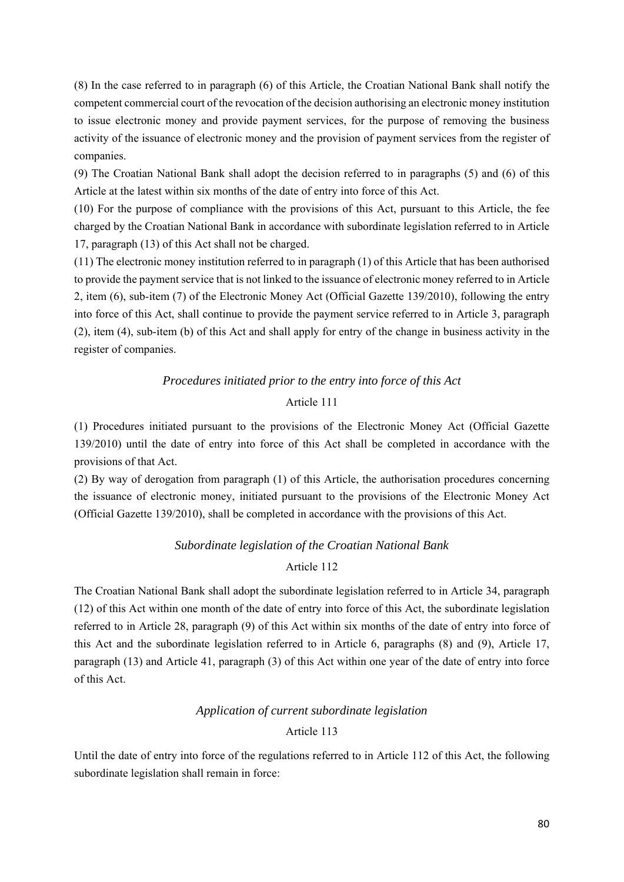(8) In the case referred to in paragraph (6) of this Article, the Croatian National Bank shall notify the competent commercial court of the revocation of the decision authorising an electronic money institution to issue electronic money and provide payment services, for the purpose of removing the business activity of the issuance of electronic money and the provision of payment services from the register of companies.

(9) The Croatian National Bank shall adopt the decision referred to in paragraphs (5) and (6) of this Article at the latest within six months of the date of entry into force of this Act.

(10) For the purpose of compliance with the provisions of this Act, pursuant to this Article, the fee charged by the Croatian National Bank in accordance with subordinate legislation referred to in Article 17, paragraph (13) of this Act shall not be charged.

(11) The electronic money institution referred to in paragraph (1) of this Article that has been authorised to provide the payment service that is not linked to the issuance of electronic money referred to in Article 2, item (6), sub-item (7) of the Electronic Money Act (Official Gazette 139/2010), following the entry into force of this Act, shall continue to provide the payment service referred to in Article 3, paragraph (2), item (4), sub-item (b) of this Act and shall apply for entry of the change in business activity in the register of companies.

*Procedures initiated prior to the entry into force of this Act*

Article 111

(1) Procedures initiated pursuant to the provisions of the Electronic Money Act (Official Gazette 139/2010) until the date of entry into force of this Act shall be completed in accordance with the provisions of that Act.

(2) By way of derogation from paragraph (1) of this Article, the authorisation procedures concerning the issuance of electronic money, initiated pursuant to the provisions of the Electronic Money Act (Official Gazette 139/2010), shall be completed in accordance with the provisions of this Act.

*Subordinate legislation of the Croatian National Bank*

Article 112

The Croatian National Bank shall adopt the subordinate legislation referred to in Article 34, paragraph (12) of this Act within one month of the date of entry into force of this Act, the subordinate legislation referred to in Article 28, paragraph (9) of this Act within six months of the date of entry into force of this Act and the subordinate legislation referred to in Article 6, paragraphs (8) and (9), Article 17, paragraph (13) and Article 41, paragraph (3) of this Act within one year of the date of entry into force of this Act.

*Application of current subordinate legislation*

Article 113

Until the date of entry into force of the regulations referred to in Article 112 of this Act, the following subordinate legislation shall remain in force: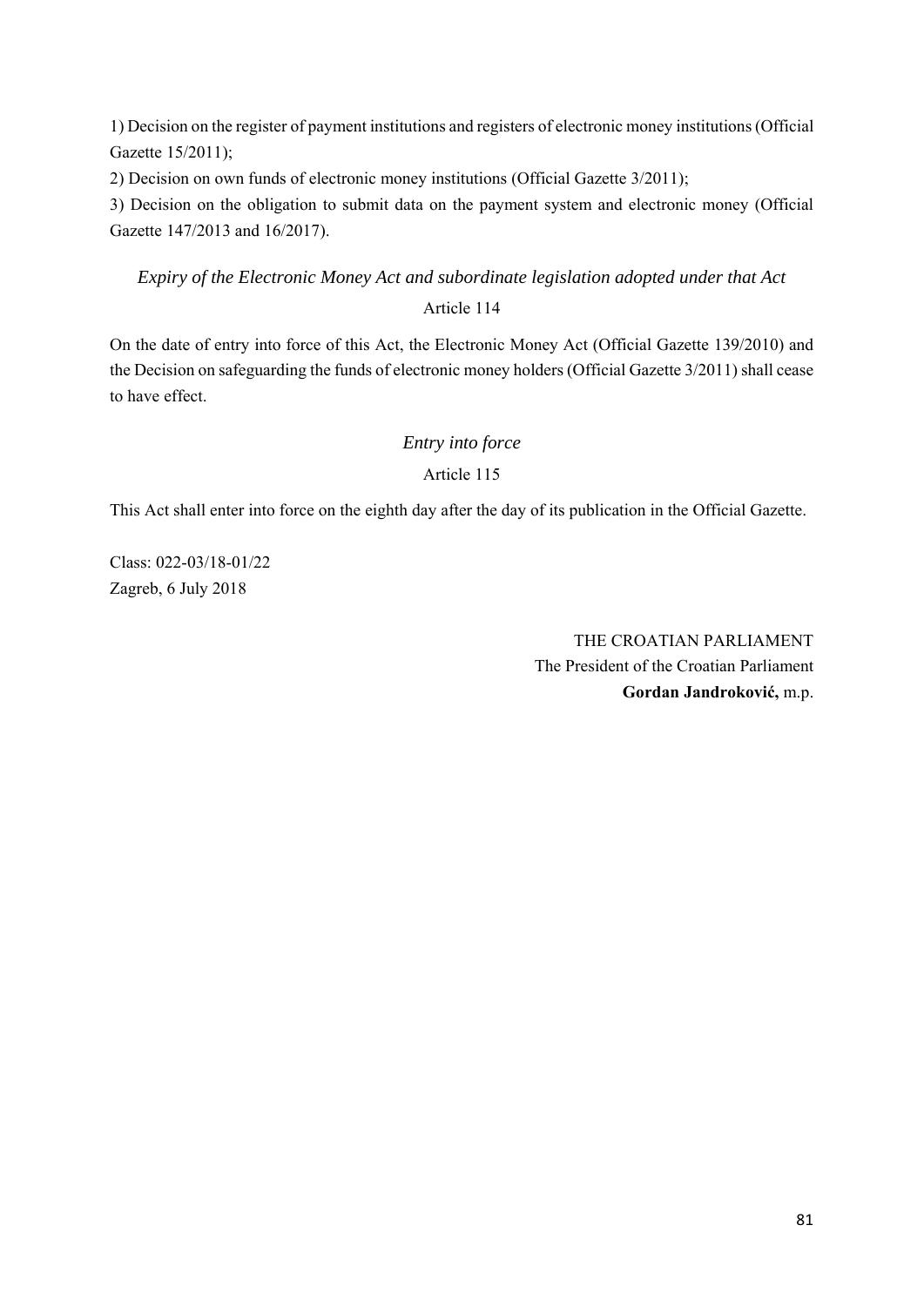1) Decision on the register of payment institutions and registers of electronic money institutions (Official Gazette 15/2011);

2) Decision on own funds of electronic money institutions (Official Gazette 3/2011);

3) Decision on the obligation to submit data on the payment system and electronic money (Official Gazette 147/2013 and 16/2017).

### *Expiry of the Electronic Money Act and subordinate legislation adopted under that Act*

Article 114

On the date of entry into force of this Act, the Electronic Money Act (Official Gazette 139/2010) and the Decision on safeguarding the funds of electronic money holders (Official Gazette 3/2011) shall cease to have effect.

### *Entry into force*

Article 115

This Act shall enter into force on the eighth day after the day of its publication in the Official Gazette.

Class: 022-03/18-01/22
Zagreb, 6 July 2018

THE CROATIAN PARLIAMENT
The President of the Croatian Parliament
**Gordan Jandroković,** m.p.